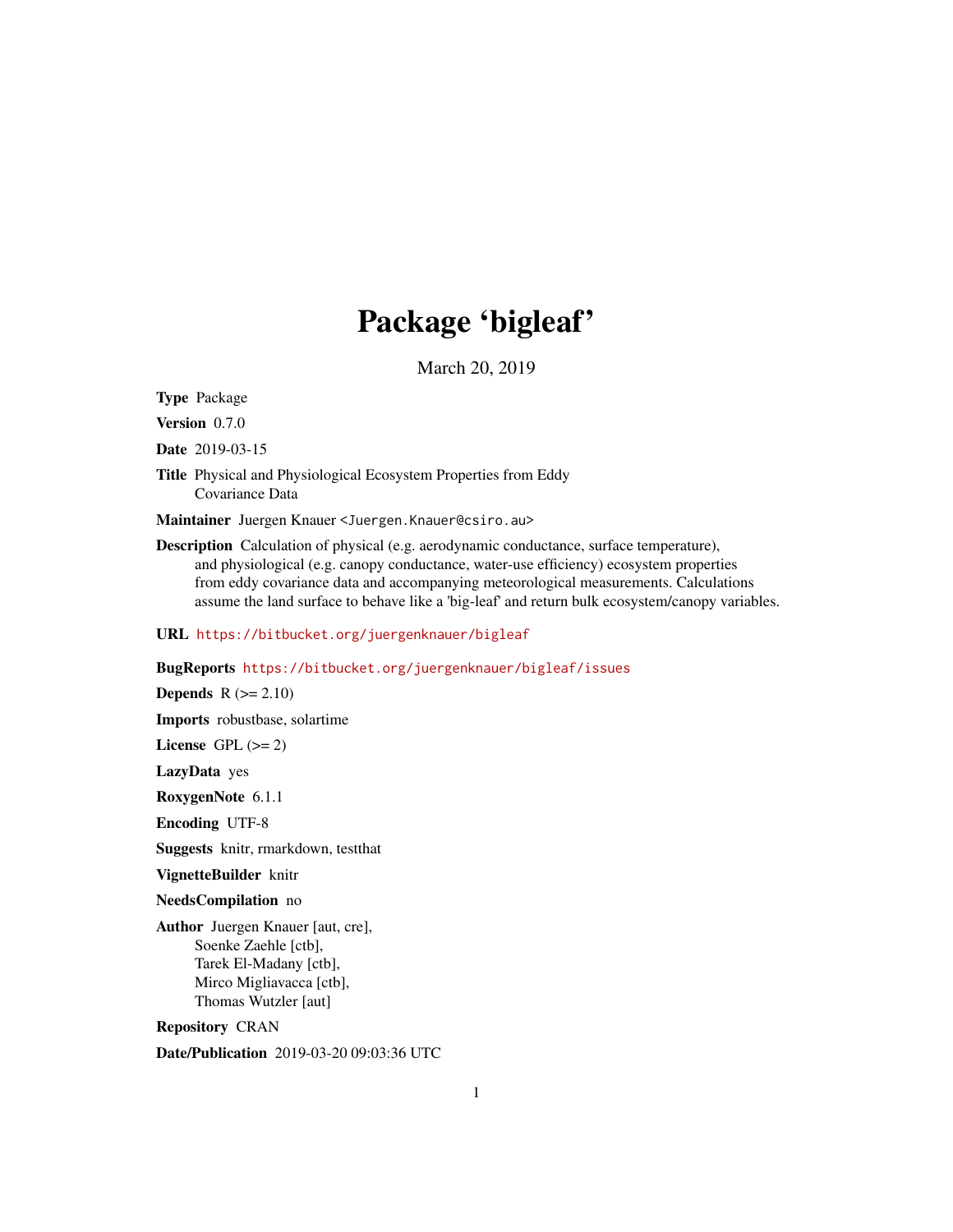# Package 'bigleaf'

March 20, 2019

**Type** Package

**Version** 0.7.0

**Date** 2019-03-15

**Title** Physical and Physiological Ecosystem Properties from Eddy Covariance Data

**Maintainer** Juergen Knauer <Juergen.Knauer@csiro.au>

**Description** Calculation of physical (e.g. aerodynamic conductance, surface temperature), and physiological (e.g. canopy conductance, water-use efficiency) ecosystem properties from eddy covariance data and accompanying meteorological measurements. Calculations assume the land surface to behave like a 'big-leaf' and return bulk ecosystem/canopy variables.

**URL** https://bitbucket.org/juergenknauer/bigleaf

**BugReports** https://bitbucket.org/juergenknauer/bigleaf/issues

**Depends** R (>= 2.10)

**Imports** robustbase, solartime

**License** GPL (>= 2)

**LazyData** yes

**RoxygenNote** 6.1.1

**Encoding** UTF-8

**Suggests** knitr, rmarkdown, testthat

**VignetteBuilder** knitr

**NeedsCompilation** no

**Author** Juergen Knauer [aut, cre],
Soenke Zaehle [ctb],
Tarek El-Madany [ctb],
Mirco Migliavacca [ctb],
Thomas Wutzler [aut]

**Repository** CRAN

**Date/Publication** 2019-03-20 09:03:36 UTC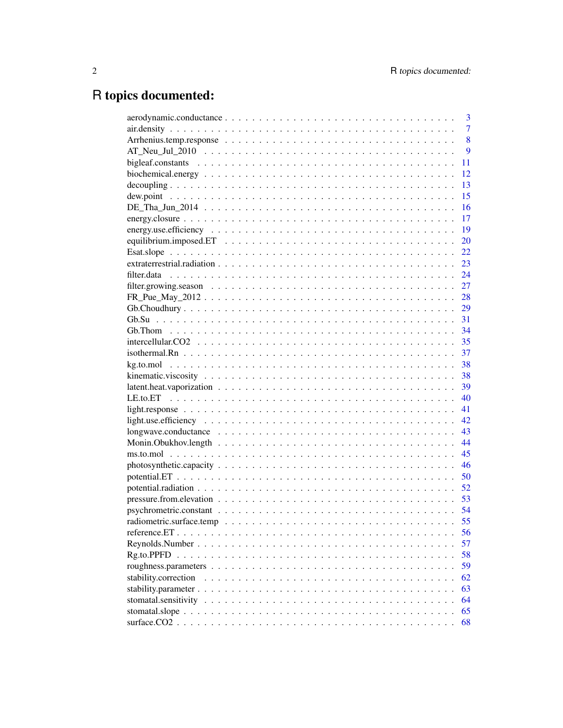# R topics documented:

| | |
|---|---|
| aerodynamic.conductance | 3 |
| air.density | 7 |
| Arrhenius.temp.response | 8 |
| AT_Neu_Jul_2010 | 9 |
| bigleaf.constants | 11 |
| biochemical.energy | 12 |
| decoupling | 13 |
| dew.point | 15 |
| DE_Tha_Jun_2014 | 16 |
| energy.closure | 17 |
| energy.use.efficiency | 19 |
| equilibrium.imposed.ET | 20 |
| Esat.slope | 22 |
| extraterrestrial.radiation | 23 |
| filter.data | 24 |
| filter.growing.season | 27 |
| FR_Pue_May_2012 | 28 |
| Gb.Choudhury | 29 |
| Gb.Su | 31 |
| Gb.Thom | 34 |
| intercellular.CO2 | 35 |
| isothermal.Rn | 37 |
| kg.to.mol | 38 |
| kinematic.viscosity | 38 |
| latent.heat.vaporization | 39 |
| LE.to.ET | 40 |
| light.response | 41 |
| light.use.efficiency | 42 |
| longwave.conductance | 43 |
| Monin.Obukhov.length | 44 |
| ms.to.mol | 45 |
| photosynthetic.capacity | 46 |
| potential.ET | 50 |
| potential.radiation | 52 |
| pressure.from.elevation | 53 |
| psychrometric.constant | 54 |
| radiometric.surface.temp | 55 |
| reference.ET | 56 |
| Reynolds.Number | 57 |
| Rg.to.PPFD | 58 |
| roughness.parameters | 59 |
| stability.correction | 62 |
| stability.parameter | 63 |
| stomatal.sensitivity | 64 |
| stomatal.slope | 65 |
| surface.CO2 | 68 |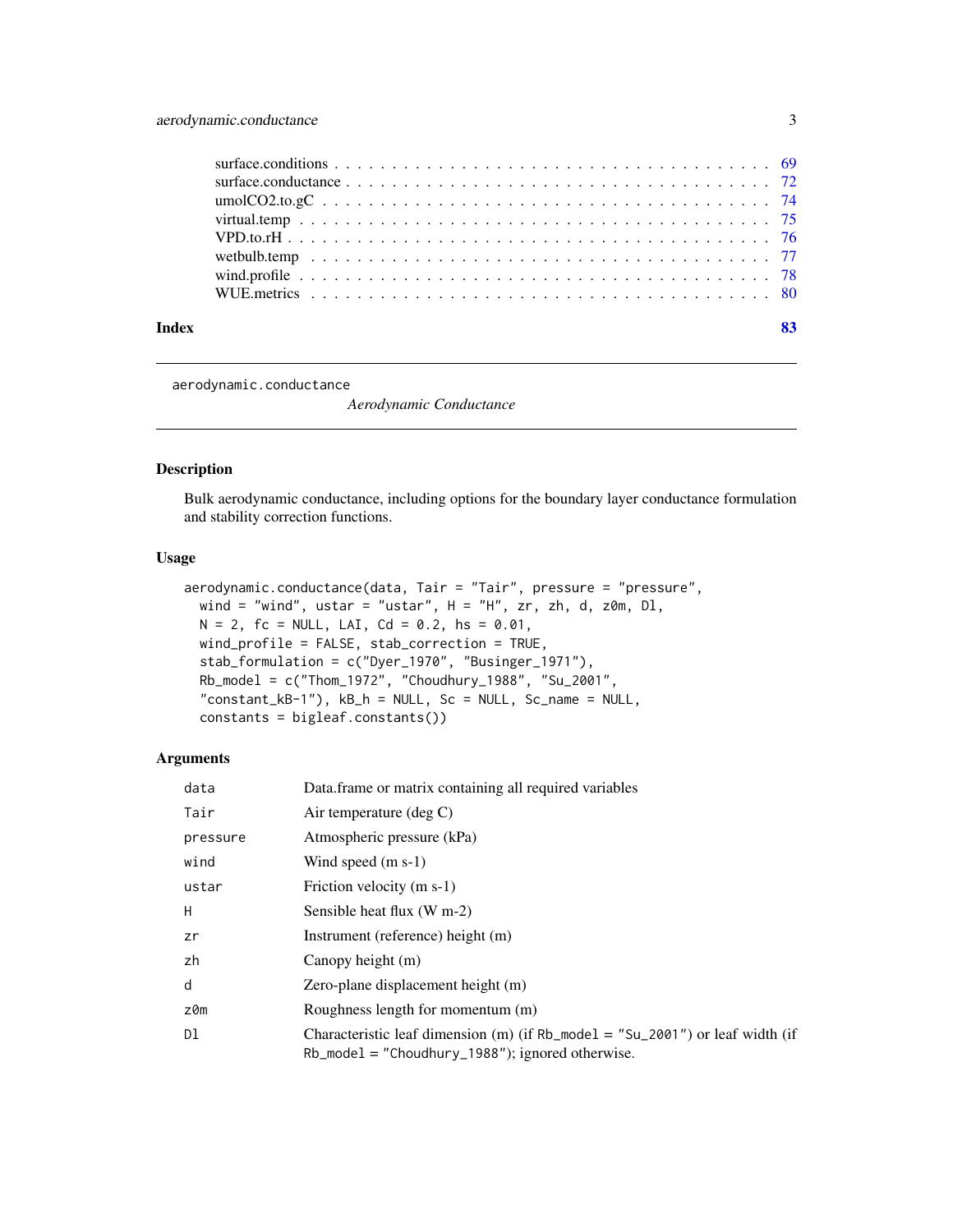| | |
|---|---|
| surface.conditions | 69 |
| surface.conductance | 72 |
| umolCO2.to.gC | 74 |
| virtual.temp | 75 |
| VPD.to.rH | 76 |
| wetbulb.temp | 77 |
| wind.profile | 78 |
| WUE.metrics | 80 |

**Index** **83**

---

aerodynamic.conductance    *Aerodynamic Conductance*

---

## Description

Bulk aerodynamic conductance, including options for the boundary layer conductance formulation and stability correction functions.

## Usage

```
aerodynamic.conductance(data, Tair = "Tair", pressure = "pressure",
  wind = "wind", ustar = "ustar", H = "H", zr, zh, d, z0m, Dl,
  N = 2, fc = NULL, LAI, Cd = 0.2, hs = 0.01,
  wind_profile = FALSE, stab_correction = TRUE,
  stab_formulation = c("Dyer_1970", "Businger_1971"),
  Rb_model = c("Thom_1972", "Choudhury_1988", "Su_2001",
  "constant_kB-1"), kB_h = NULL, Sc = NULL, Sc_name = NULL,
  constants = bigleaf.constants())
```

## Arguments

| | |
|---|---|
| `data` | Data.frame or matrix containing all required variables |
| `Tair` | Air temperature (deg C) |
| `pressure` | Atmospheric pressure (kPa) |
| `wind` | Wind speed (m s-1) |
| `ustar` | Friction velocity (m s-1) |
| `H` | Sensible heat flux (W m-2) |
| `zr` | Instrument (reference) height (m) |
| `zh` | Canopy height (m) |
| `d` | Zero-plane displacement height (m) |
| `z0m` | Roughness length for momentum (m) |
| `Dl` | Characteristic leaf dimension (m) (if `Rb_model = "Su_2001"`) or leaf width (if `Rb_model = "Choudhury_1988"`); ignored otherwise. |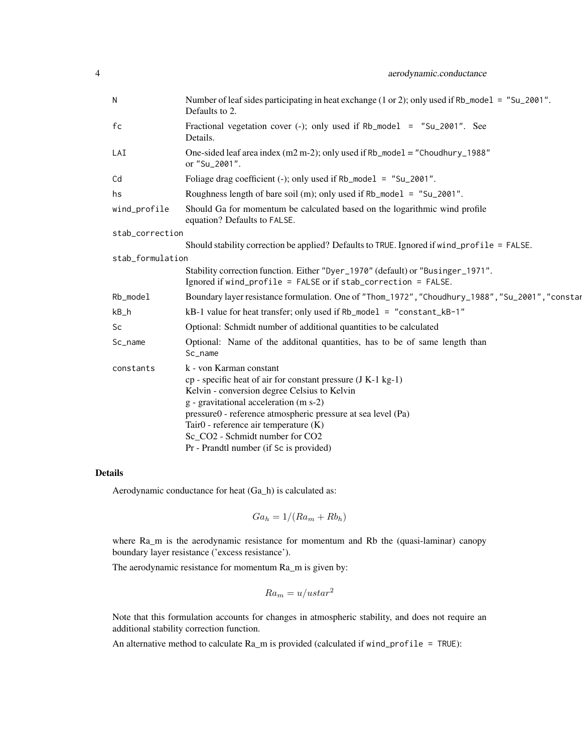| | |
|---|---|
| N | Number of leaf sides participating in heat exchange (1 or 2); only used if Rb_model = "Su_2001". Defaults to 2. |
| fc | Fractional vegetation cover (-); only used if Rb_model = "Su_2001". See Details. |
| LAI | One-sided leaf area index (m2 m-2); only used if Rb_model = "Choudhury_1988" or "Su_2001". |
| Cd | Foliage drag coefficient (-); only used if Rb_model = "Su_2001". |
| hs | Roughness length of bare soil (m); only used if Rb_model = "Su_2001". |
| wind_profile | Should Ga for momentum be calculated based on the logarithmic wind profile equation? Defaults to FALSE. |
| stab_correction | Should stability correction be applied? Defaults to TRUE. Ignored if wind_profile = FALSE. |
| stab_formulation | Stability correction function. Either "Dyer_1970" (default) or "Businger_1971". Ignored if wind_profile = FALSE or if stab_correction = FALSE. |
| Rb_model | Boundary layer resistance formulation. One of "Thom_1972","Choudhury_1988","Su_2001","constar |
| kB_h | kB-1 value for heat transfer; only used if Rb_model = "constant_kB-1" |
| Sc | Optional: Schmidt number of additional quantities to be calculated |
| Sc_name | Optional: Name of the additonal quantities, has to be of same length than Sc_name |
| constants | k - von Karman constant<br>cp - specific heat of air for constant pressure (J K-1 kg-1)<br>Kelvin - conversion degree Celsius to Kelvin<br>g - gravitational acceleration (m s-2)<br>pressure0 - reference atmospheric pressure at sea level (Pa)<br>Tair0 - reference air temperature (K)<br>Sc_CO2 - Schmidt number for CO2<br>Pr - Prandtl number (if Sc is provided) |

## Details

Aerodynamic conductance for heat (Ga_h) is calculated as:

$$Ga_h = 1/(Ra_m + Rb_h)$$

where Ra_m is the aerodynamic resistance for momentum and Rb the (quasi-laminar) canopy boundary layer resistance ('excess resistance').

The aerodynamic resistance for momentum Ra_m is given by:

$$Ra_m = u/ustar^2$$

Note that this formulation accounts for changes in atmospheric stability, and does not require an additional stability correction function.

An alternative method to calculate Ra_m is provided (calculated if wind_profile = TRUE):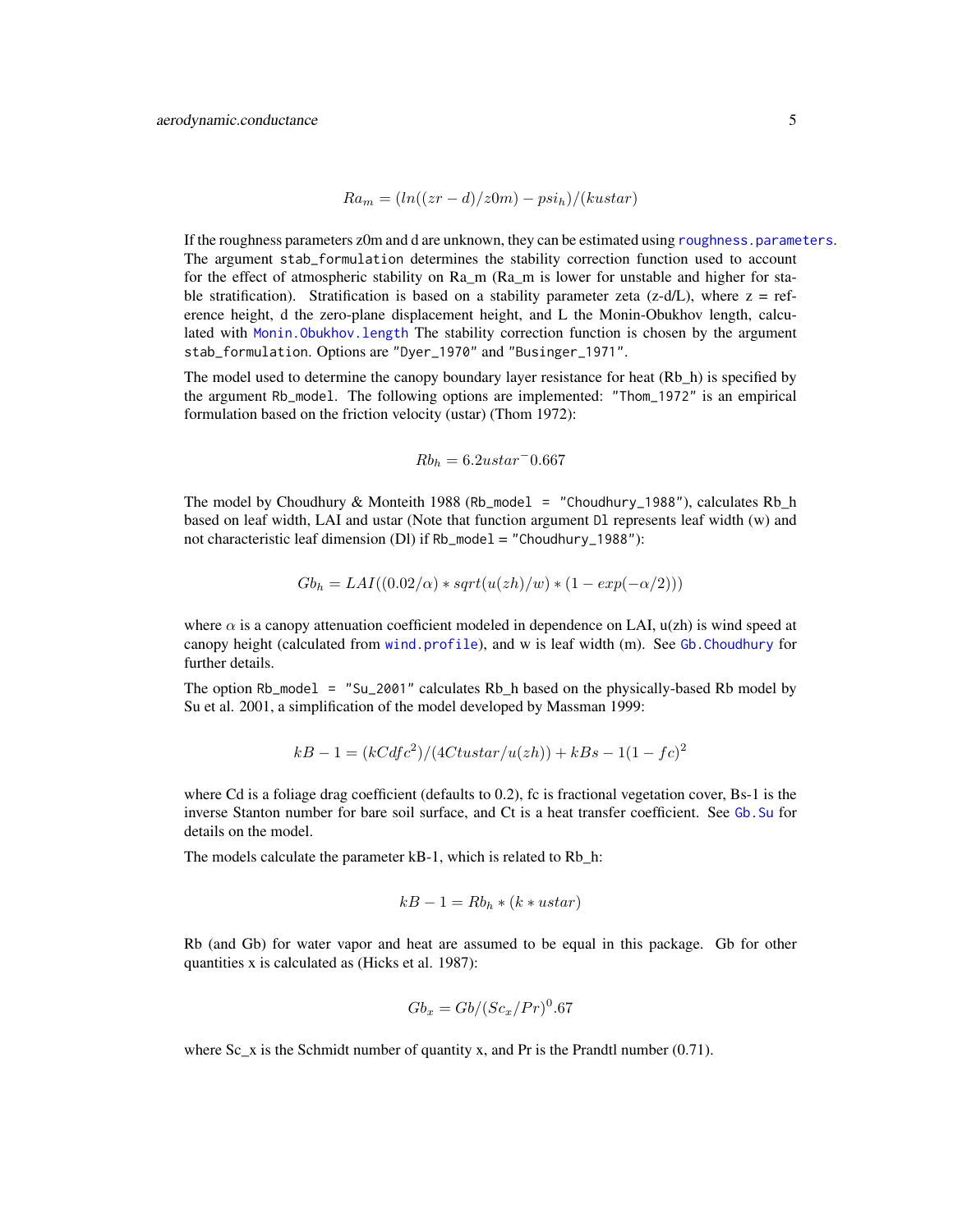$$Ra_m = (ln((zr - d)/z0m) - psi_h)/(kustar)$$

If the roughness parameters z0m and d are unknown, they can be estimated using `roughness.parameters`. The argument `stab_formulation` determines the stability correction function used to account for the effect of atmospheric stability on Ra_m (Ra_m is lower for unstable and higher for stable stratification). Stratification is based on a stability parameter zeta (z-d/L), where z = reference height, d the zero-plane displacement height, and L the Monin-Obukhov length, calculated with `Monin.Obukhov.length` The stability correction function is chosen by the argument `stab_formulation`. Options are `"Dyer_1970"` and `"Businger_1971"`.

The model used to determine the canopy boundary layer resistance for heat (Rb_h) is specified by the argument `Rb_model`. The following options are implemented: `"Thom_1972"` is an empirical formulation based on the friction velocity (ustar) (Thom 1972):

$$Rb_h = 6.2ustar^-0.667$$

The model by Choudhury & Monteith 1988 (`Rb_model = "Choudhury_1988"`), calculates Rb_h based on leaf width, LAI and ustar (Note that function argument `Dl` represents leaf width (w) and not characteristic leaf dimension (Dl) if `Rb_model = "Choudhury_1988"`):

$$Gb_h = LAI((0.02/\alpha) * sqrt(u(zh)/w) * (1 - exp(-\alpha/2)))$$

where $\alpha$ is a canopy attenuation coefficient modeled in dependence on LAI, u(zh) is wind speed at canopy height (calculated from `wind.profile`), and w is leaf width (m). See `Gb.Choudhury` for further details.

The option `Rb_model = "Su_2001"` calculates Rb_h based on the physically-based Rb model by Su et al. 2001, a simplification of the model developed by Massman 1999:

$$kB - 1 = (kCdfc^2)/(4Ctustar/u(zh)) + kBs - 1(1 - fc)^2$$

where Cd is a foliage drag coefficient (defaults to 0.2), fc is fractional vegetation cover, Bs-1 is the inverse Stanton number for bare soil surface, and Ct is a heat transfer coefficient. See `Gb.Su` for details on the model.

The models calculate the parameter kB-1, which is related to Rb_h:

$$kB - 1 = Rb_h * (k * ustar)$$

Rb (and Gb) for water vapor and heat are assumed to be equal in this package. Gb for other quantities x is calculated as (Hicks et al. 1987):

$$Gb_x = Gb/(Sc_x/Pr)^0.67$$

where Sc_x is the Schmidt number of quantity x, and Pr is the Prandtl number (0.71).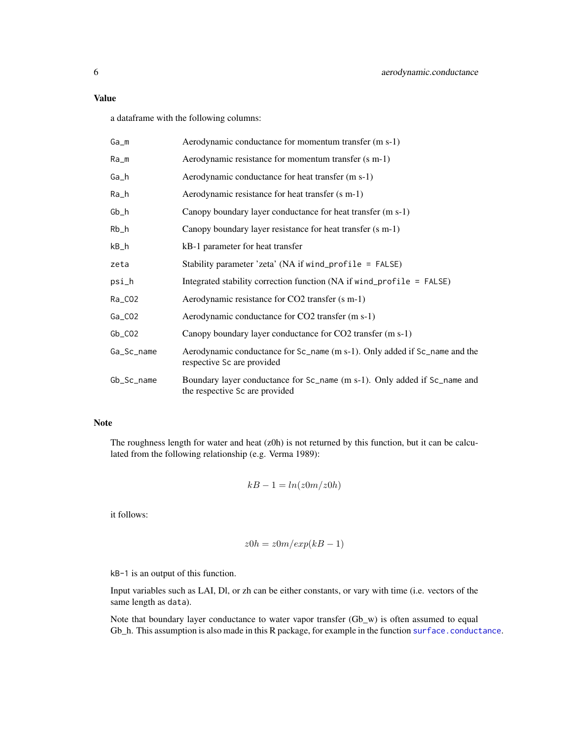## Value

a dataframe with the following columns:

| | |
|---|---|
| Ga_m | Aerodynamic conductance for momentum transfer (m s-1) |
| Ra_m | Aerodynamic resistance for momentum transfer (s m-1) |
| Ga_h | Aerodynamic conductance for heat transfer (m s-1) |
| Ra_h | Aerodynamic resistance for heat transfer (s m-1) |
| Gb_h | Canopy boundary layer conductance for heat transfer (m s-1) |
| Rb_h | Canopy boundary layer resistance for heat transfer (s m-1) |
| kB_h | kB-1 parameter for heat transfer |
| zeta | Stability parameter 'zeta' (NA if `wind_profile = FALSE`) |
| psi_h | Integrated stability correction function (NA if `wind_profile = FALSE`) |
| Ra_CO2 | Aerodynamic resistance for CO2 transfer (s m-1) |
| Ga_CO2 | Aerodynamic conductance for CO2 transfer (m s-1) |
| Gb_CO2 | Canopy boundary layer conductance for CO2 transfer (m s-1) |
| Ga_Sc_name | Aerodynamic conductance for `Sc_name` (m s-1). Only added if `Sc_name` and the respective `Sc` are provided |
| Gb_Sc_name | Boundary layer conductance for `Sc_name` (m s-1). Only added if `Sc_name` and the respective `Sc` are provided |

## Note

The roughness length for water and heat (z0h) is not returned by this function, but it can be calculated from the following relationship (e.g. Verma 1989):

$$kB - 1 = ln(z0m/z0h)$$

it follows:

$$z0h = z0m/exp(kB - 1)$$

`kB-1` is an output of this function.

Input variables such as LAI, Dl, or zh can be either constants, or vary with time (i.e. vectors of the same length as `data`).

Note that boundary layer conductance to water vapor transfer (Gb_w) is often assumed to equal Gb_h. This assumption is also made in this R package, for example in the function `surface.conductance`.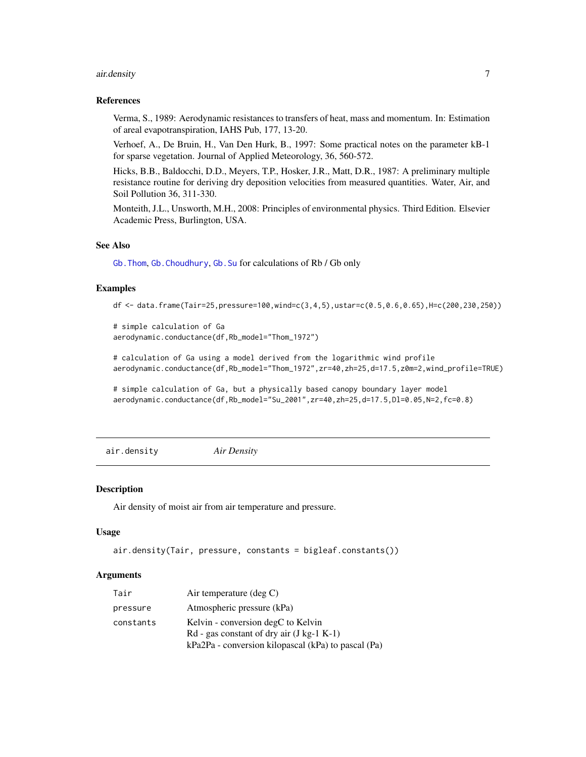### References

Verma, S., 1989: Aerodynamic resistances to transfers of heat, mass and momentum. In: Estimation of areal evapotranspiration, IAHS Pub, 177, 13-20.

Verhoef, A., De Bruin, H., Van Den Hurk, B., 1997: Some practical notes on the parameter kB-1 for sparse vegetation. Journal of Applied Meteorology, 36, 560-572.

Hicks, B.B., Baldocchi, D.D., Meyers, T.P., Hosker, J.R., Matt, D.R., 1987: A preliminary multiple resistance routine for deriving dry deposition velocities from measured quantities. Water, Air, and Soil Pollution 36, 311-330.

Monteith, J.L., Unsworth, M.H., 2008: Principles of environmental physics. Third Edition. Elsevier Academic Press, Burlington, USA.

### See Also

Gb.Thom, Gb.Choudhury, Gb.Su for calculations of Rb / Gb only

### Examples

```
df <- data.frame(Tair=25,pressure=100,wind=c(3,4,5),ustar=c(0.5,0.6,0.65),H=c(200,230,250))

# simple calculation of Ga
aerodynamic.conductance(df,Rb_model="Thom_1972")

# calculation of Ga using a model derived from the logarithmic wind profile
aerodynamic.conductance(df,Rb_model="Thom_1972",zr=40,zh=25,d=17.5,z0m=2,wind_profile=TRUE)

# simple calculation of Ga, but a physically based canopy boundary layer model
aerodynamic.conductance(df,Rb_model="Su_2001",zr=40,zh=25,d=17.5,Dl=0.05,N=2,fc=0.8)
```

---

## air.density *Air Density*

### Description

Air density of moist air from air temperature and pressure.

### Usage

```
air.density(Tair, pressure, constants = bigleaf.constants())
```

### Arguments

| | |
|---|---|
| Tair | Air temperature (deg C) |
| pressure | Atmospheric pressure (kPa) |
| constants | Kelvin - conversion degC to Kelvin<br>Rd - gas constant of dry air (J kg-1 K-1)<br>kPa2Pa - conversion kilopascal (kPa) to pascal (Pa) |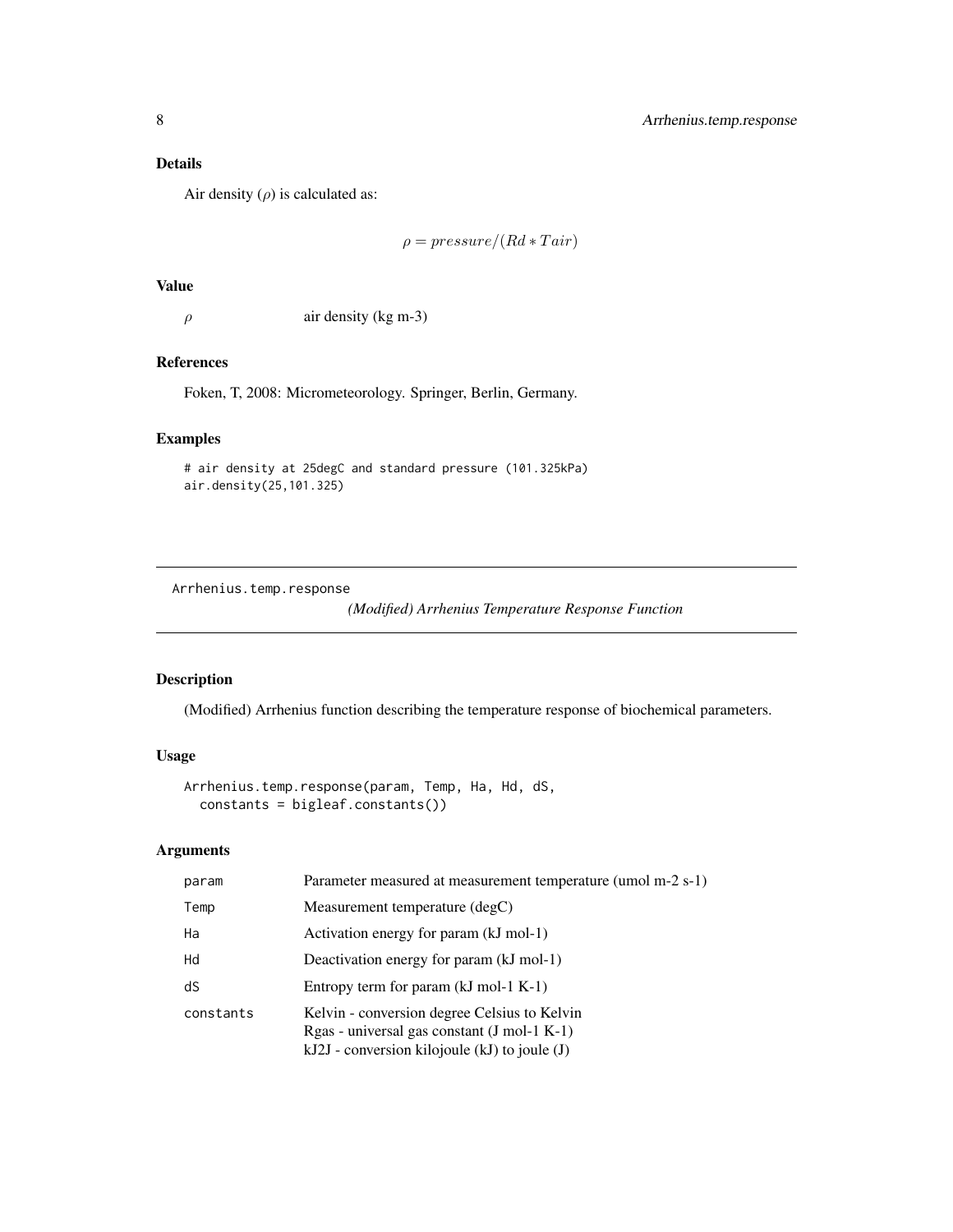## Details

Air density ($\rho$) is calculated as:

$$\rho = pressure/(Rd * Tair)$$

## Value

| | |
|---|---|
| $\rho$ | air density (kg m-3) |

## References

Foken, T, 2008: Micrometeorology. Springer, Berlin, Germany.

## Examples

```
# air density at 25degC and standard pressure (101.325kPa)
air.density(25,101.325)
```

---

Arrhenius.temp.response    *(Modified) Arrhenius Temperature Response Function*

---

## Description

(Modified) Arrhenius function describing the temperature response of biochemical parameters.

## Usage

```
Arrhenius.temp.response(param, Temp, Ha, Hd, dS,
  constants = bigleaf.constants())
```

## Arguments

| | |
|---|---|
| param | Parameter measured at measurement temperature (umol m-2 s-1) |
| Temp | Measurement temperature (degC) |
| Ha | Activation energy for param (kJ mol-1) |
| Hd | Deactivation energy for param (kJ mol-1) |
| dS | Entropy term for param (kJ mol-1 K-1) |
| constants | Kelvin - conversion degree Celsius to Kelvin<br>Rgas - universal gas constant (J mol-1 K-1)<br>kJ2J - conversion kilojoule (kJ) to joule (J) |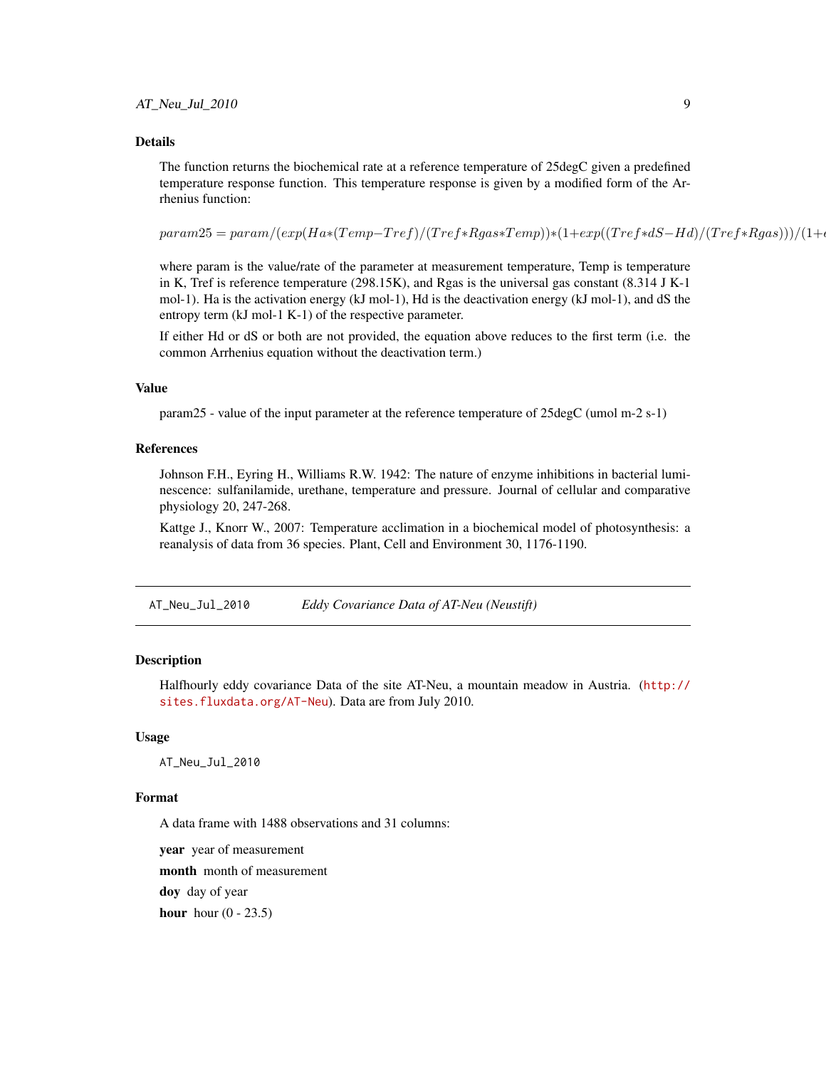### Details

The function returns the biochemical rate at a reference temperature of 25degC given a predefined temperature response function. This temperature response is given by a modified form of the Arrhenius function:

$$param25 = param/(exp(Ha*(Temp-Tref)/(Tref*Rgas*Temp))*(1+exp((Tref*dS-Hd)/(Tref*Rgas)))/(1+e$$

where param is the value/rate of the parameter at measurement temperature, Temp is temperature in K, Tref is reference temperature (298.15K), and Rgas is the universal gas constant (8.314 J K-1 mol-1). Ha is the activation energy (kJ mol-1), Hd is the deactivation energy (kJ mol-1), and dS the entropy term (kJ mol-1 K-1) of the respective parameter.

If either Hd or dS or both are not provided, the equation above reduces to the first term (i.e. the common Arrhenius equation without the deactivation term.)

### Value

param25 - value of the input parameter at the reference temperature of 25degC (umol m-2 s-1)

### References

Johnson F.H., Eyring H., Williams R.W. 1942: The nature of enzyme inhibitions in bacterial luminescence: sulfanilamide, urethane, temperature and pressure. Journal of cellular and comparative physiology 20, 247-268.

Kattge J., Knorr W., 2007: Temperature acclimation in a biochemical model of photosynthesis: a reanalysis of data from 36 species. Plant, Cell and Environment 30, 1176-1190.

---

## AT_Neu_Jul_2010 *Eddy Covariance Data of AT-Neu (Neustift)*

### Description

Halfhourly eddy covariance Data of the site AT-Neu, a mountain meadow in Austria. (http://sites.fluxdata.org/AT-Neu). Data are from July 2010.

### Usage

```
AT_Neu_Jul_2010
```

### Format

A data frame with 1488 observations and 31 columns:

**year** year of measurement

**month** month of measurement

**doy** day of year

**hour** hour (0 - 23.5)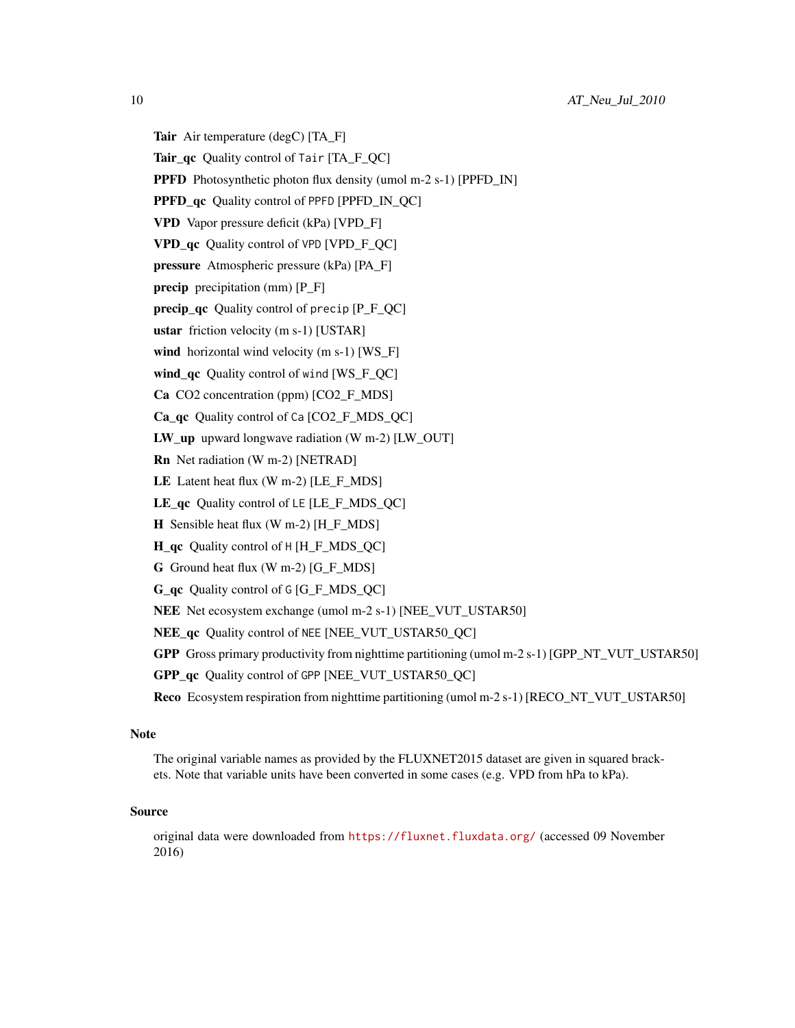**Tair** Air temperature (degC) [TA_F]

**Tair_qc** Quality control of `Tair` [TA_F_QC]

**PPFD** Photosynthetic photon flux density (umol m-2 s-1) [PPFD_IN]

**PPFD_qc** Quality control of `PPFD` [PPFD_IN_QC]

**VPD** Vapor pressure deficit (kPa) [VPD_F]

**VPD_qc** Quality control of `VPD` [VPD_F_QC]

**pressure** Atmospheric pressure (kPa) [PA_F]

**precip** precipitation (mm) [P_F]

**precip_qc** Quality control of `precip` [P_F_QC]

**ustar** friction velocity (m s-1) [USTAR]

**wind** horizontal wind velocity (m s-1) [WS_F]

**wind_qc** Quality control of `wind` [WS_F_QC]

**Ca** CO2 concentration (ppm) [CO2_F_MDS]

**Ca_qc** Quality control of `Ca` [CO2_F_MDS_QC]

**LW_up** upward longwave radiation (W m-2) [LW_OUT]

**Rn** Net radiation (W m-2) [NETRAD]

**LE** Latent heat flux (W m-2) [LE_F_MDS]

**LE_qc** Quality control of `LE` [LE_F_MDS_QC]

**H** Sensible heat flux (W m-2) [H_F_MDS]

**H_qc** Quality control of `H` [H_F_MDS_QC]

**G** Ground heat flux (W m-2) [G_F_MDS]

**G_qc** Quality control of `G` [G_F_MDS_QC]

**NEE** Net ecosystem exchange (umol m-2 s-1) [NEE_VUT_USTAR50]

**NEE_qc** Quality control of `NEE` [NEE_VUT_USTAR50_QC]

**GPP** Gross primary productivity from nighttime partitioning (umol m-2 s-1) [GPP_NT_VUT_USTAR50]

**GPP_qc** Quality control of `GPP` [NEE_VUT_USTAR50_QC]

**Reco** Ecosystem respiration from nighttime partitioning (umol m-2 s-1) [RECO_NT_VUT_USTAR50]

### Note

The original variable names as provided by the FLUXNET2015 dataset are given in squared brackets. Note that variable units have been converted in some cases (e.g. VPD from hPa to kPa).

### Source

original data were downloaded from https://fluxnet.fluxdata.org/ (accessed 09 November 2016)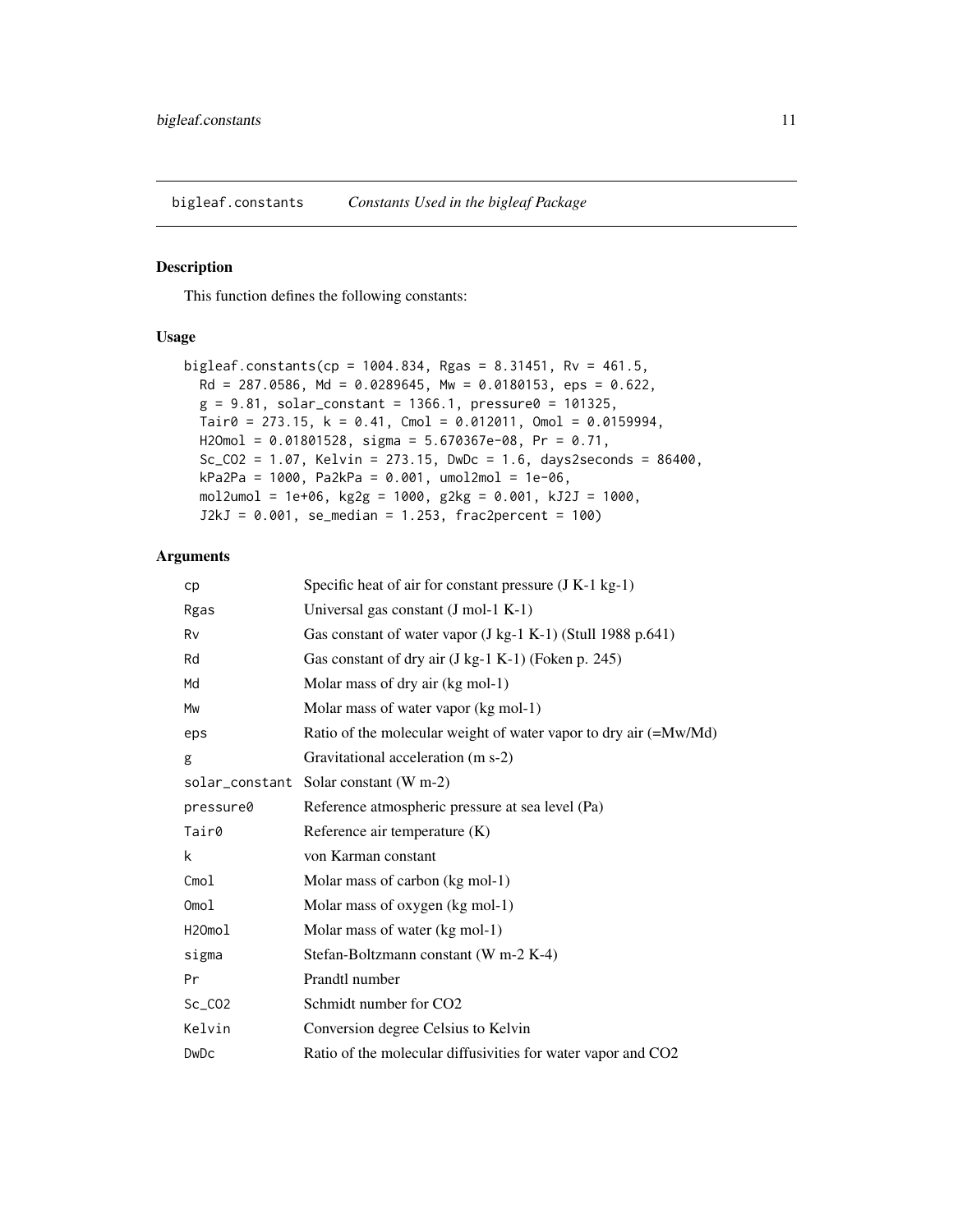## bigleaf.constants *Constants Used in the bigleaf Package*

### Description

This function defines the following constants:

### Usage

```
bigleaf.constants(cp = 1004.834, Rgas = 8.31451, Rv = 461.5,
  Rd = 287.0586, Md = 0.0289645, Mw = 0.0180153, eps = 0.622,
  g = 9.81, solar_constant = 1366.1, pressure0 = 101325,
  Tair0 = 273.15, k = 0.41, Cmol = 0.012011, Omol = 0.0159994,
  H2Omol = 0.01801528, sigma = 5.670367e-08, Pr = 0.71,
  Sc_CO2 = 1.07, Kelvin = 273.15, DwDc = 1.6, days2seconds = 86400,
  kPa2Pa = 1000, Pa2kPa = 0.001, umol2mol = 1e-06,
  mol2umol = 1e+06, kg2g = 1000, g2kg = 0.001, kJ2J = 1000,
  J2kJ = 0.001, se_median = 1.253, frac2percent = 100)
```

### Arguments

| | |
|---|---|
| cp | Specific heat of air for constant pressure (J K-1 kg-1) |
| Rgas | Universal gas constant (J mol-1 K-1) |
| Rv | Gas constant of water vapor (J kg-1 K-1) (Stull 1988 p.641) |
| Rd | Gas constant of dry air (J kg-1 K-1) (Foken p. 245) |
| Md | Molar mass of dry air (kg mol-1) |
| Mw | Molar mass of water vapor (kg mol-1) |
| eps | Ratio of the molecular weight of water vapor to dry air (=Mw/Md) |
| g | Gravitational acceleration (m s-2) |
| solar_constant | Solar constant (W m-2) |
| pressure0 | Reference atmospheric pressure at sea level (Pa) |
| Tair0 | Reference air temperature (K) |
| k | von Karman constant |
| Cmol | Molar mass of carbon (kg mol-1) |
| Omol | Molar mass of oxygen (kg mol-1) |
| H2Omol | Molar mass of water (kg mol-1) |
| sigma | Stefan-Boltzmann constant (W m-2 K-4) |
| Pr | Prandtl number |
| Sc_CO2 | Schmidt number for CO2 |
| Kelvin | Conversion degree Celsius to Kelvin |
| DwDc | Ratio of the molecular diffusivities for water vapor and CO2 |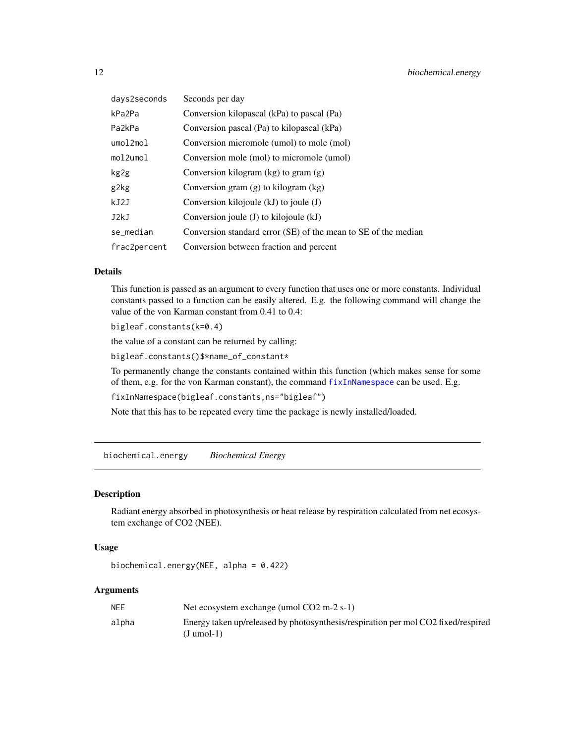| | |
|---|---|
| days2seconds | Seconds per day |
| kPa2Pa | Conversion kilopascal (kPa) to pascal (Pa) |
| Pa2kPa | Conversion pascal (Pa) to kilopascal (kPa) |
| umol2mol | Conversion micromole (umol) to mole (mol) |
| mol2umol | Conversion mole (mol) to micromole (umol) |
| kg2g | Conversion kilogram (kg) to gram (g) |
| g2kg | Conversion gram (g) to kilogram (kg) |
| kJ2J | Conversion kilojoule (kJ) to joule (J) |
| J2kJ | Conversion joule (J) to kilojoule (kJ) |
| se_median | Conversion standard error (SE) of the mean to SE of the median |
| frac2percent | Conversion between fraction and percent |

### Details

This function is passed as an argument to every function that uses one or more constants. Individual constants passed to a function can be easily altered. E.g. the following command will change the value of the von Karman constant from 0.41 to 0.4:

```
bigleaf.constants(k=0.4)
```

the value of a constant can be returned by calling:

```
bigleaf.constants()$*name_of_constant*
```

To permanently change the constants contained within this function (which makes sense for some of them, e.g. for the von Karman constant), the command `fixInNamespace` can be used. E.g.

```
fixInNamespace(bigleaf.constants,ns="bigleaf")
```

Note that this has to be repeated every time the package is newly installed/loaded.

---

## biochemical.energy    *Biochemical Energy*

### Description

Radiant energy absorbed in photosynthesis or heat release by respiration calculated from net ecosystem exchange of CO2 (NEE).

### Usage

```
biochemical.energy(NEE, alpha = 0.422)
```

### Arguments

| | |
|---|---|
| NEE | Net ecosystem exchange (umol CO2 m-2 s-1) |
| alpha | Energy taken up/released by photosynthesis/respiration per mol CO2 fixed/respired (J umol-1) |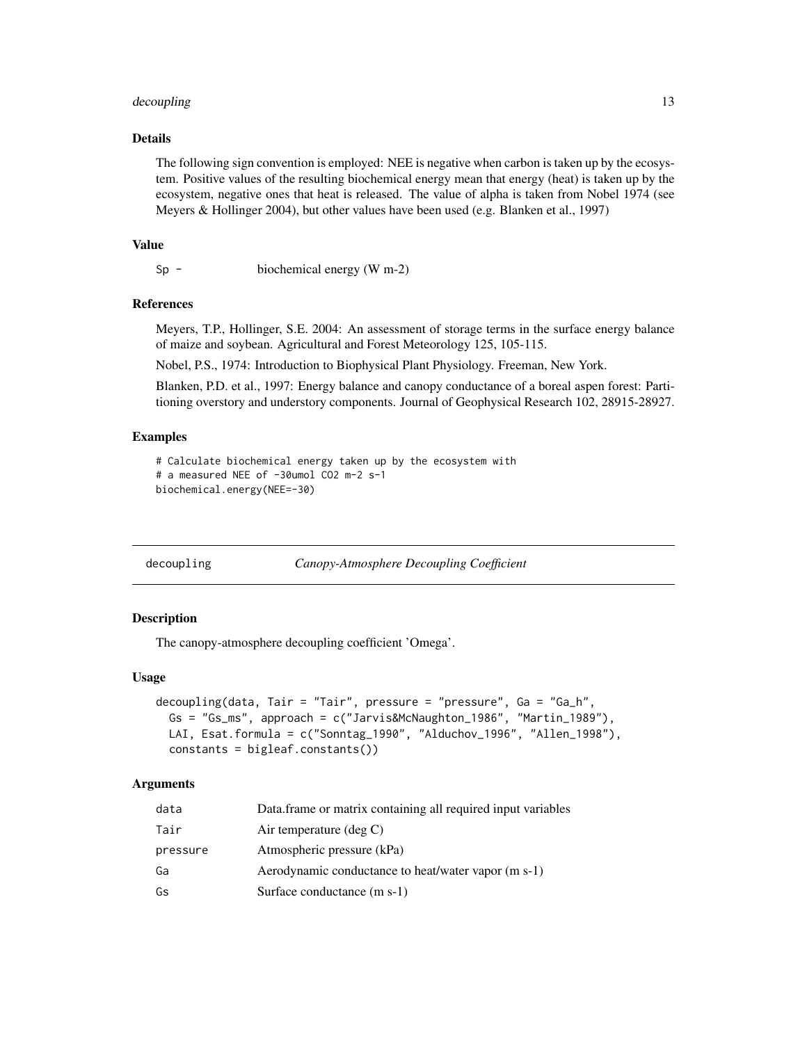### Details

The following sign convention is employed: NEE is negative when carbon is taken up by the ecosystem. Positive values of the resulting biochemical energy mean that energy (heat) is taken up by the ecosystem, negative ones that heat is released. The value of alpha is taken from Nobel 1974 (see Meyers & Hollinger 2004), but other values have been used (e.g. Blanken et al., 1997)

### Value

| | |
|---|---|
| `Sp -` | biochemical energy (W m-2) |

### References

Meyers, T.P., Hollinger, S.E. 2004: An assessment of storage terms in the surface energy balance of maize and soybean. Agricultural and Forest Meteorology 125, 105-115.

Nobel, P.S., 1974: Introduction to Biophysical Plant Physiology. Freeman, New York.

Blanken, P.D. et al., 1997: Energy balance and canopy conductance of a boreal aspen forest: Partitioning overstory and understory components. Journal of Geophysical Research 102, 28915-28927.

### Examples

```
# Calculate biochemical energy taken up by the ecosystem with
# a measured NEE of -30umol CO2 m-2 s-1
biochemical.energy(NEE=-30)
```

---

## decoupling — *Canopy-Atmosphere Decoupling Coefficient*

### Description

The canopy-atmosphere decoupling coefficient 'Omega'.

### Usage

```
decoupling(data, Tair = "Tair", pressure = "pressure", Ga = "Ga_h",
  Gs = "Gs_ms", approach = c("Jarvis&McNaughton_1986", "Martin_1989"),
  LAI, Esat.formula = c("Sonntag_1990", "Alduchov_1996", "Allen_1998"),
  constants = bigleaf.constants())
```

### Arguments

| | |
|---|---|
| `data` | Data.frame or matrix containing all required input variables |
| `Tair` | Air temperature (deg C) |
| `pressure` | Atmospheric pressure (kPa) |
| `Ga` | Aerodynamic conductance to heat/water vapor (m s-1) |
| `Gs` | Surface conductance (m s-1) |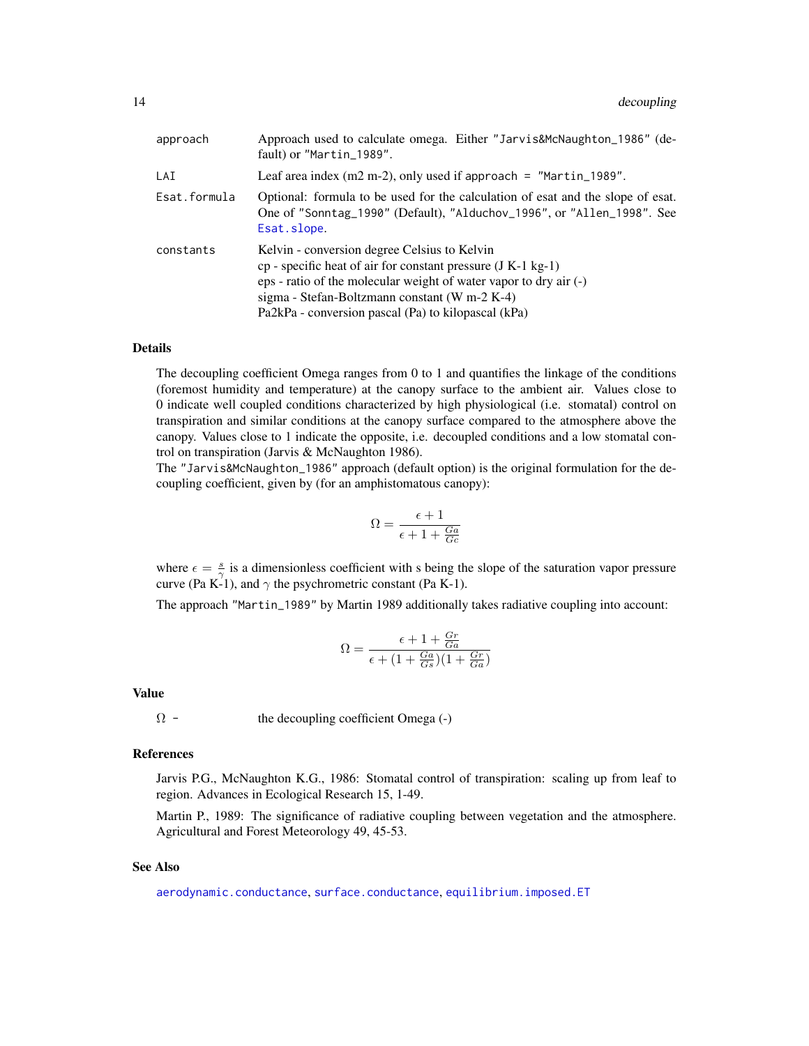| | |
|---|---|
| approach | Approach used to calculate omega. Either "Jarvis&McNaughton_1986" (default) or "Martin_1989". |
| LAI | Leaf area index (m2 m-2), only used if approach = "Martin_1989". |
| Esat.formula | Optional: formula to be used for the calculation of esat and the slope of esat. One of "Sonntag_1990" (Default), "Alduchov_1996", or "Allen_1998". See Esat.slope. |
| constants | Kelvin - conversion degree Celsius to Kelvin<br>cp - specific heat of air for constant pressure (J K-1 kg-1)<br>eps - ratio of the molecular weight of water vapor to dry air (-)<br>sigma - Stefan-Boltzmann constant (W m-2 K-4)<br>Pa2kPa - conversion pascal (Pa) to kilopascal (kPa) |

### Details

The decoupling coefficient Omega ranges from 0 to 1 and quantifies the linkage of the conditions (foremost humidity and temperature) at the canopy surface to the ambient air. Values close to 0 indicate well coupled conditions characterized by high physiological (i.e. stomatal) control on transpiration and similar conditions at the canopy surface compared to the atmosphere above the canopy. Values close to 1 indicate the opposite, i.e. decoupled conditions and a low stomatal control on transpiration (Jarvis & McNaughton 1986).

The "Jarvis&McNaughton_1986" approach (default option) is the original formulation for the decoupling coefficient, given by (for an amphistomatous canopy):

$$\Omega = \frac{\epsilon + 1}{\epsilon + 1 + \frac{Ga}{Gc}}$$

where $\epsilon = \frac{s}{\gamma}$ is a dimensionless coefficient with s being the slope of the saturation vapor pressure curve (Pa K-1), and $\gamma$ the psychrometric constant (Pa K-1).

The approach "Martin_1989" by Martin 1989 additionally takes radiative coupling into account:

$$\Omega = \frac{\epsilon + 1 + \frac{Gr}{Ga}}{\epsilon + (1 + \frac{Ga}{Gs})(1 + \frac{Gr}{Ga})}$$

### Value

$\Omega$ - the decoupling coefficient Omega (-)

### References

Jarvis P.G., McNaughton K.G., 1986: Stomatal control of transpiration: scaling up from leaf to region. Advances in Ecological Research 15, 1-49.

Martin P., 1989: The significance of radiative coupling between vegetation and the atmosphere. Agricultural and Forest Meteorology 49, 45-53.

### See Also

aerodynamic.conductance, surface.conductance, equilibrium.imposed.ET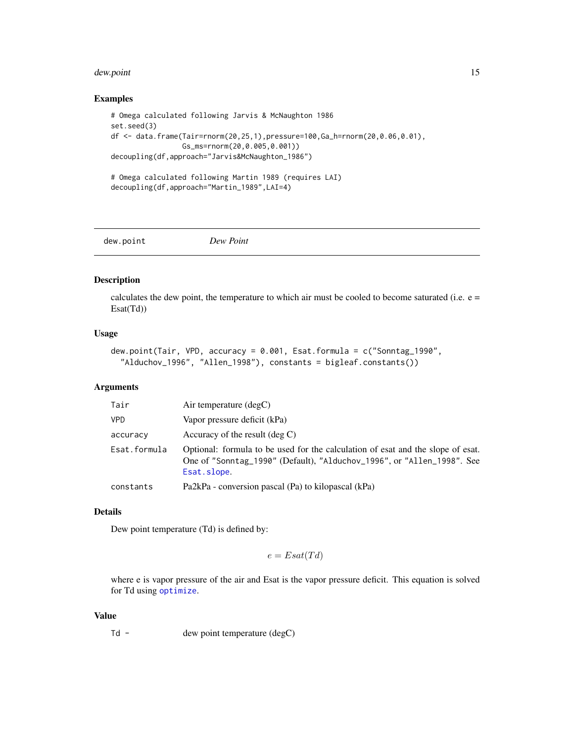### Examples

```
# Omega calculated following Jarvis & McNaughton 1986
set.seed(3)
df <- data.frame(Tair=rnorm(20,25,1),pressure=100,Ga_h=rnorm(20,0.06,0.01),
                 Gs_ms=rnorm(20,0.005,0.001))
decoupling(df,approach="Jarvis&McNaughton_1986")

# Omega calculated following Martin 1989 (requires LAI)
decoupling(df,approach="Martin_1989",LAI=4)
```

---

## dew.point &nbsp;&nbsp;&nbsp;&nbsp; *Dew Point*

---

### Description

calculates the dew point, the temperature to which air must be cooled to become saturated (i.e. e = Esat(Td))

### Usage

```
dew.point(Tair, VPD, accuracy = 0.001, Esat.formula = c("Sonntag_1990",
  "Alduchov_1996", "Allen_1998"), constants = bigleaf.constants())
```

### Arguments

| | |
|---|---|
| Tair | Air temperature (degC) |
| VPD | Vapor pressure deficit (kPa) |
| accuracy | Accuracy of the result (deg C) |
| Esat.formula | Optional: formula to be used for the calculation of esat and the slope of esat. One of "Sonntag_1990" (Default), "Alduchov_1996", or "Allen_1998". See Esat.slope. |
| constants | Pa2kPa - conversion pascal (Pa) to kilopascal (kPa) |

### Details

Dew point temperature (Td) is defined by:

$$e = Esat(Td)$$

where e is vapor pressure of the air and Esat is the vapor pressure deficit. This equation is solved for Td using optimize.

### Value

| | |
|---|---|
| Td - | dew point temperature (degC) |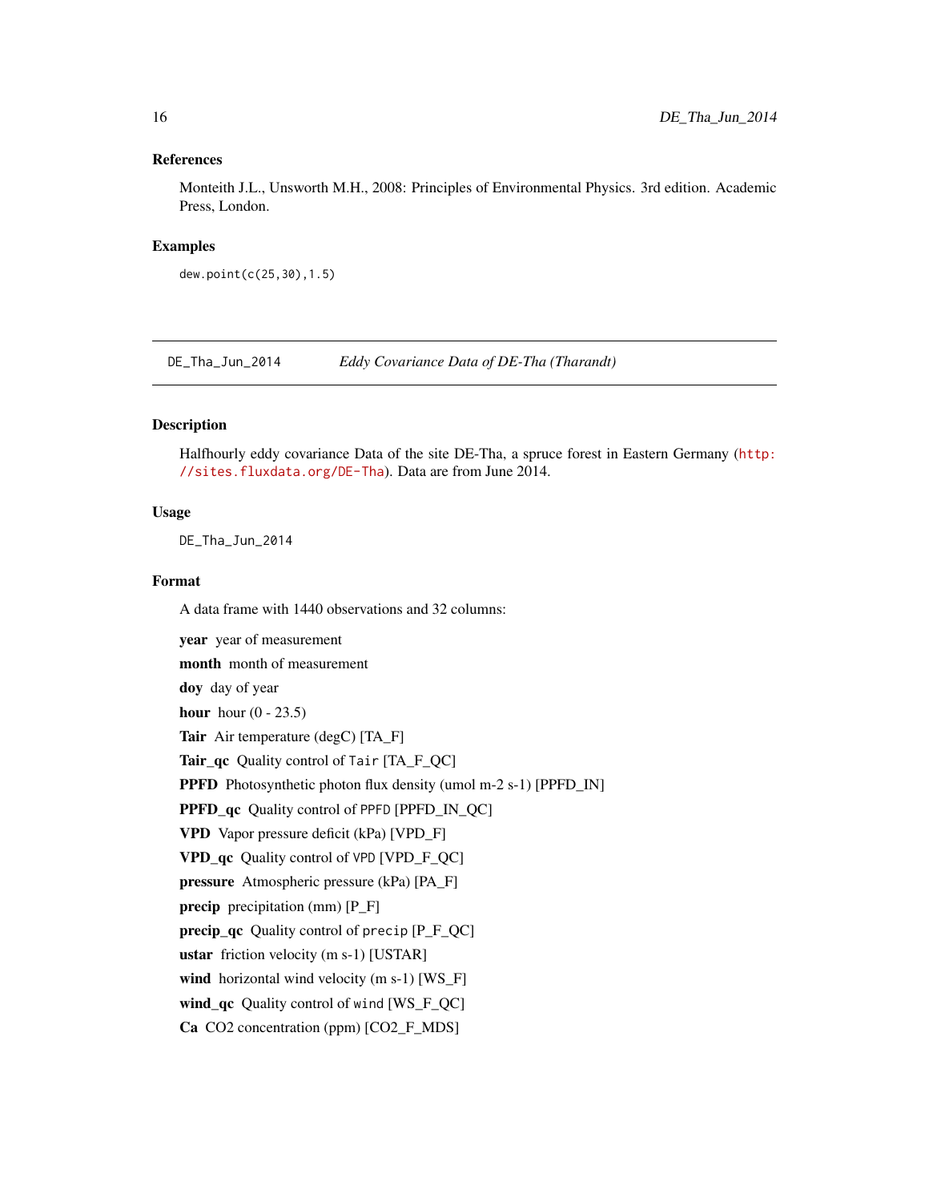### References

Monteith J.L., Unsworth M.H., 2008: Principles of Environmental Physics. 3rd edition. Academic Press, London.

### Examples

```
dew.point(c(25,30),1.5)
```

---

## DE_Tha_Jun_2014 *Eddy Covariance Data of DE-Tha (Tharandt)*

---

### Description

Halfhourly eddy covariance Data of the site DE-Tha, a spruce forest in Eastern Germany (http://sites.fluxdata.org/DE-Tha). Data are from June 2014.

### Usage

```
DE_Tha_Jun_2014
```

### Format

A data frame with 1440 observations and 32 columns:

**year** year of measurement

**month** month of measurement

**doy** day of year

**hour** hour (0 - 23.5)

**Tair** Air temperature (degC) [TA_F]

**Tair_qc** Quality control of `Tair` [TA_F_QC]

**PPFD** Photosynthetic photon flux density (umol m-2 s-1) [PPFD_IN]

**PPFD_qc** Quality control of `PPFD` [PPFD_IN_QC]

**VPD** Vapor pressure deficit (kPa) [VPD_F]

**VPD_qc** Quality control of `VPD` [VPD_F_QC]

**pressure** Atmospheric pressure (kPa) [PA_F]

**precip** precipitation (mm) [P_F]

**precip_qc** Quality control of `precip` [P_F_QC]

**ustar** friction velocity (m s-1) [USTAR]

**wind** horizontal wind velocity (m s-1) [WS_F]

**wind_qc** Quality control of `wind` [WS_F_QC]

**Ca** CO2 concentration (ppm) [CO2_F_MDS]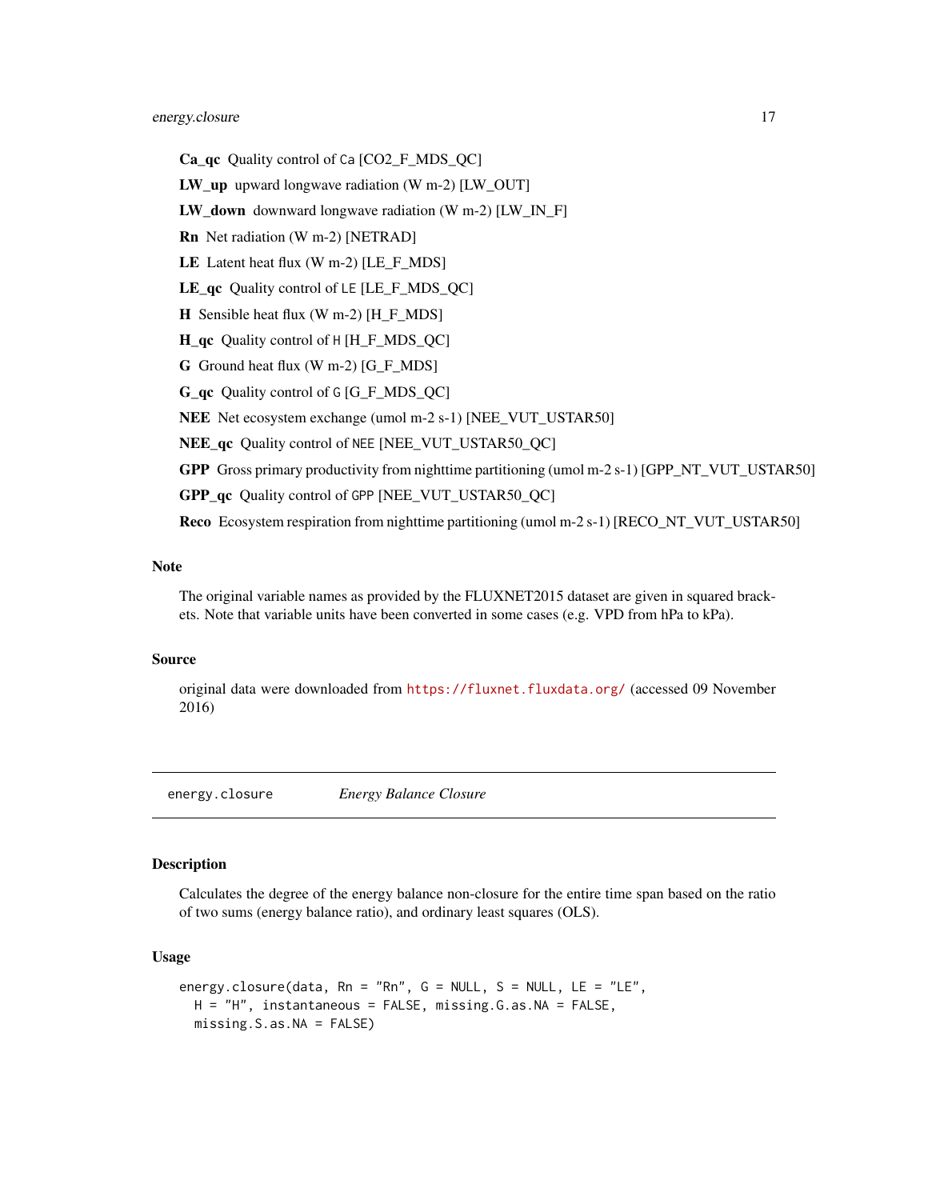**Ca_qc** Quality control of Ca [CO2_F_MDS_QC]

**LW_up** upward longwave radiation (W m-2) [LW_OUT]

**LW_down** downward longwave radiation (W m-2) [LW_IN_F]

**Rn** Net radiation (W m-2) [NETRAD]

**LE** Latent heat flux (W m-2) [LE_F_MDS]

**LE_qc** Quality control of LE [LE_F_MDS_QC]

**H** Sensible heat flux (W m-2) [H_F_MDS]

**H_qc** Quality control of H [H_F_MDS_QC]

**G** Ground heat flux (W m-2) [G_F_MDS]

**G_qc** Quality control of G [G_F_MDS_QC]

**NEE** Net ecosystem exchange (umol m-2 s-1) [NEE_VUT_USTAR50]

**NEE_qc** Quality control of NEE [NEE_VUT_USTAR50_QC]

**GPP** Gross primary productivity from nighttime partitioning (umol m-2 s-1) [GPP_NT_VUT_USTAR50]

**GPP_qc** Quality control of GPP [NEE_VUT_USTAR50_QC]

**Reco** Ecosystem respiration from nighttime partitioning (umol m-2 s-1) [RECO_NT_VUT_USTAR50]

### Note

The original variable names as provided by the FLUXNET2015 dataset are given in squared brackets. Note that variable units have been converted in some cases (e.g. VPD from hPa to kPa).

### Source

original data were downloaded from https://fluxnet.fluxdata.org/ (accessed 09 November 2016)

---

## energy.closure *Energy Balance Closure*

### Description

Calculates the degree of the energy balance non-closure for the entire time span based on the ratio of two sums (energy balance ratio), and ordinary least squares (OLS).

### Usage

```
energy.closure(data, Rn = "Rn", G = NULL, S = NULL, LE = "LE",
  H = "H", instantaneous = FALSE, missing.G.as.NA = FALSE,
  missing.S.as.NA = FALSE)
```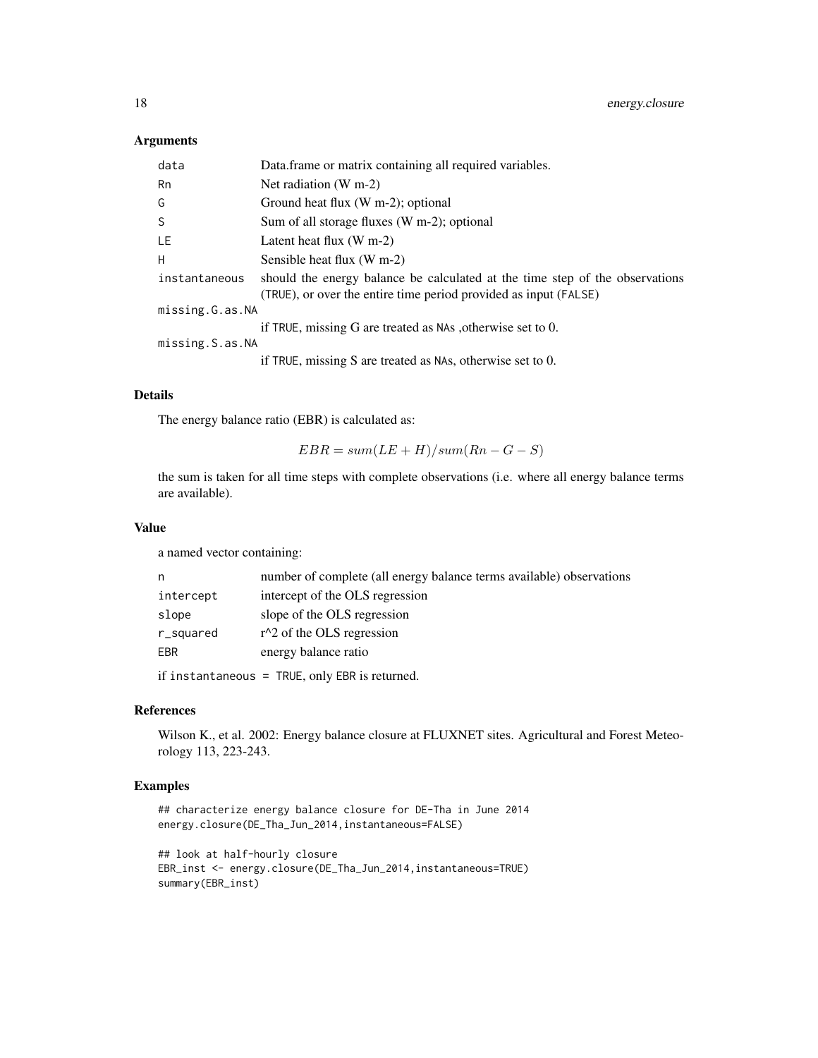### Arguments

| | |
|---|---|
| data | Data.frame or matrix containing all required variables. |
| Rn | Net radiation (W m-2) |
| G | Ground heat flux (W m-2); optional |
| S | Sum of all storage fluxes (W m-2); optional |
| LE | Latent heat flux (W m-2) |
| H | Sensible heat flux (W m-2) |
| instantaneous | should the energy balance be calculated at the time step of the observations (TRUE), or over the entire time period provided as input (FALSE) |
| missing.G.as.NA | if TRUE, missing G are treated as NAs ,otherwise set to 0. |
| missing.S.as.NA | if TRUE, missing S are treated as NAs, otherwise set to 0. |

### Details

The energy balance ratio (EBR) is calculated as:

$$EBR = sum(LE + H)/sum(Rn - G - S)$$

the sum is taken for all time steps with complete observations (i.e. where all energy balance terms are available).

### Value

a named vector containing:

| | |
|---|---|
| n | number of complete (all energy balance terms available) observations |
| intercept | intercept of the OLS regression |
| slope | slope of the OLS regression |
| r_squared | r^2 of the OLS regression |
| EBR | energy balance ratio |

if instantaneous = TRUE, only EBR is returned.

### References

Wilson K., et al. 2002: Energy balance closure at FLUXNET sites. Agricultural and Forest Meteorology 113, 223-243.

### Examples

```
## characterize energy balance closure for DE-Tha in June 2014
energy.closure(DE_Tha_Jun_2014,instantaneous=FALSE)

## look at half-hourly closure
EBR_inst <- energy.closure(DE_Tha_Jun_2014,instantaneous=TRUE)
summary(EBR_inst)
```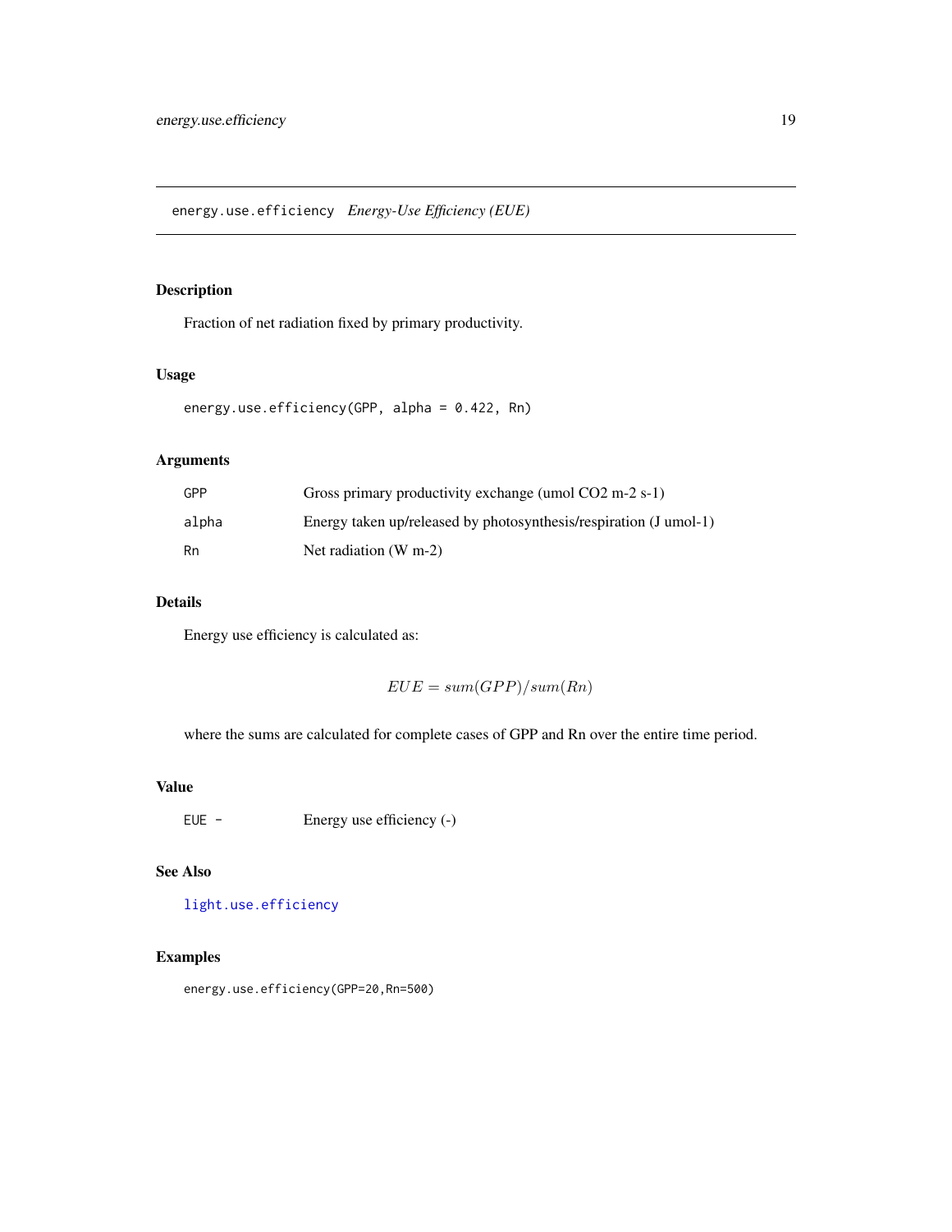`energy.use.efficiency` *Energy-Use Efficiency (EUE)*

## Description

Fraction of net radiation fixed by primary productivity.

## Usage

```
energy.use.efficiency(GPP, alpha = 0.422, Rn)
```

## Arguments

| | |
|---|---|
| `GPP` | Gross primary productivity exchange (umol CO2 m-2 s-1) |
| `alpha` | Energy taken up/released by photosynthesis/respiration (J umol-1) |
| `Rn` | Net radiation (W m-2) |

## Details

Energy use efficiency is calculated as:

$$EUE = sum(GPP)/sum(Rn)$$

where the sums are calculated for complete cases of GPP and Rn over the entire time period.

## Value

| | |
|---|---|
| `EUE -` | Energy use efficiency (-) |

## See Also

`light.use.efficiency`

## Examples

```
energy.use.efficiency(GPP=20,Rn=500)
```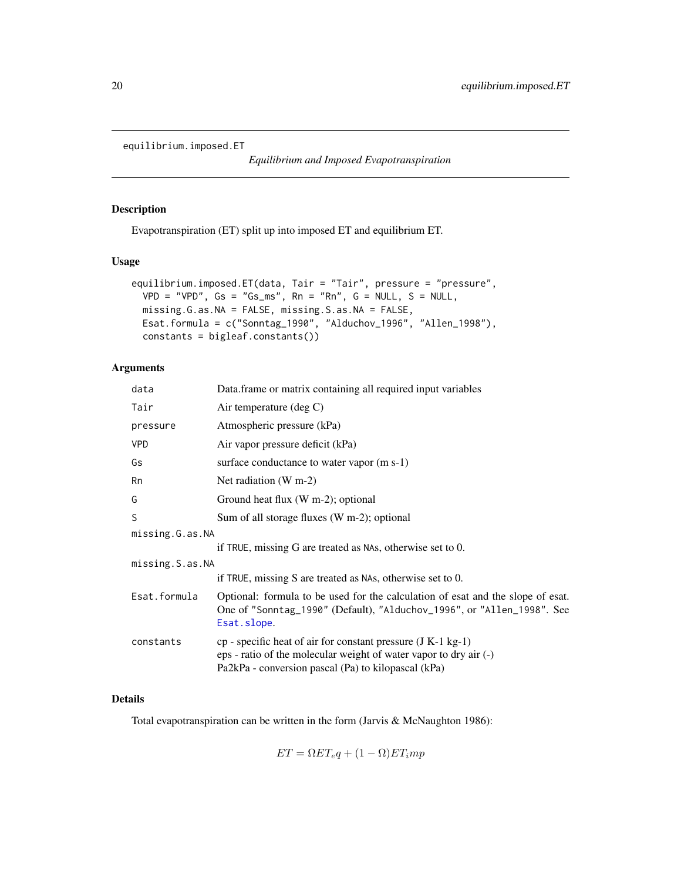equilibrium.imposed.ET

*Equilibrium and Imposed Evapotranspiration*

## Description

Evapotranspiration (ET) split up into imposed ET and equilibrium ET.

## Usage

```
equilibrium.imposed.ET(data, Tair = "Tair", pressure = "pressure",
  VPD = "VPD", Gs = "Gs_ms", Rn = "Rn", G = NULL, S = NULL,
  missing.G.as.NA = FALSE, missing.S.as.NA = FALSE,
  Esat.formula = c("Sonntag_1990", "Alduchov_1996", "Allen_1998"),
  constants = bigleaf.constants())
```

## Arguments

| | |
|---|---|
| data | Data.frame or matrix containing all required input variables |
| Tair | Air temperature (deg C) |
| pressure | Atmospheric pressure (kPa) |
| VPD | Air vapor pressure deficit (kPa) |
| Gs | surface conductance to water vapor (m s-1) |
| Rn | Net radiation (W m-2) |
| G | Ground heat flux (W m-2); optional |
| S | Sum of all storage fluxes (W m-2); optional |
| missing.G.as.NA | if TRUE, missing G are treated as NAs, otherwise set to 0. |
| missing.S.as.NA | if TRUE, missing S are treated as NAs, otherwise set to 0. |
| Esat.formula | Optional: formula to be used for the calculation of esat and the slope of esat. One of "Sonntag_1990" (Default), "Alduchov_1996", or "Allen_1998". See Esat.slope. |
| constants | cp - specific heat of air for constant pressure (J K-1 kg-1)<br>eps - ratio of the molecular weight of water vapor to dry air (-)<br>Pa2kPa - conversion pascal (Pa) to kilopascal (kPa) |

## Details

Total evapotranspiration can be written in the form (Jarvis & McNaughton 1986):

$$ET = \Omega ET_eq + (1 - \Omega) ET_imp$$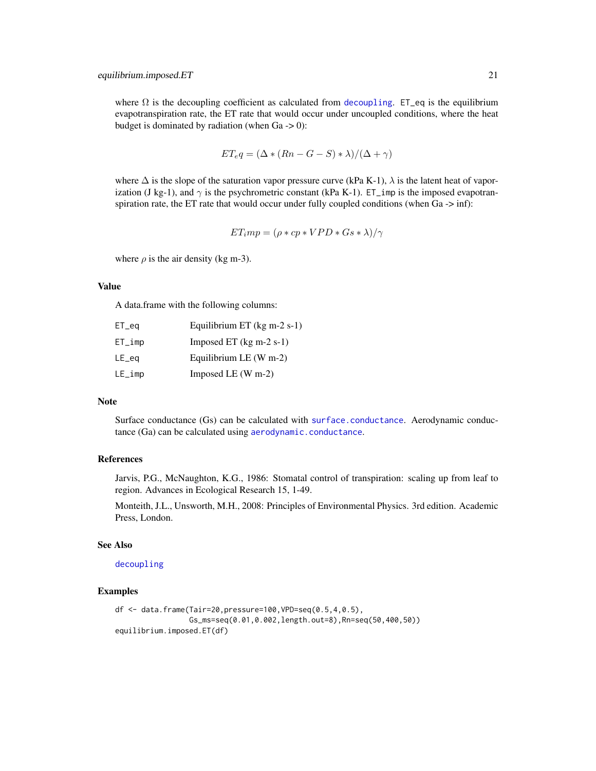where $\Omega$ is the decoupling coefficient as calculated from `decoupling`. `ET_eq` is the equilibrium evapotranspiration rate, the ET rate that would occur under uncoupled conditions, where the heat budget is dominated by radiation (when Ga -> 0):

$$ET_eq = (\Delta * (Rn - G - S) * \lambda)/(\Delta + \gamma)$$

where $\Delta$ is the slope of the saturation vapor pressure curve (kPa K-1), $\lambda$ is the latent heat of vaporization (J kg-1), and $\gamma$ is the psychrometric constant (kPa K-1). `ET_imp` is the imposed evapotranspiration rate, the ET rate that would occur under fully coupled conditions (when Ga -> inf):

$$ET_imp = (\rho * cp * VPD * Gs * \lambda)/\gamma$$

where $\rho$ is the air density (kg m-3).

## Value

A data.frame with the following columns:

| | |
|---|---|
| `ET_eq` | Equilibrium ET (kg m-2 s-1) |
| `ET_imp` | Imposed ET (kg m-2 s-1) |
| `LE_eq` | Equilibrium LE (W m-2) |
| `LE_imp` | Imposed LE (W m-2) |

## Note

Surface conductance (Gs) can be calculated with `surface.conductance`. Aerodynamic conductance (Ga) can be calculated using `aerodynamic.conductance`.

## References

Jarvis, P.G., McNaughton, K.G., 1986: Stomatal control of transpiration: scaling up from leaf to region. Advances in Ecological Research 15, 1-49.

Monteith, J.L., Unsworth, M.H., 2008: Principles of Environmental Physics. 3rd edition. Academic Press, London.

## See Also

`decoupling`

## Examples

```
df <- data.frame(Tair=20,pressure=100,VPD=seq(0.5,4,0.5),
                 Gs_ms=seq(0.01,0.002,length.out=8),Rn=seq(50,400,50))
equilibrium.imposed.ET(df)
```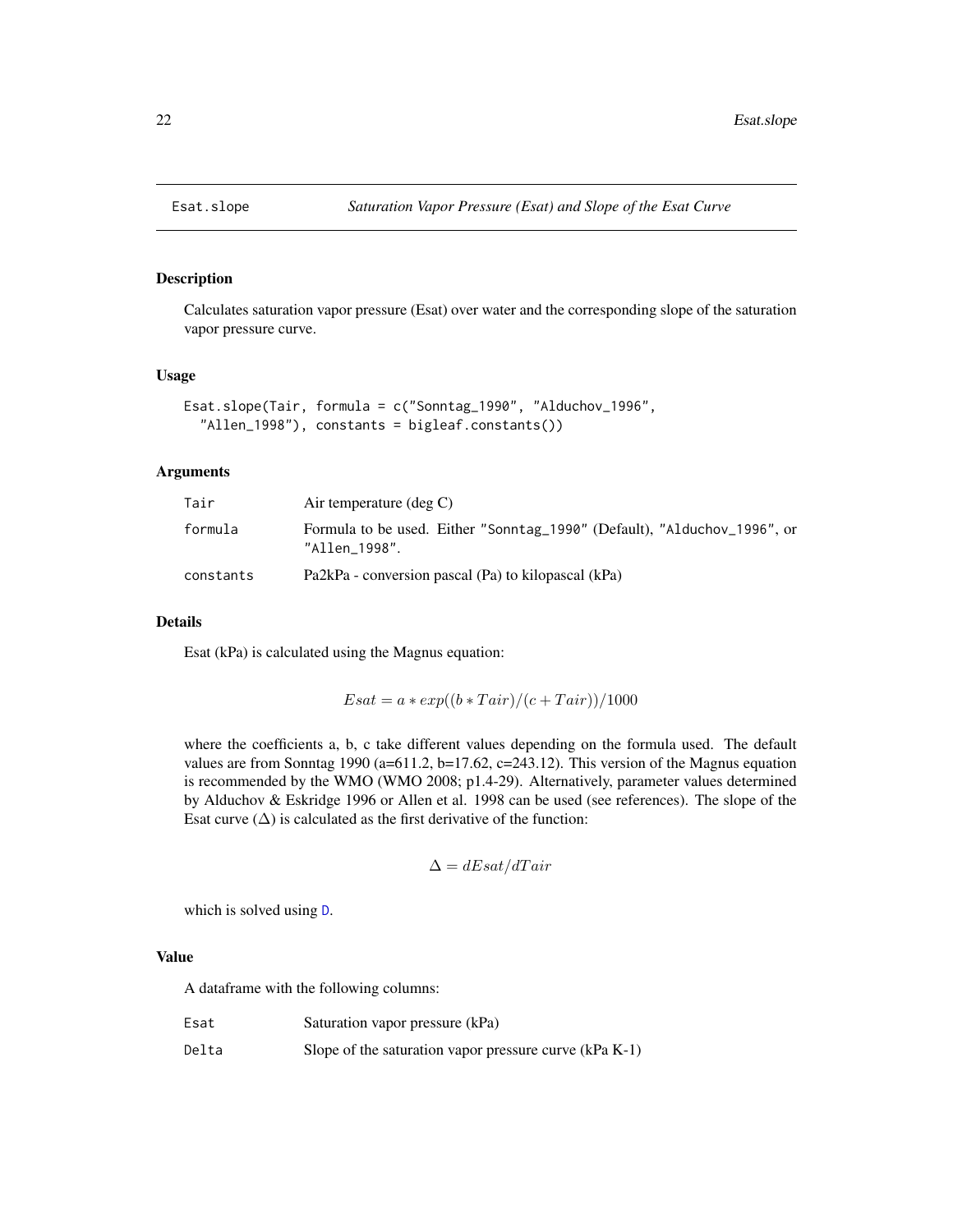## Esat.slope — *Saturation Vapor Pressure (Esat) and Slope of the Esat Curve*

### Description

Calculates saturation vapor pressure (Esat) over water and the corresponding slope of the saturation vapor pressure curve.

### Usage

```
Esat.slope(Tair, formula = c("Sonntag_1990", "Alduchov_1996",
  "Allen_1998"), constants = bigleaf.constants())
```

### Arguments

| | |
|---|---|
| Tair | Air temperature (deg C) |
| formula | Formula to be used. Either "Sonntag_1990" (Default), "Alduchov_1996", or "Allen_1998". |
| constants | Pa2kPa - conversion pascal (Pa) to kilopascal (kPa) |

### Details

Esat (kPa) is calculated using the Magnus equation:

$$Esat = a * exp((b * Tair)/(c + Tair))/1000$$

where the coefficients a, b, c take different values depending on the formula used. The default values are from Sonntag 1990 (a=611.2, b=17.62, c=243.12). This version of the Magnus equation is recommended by the WMO (WMO 2008; p1.4-29). Alternatively, parameter values determined by Alduchov & Eskridge 1996 or Allen et al. 1998 can be used (see references). The slope of the Esat curve ($\Delta$) is calculated as the first derivative of the function:

$$\Delta = dEsat/dTair$$

which is solved using D.

### Value

A dataframe with the following columns:

| | |
|---|---|
| Esat | Saturation vapor pressure (kPa) |
| Delta | Slope of the saturation vapor pressure curve (kPa K-1) |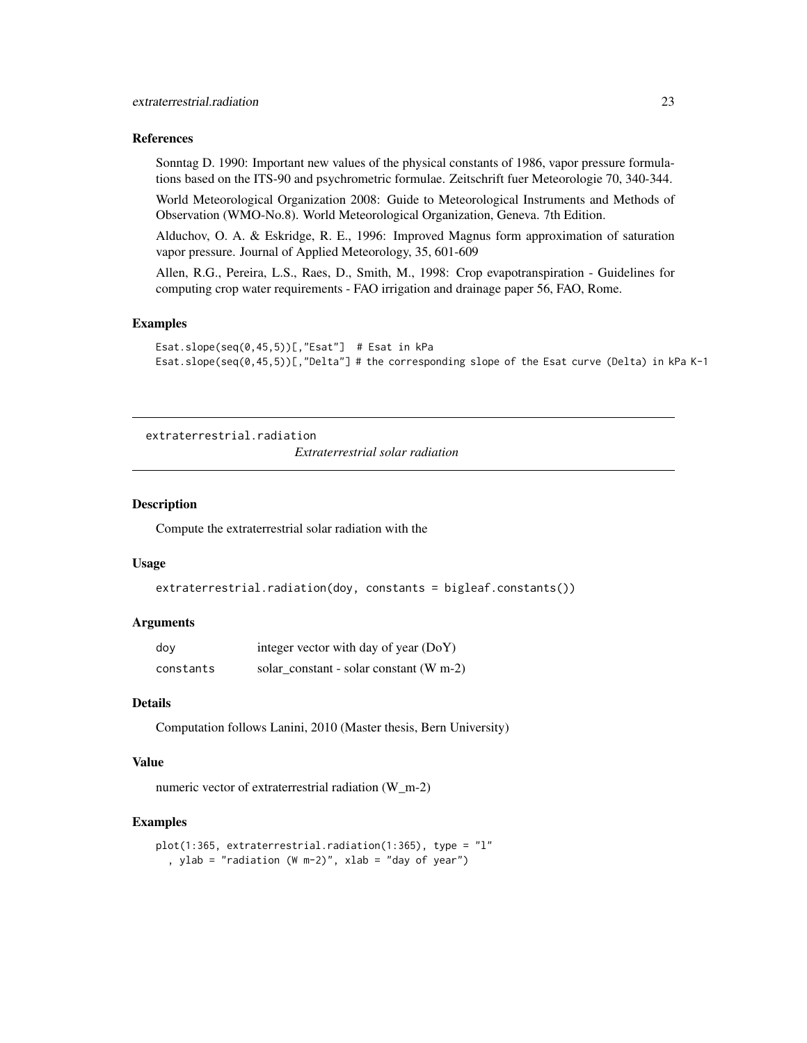### References

Sonntag D. 1990: Important new values of the physical constants of 1986, vapor pressure formulations based on the ITS-90 and psychrometric formulae. Zeitschrift fuer Meteorologie 70, 340-344.

World Meteorological Organization 2008: Guide to Meteorological Instruments and Methods of Observation (WMO-No.8). World Meteorological Organization, Geneva. 7th Edition.

Alduchov, O. A. & Eskridge, R. E., 1996: Improved Magnus form approximation of saturation vapor pressure. Journal of Applied Meteorology, 35, 601-609

Allen, R.G., Pereira, L.S., Raes, D., Smith, M., 1998: Crop evapotranspiration - Guidelines for computing crop water requirements - FAO irrigation and drainage paper 56, FAO, Rome.

### Examples

```
Esat.slope(seq(0,45,5))[,"Esat"]  # Esat in kPa
Esat.slope(seq(0,45,5))[,"Delta"] # the corresponding slope of the Esat curve (Delta) in kPa K-1
```

---

## extraterrestrial.radiation &nbsp;&nbsp;&nbsp; *Extraterrestrial solar radiation*

---

### Description

Compute the extraterrestrial solar radiation with the

### Usage

```
extraterrestrial.radiation(doy, constants = bigleaf.constants())
```

### Arguments

| | |
|---|---|
| `doy` | integer vector with day of year (DoY) |
| `constants` | solar_constant - solar constant (W m-2) |

### Details

Computation follows Lanini, 2010 (Master thesis, Bern University)

### Value

numeric vector of extraterrestrial radiation (W_m-2)

### Examples

```
plot(1:365, extraterrestrial.radiation(1:365), type = "l"
  , ylab = "radiation (W m-2)", xlab = "day of year")
```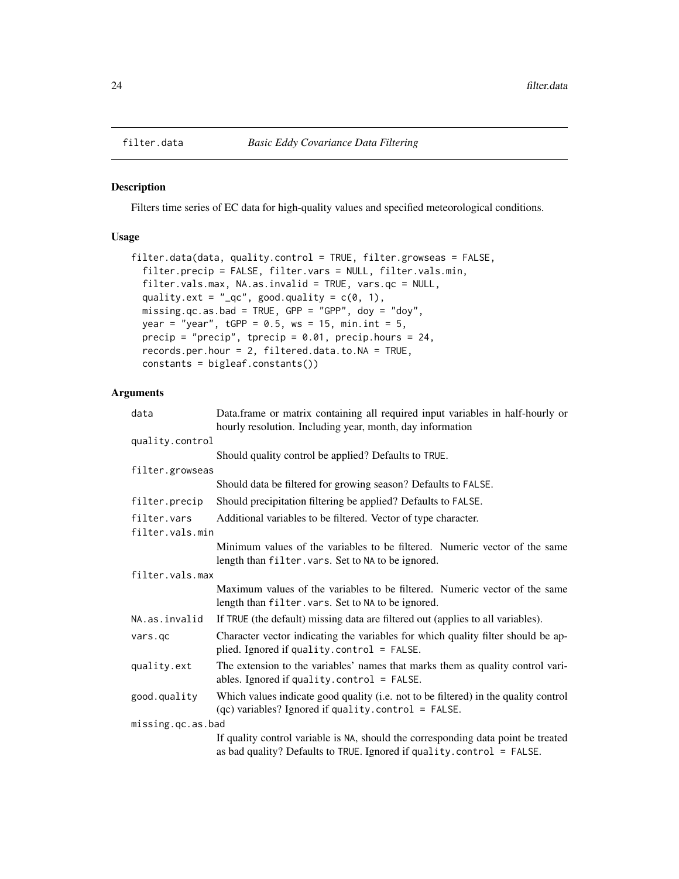# filter.data *Basic Eddy Covariance Data Filtering*

## Description

Filters time series of EC data for high-quality values and specified meteorological conditions.

## Usage

```
filter.data(data, quality.control = TRUE, filter.growseas = FALSE,
  filter.precip = FALSE, filter.vars = NULL, filter.vals.min,
  filter.vals.max, NA.as.invalid = TRUE, vars.qc = NULL,
  quality.ext = "_qc", good.quality = c(0, 1),
  missing.qc.as.bad = TRUE, GPP = "GPP", doy = "doy",
  year = "year", tGPP = 0.5, ws = 15, min.int = 5,
  precip = "precip", tprecip = 0.01, precip.hours = 24,
  records.per.hour = 2, filtered.data.to.NA = TRUE,
  constants = bigleaf.constants())
```

## Arguments

| | |
|---|---|
| `data` | Data.frame or matrix containing all required input variables in half-hourly or hourly resolution. Including year, month, day information |
| `quality.control` | Should quality control be applied? Defaults to `TRUE`. |
| `filter.growseas` | Should data be filtered for growing season? Defaults to `FALSE`. |
| `filter.precip` | Should precipitation filtering be applied? Defaults to `FALSE`. |
| `filter.vars` | Additional variables to be filtered. Vector of type character. |
| `filter.vals.min` | Minimum values of the variables to be filtered. Numeric vector of the same length than `filter.vars`. Set to `NA` to be ignored. |
| `filter.vals.max` | Maximum values of the variables to be filtered. Numeric vector of the same length than `filter.vars`. Set to `NA` to be ignored. |
| `NA.as.invalid` | If `TRUE` (the default) missing data are filtered out (applies to all variables). |
| `vars.qc` | Character vector indicating the variables for which quality filter should be applied. Ignored if `quality.control = FALSE`. |
| `quality.ext` | The extension to the variables' names that marks them as quality control variables. Ignored if `quality.control = FALSE`. |
| `good.quality` | Which values indicate good quality (i.e. not to be filtered) in the quality control (qc) variables? Ignored if `quality.control = FALSE`. |
| `missing.qc.as.bad` | If quality control variable is `NA`, should the corresponding data point be treated as bad quality? Defaults to `TRUE`. Ignored if `quality.control = FALSE`. |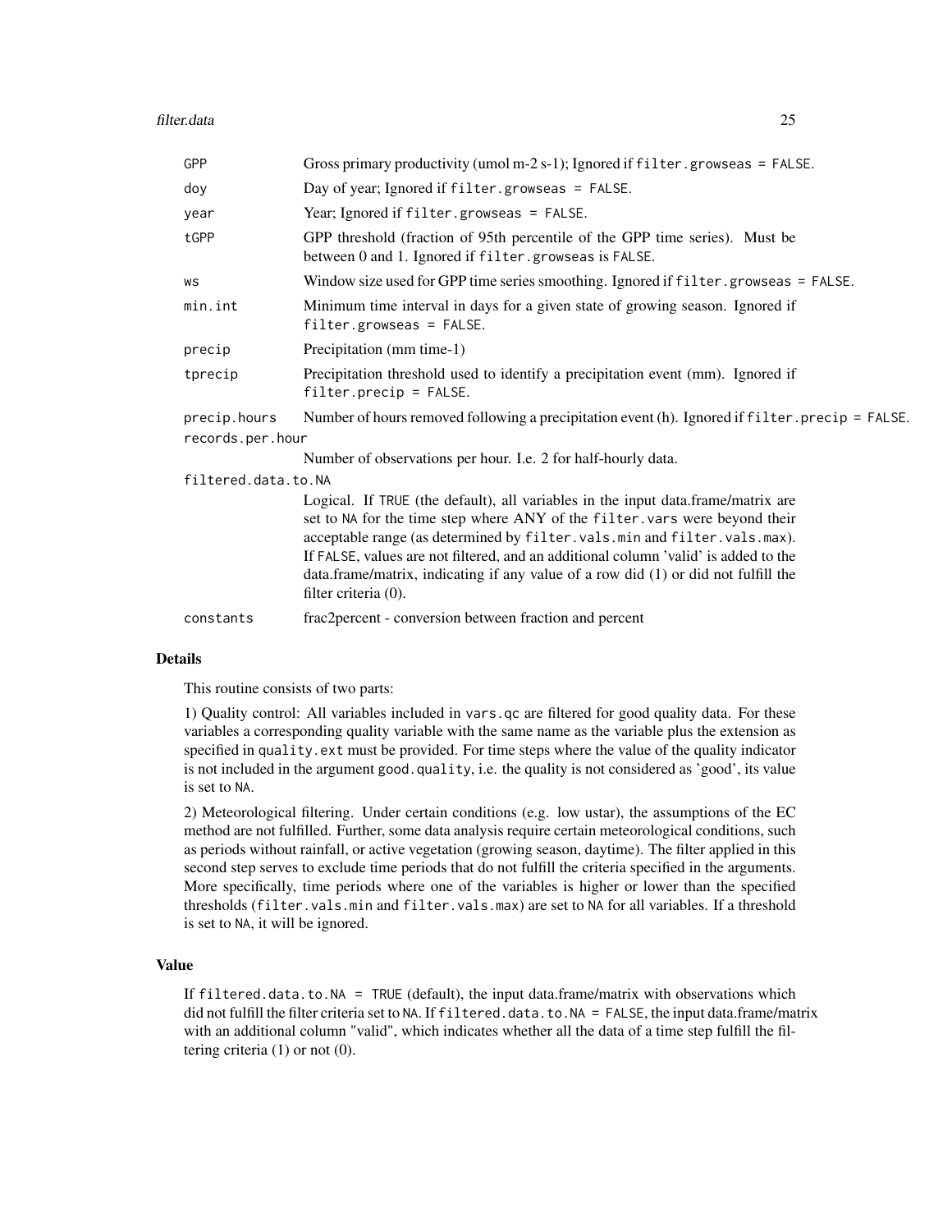| Argument | Description |
|---|---|
| GPP | Gross primary productivity (umol m-2 s-1); Ignored if `filter.growseas = FALSE`. |
| doy | Day of year; Ignored if `filter.growseas = FALSE`. |
| year | Year; Ignored if `filter.growseas = FALSE`. |
| tGPP | GPP threshold (fraction of 95th percentile of the GPP time series). Must be between 0 and 1. Ignored if `filter.growseas` is FALSE. |
| ws | Window size used for GPP time series smoothing. Ignored if `filter.growseas = FALSE`. |
| min.int | Minimum time interval in days for a given state of growing season. Ignored if `filter.growseas = FALSE`. |
| precip | Precipitation (mm time-1) |
| tprecip | Precipitation threshold used to identify a precipitation event (mm). Ignored if `filter.precip = FALSE`. |
| precip.hours | Number of hours removed following a precipitation event (h). Ignored if `filter.precip = FALSE`. |
| records.per.hour | Number of observations per hour. I.e. 2 for half-hourly data. |
| filtered.data.to.NA | Logical. If `TRUE` (the default), all variables in the input data.frame/matrix are set to `NA` for the time step where ANY of the `filter.vars` were beyond their acceptable range (as determined by `filter.vals.min` and `filter.vals.max`). If `FALSE`, values are not filtered, and an additional column 'valid' is added to the data.frame/matrix, indicating if any value of a row did (1) or did not fulfill the filter criteria (0). |
| constants | frac2percent - conversion between fraction and percent |

## Details

This routine consists of two parts:

1) Quality control: All variables included in `vars.qc` are filtered for good quality data. For these variables a corresponding quality variable with the same name as the variable plus the extension as specified in `quality.ext` must be provided. For time steps where the value of the quality indicator is not included in the argument `good.quality`, i.e. the quality is not considered as 'good', its value is set to `NA`.

2) Meteorological filtering. Under certain conditions (e.g. low ustar), the assumptions of the EC method are not fulfilled. Further, some data analysis require certain meteorological conditions, such as periods without rainfall, or active vegetation (growing season, daytime). The filter applied in this second step serves to exclude time periods that do not fulfill the criteria specified in the arguments. More specifically, time periods where one of the variables is higher or lower than the specified thresholds (`filter.vals.min` and `filter.vals.max`) are set to `NA` for all variables. If a threshold is set to `NA`, it will be ignored.

## Value

If `filtered.data.to.NA = TRUE` (default), the input data.frame/matrix with observations which did not fulfill the filter criteria set to `NA`. If `filtered.data.to.NA = FALSE`, the input data.frame/matrix with an additional column "valid", which indicates whether all the data of a time step fulfill the filtering criteria (1) or not (0).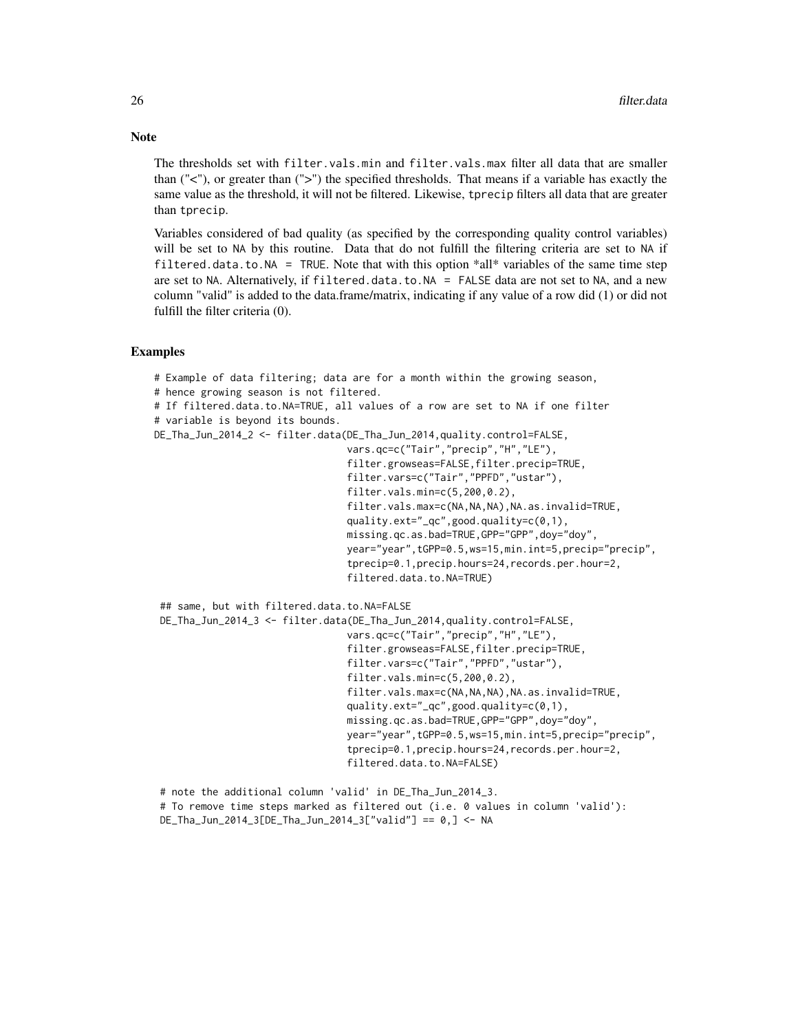## Note

The thresholds set with `filter.vals.min` and `filter.vals.max` filter all data that are smaller than ("<"), or greater than (">") the specified thresholds. That means if a variable has exactly the same value as the threshold, it will not be filtered. Likewise, `tprecip` filters all data that are greater than `tprecip`.

Variables considered of bad quality (as specified by the corresponding quality control variables) will be set to `NA` by this routine. Data that do not fulfill the filtering criteria are set to `NA` if `filtered.data.to.NA = TRUE`. Note that with this option *all* variables of the same time step are set to `NA`. Alternatively, if `filtered.data.to.NA = FALSE` data are not set to `NA`, and a new column "valid" is added to the data.frame/matrix, indicating if any value of a row did (1) or did not fulfill the filter criteria (0).

## Examples

```
# Example of data filtering; data are for a month within the growing season,
# hence growing season is not filtered.
# If filtered.data.to.NA=TRUE, all values of a row are set to NA if one filter
# variable is beyond its bounds.
DE_Tha_Jun_2014_2 <- filter.data(DE_Tha_Jun_2014,quality.control=FALSE,
                                 vars.qc=c("Tair","precip","H","LE"),
                                 filter.growseas=FALSE,filter.precip=TRUE,
                                 filter.vars=c("Tair","PPFD","ustar"),
                                 filter.vals.min=c(5,200,0.2),
                                 filter.vals.max=c(NA,NA,NA),NA.as.invalid=TRUE,
                                 quality.ext="_qc",good.quality=c(0,1),
                                 missing.qc.as.bad=TRUE,GPP="GPP",doy="doy",
                                 year="year",tGPP=0.5,ws=15,min.int=5,precip="precip",
                                 tprecip=0.1,precip.hours=24,records.per.hour=2,
                                 filtered.data.to.NA=TRUE)

 ## same, but with filtered.data.to.NA=FALSE
 DE_Tha_Jun_2014_3 <- filter.data(DE_Tha_Jun_2014,quality.control=FALSE,
                                 vars.qc=c("Tair","precip","H","LE"),
                                 filter.growseas=FALSE,filter.precip=TRUE,
                                 filter.vars=c("Tair","PPFD","ustar"),
                                 filter.vals.min=c(5,200,0.2),
                                 filter.vals.max=c(NA,NA,NA),NA.as.invalid=TRUE,
                                 quality.ext="_qc",good.quality=c(0,1),
                                 missing.qc.as.bad=TRUE,GPP="GPP",doy="doy",
                                 year="year",tGPP=0.5,ws=15,min.int=5,precip="precip",
                                 tprecip=0.1,precip.hours=24,records.per.hour=2,
                                 filtered.data.to.NA=FALSE)

 # note the additional column 'valid' in DE_Tha_Jun_2014_3.
 # To remove time steps marked as filtered out (i.e. 0 values in column 'valid'):
 DE_Tha_Jun_2014_3[DE_Tha_Jun_2014_3["valid"] == 0,] <- NA
```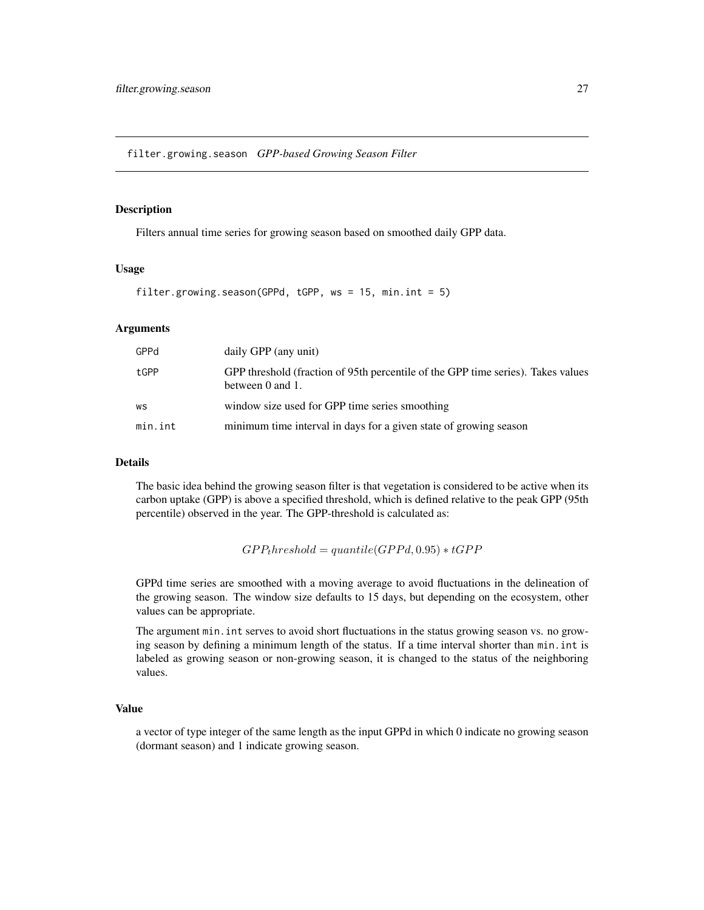# filter.growing.season *GPP-based Growing Season Filter*

## Description

Filters annual time series for growing season based on smoothed daily GPP data.

## Usage

```
filter.growing.season(GPPd, tGPP, ws = 15, min.int = 5)
```

## Arguments

| | |
|---|---|
| GPPd | daily GPP (any unit) |
| tGPP | GPP threshold (fraction of 95th percentile of the GPP time series). Takes values between 0 and 1. |
| ws | window size used for GPP time series smoothing |
| min.int | minimum time interval in days for a given state of growing season |

## Details

The basic idea behind the growing season filter is that vegetation is considered to be active when its carbon uptake (GPP) is above a specified threshold, which is defined relative to the peak GPP (95th percentile) observed in the year. The GPP-threshold is calculated as:

$$GPP_threshold = quantile(GPPd, 0.95) * tGPP$$

GPPd time series are smoothed with a moving average to avoid fluctuations in the delineation of the growing season. The window size defaults to 15 days, but depending on the ecosystem, other values can be appropriate.

The argument `min.int` serves to avoid short fluctuations in the status growing season vs. no growing season by defining a minimum length of the status. If a time interval shorter than `min.int` is labeled as growing season or non-growing season, it is changed to the status of the neighboring values.

## Value

a vector of type integer of the same length as the input GPPd in which 0 indicate no growing season (dormant season) and 1 indicate growing season.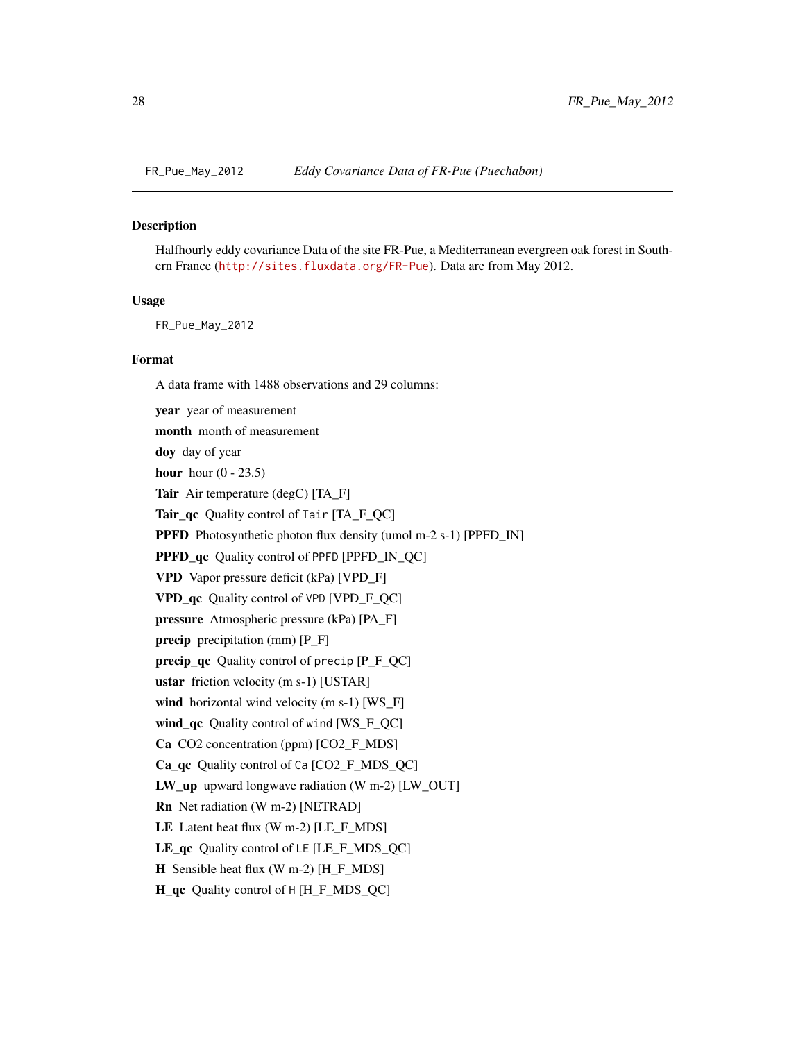`FR_Pue_May_2012` *Eddy Covariance Data of FR-Pue (Puechabon)*

## Description

Halfhourly eddy covariance Data of the site FR-Pue, a Mediterranean evergreen oak forest in Southern France (http://sites.fluxdata.org/FR-Pue). Data are from May 2012.

## Usage

```
FR_Pue_May_2012
```

## Format

A data frame with 1488 observations and 29 columns:

**year** year of measurement

**month** month of measurement

**doy** day of year

**hour** hour (0 - 23.5)

**Tair** Air temperature (degC) [TA_F]

**Tair_qc** Quality control of `Tair` [TA_F_QC]

**PPFD** Photosynthetic photon flux density (umol m-2 s-1) [PPFD_IN]

**PPFD_qc** Quality control of `PPFD` [PPFD_IN_QC]

**VPD** Vapor pressure deficit (kPa) [VPD_F]

**VPD_qc** Quality control of `VPD` [VPD_F_QC]

**pressure** Atmospheric pressure (kPa) [PA_F]

**precip** precipitation (mm) [P_F]

**precip_qc** Quality control of `precip` [P_F_QC]

**ustar** friction velocity (m s-1) [USTAR]

**wind** horizontal wind velocity (m s-1) [WS_F]

**wind_qc** Quality control of `wind` [WS_F_QC]

**Ca** CO2 concentration (ppm) [CO2_F_MDS]

**Ca_qc** Quality control of `Ca` [CO2_F_MDS_QC]

**LW_up** upward longwave radiation (W m-2) [LW_OUT]

**Rn** Net radiation (W m-2) [NETRAD]

**LE** Latent heat flux (W m-2) [LE_F_MDS]

**LE_qc** Quality control of `LE` [LE_F_MDS_QC]

**H** Sensible heat flux (W m-2) [H_F_MDS]

**H_qc** Quality control of `H` [H_F_MDS_QC]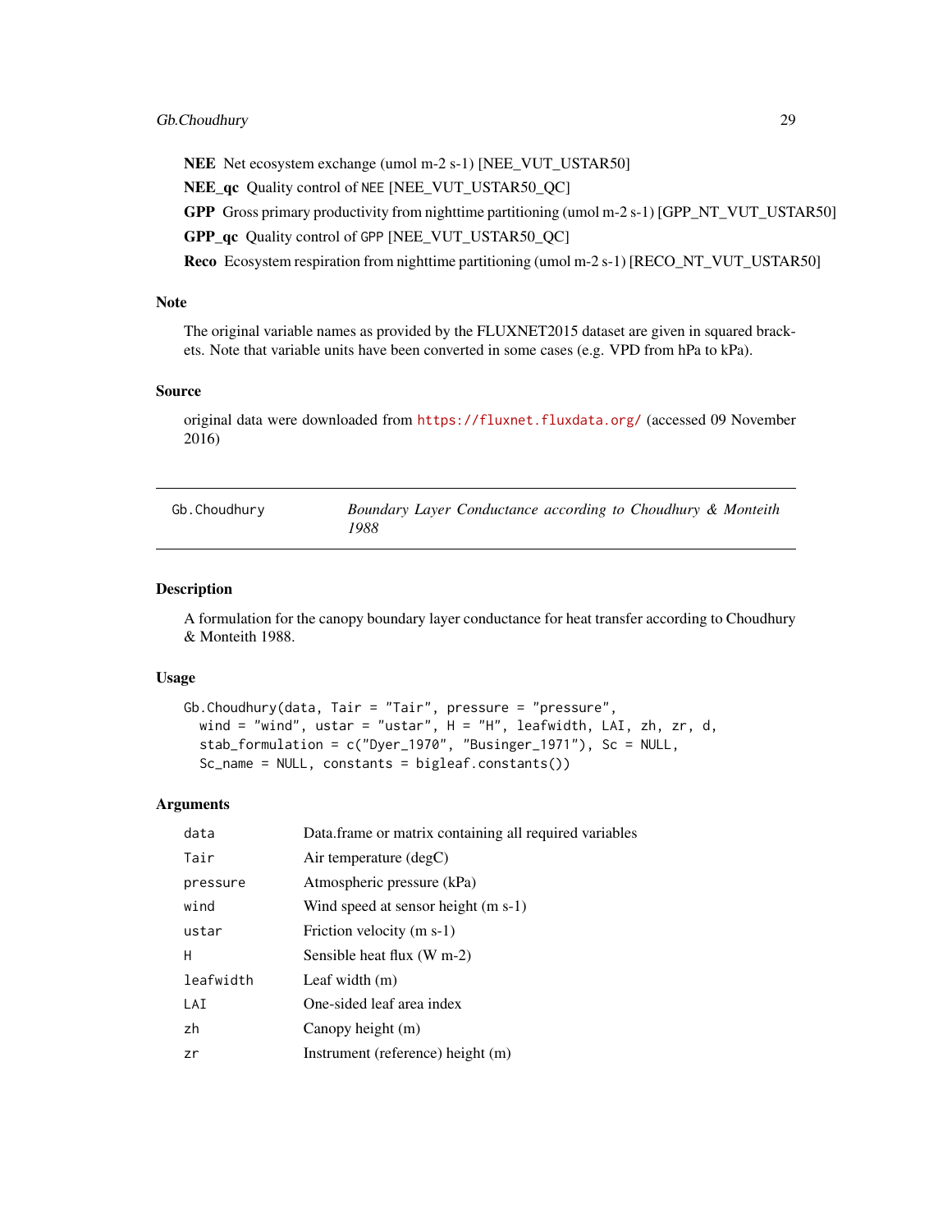**NEE** Net ecosystem exchange (umol m-2 s-1) [NEE_VUT_USTAR50]

**NEE_qc** Quality control of `NEE` [NEE_VUT_USTAR50_QC]

**GPP** Gross primary productivity from nighttime partitioning (umol m-2 s-1) [GPP_NT_VUT_USTAR50]

**GPP_qc** Quality control of `GPP` [NEE_VUT_USTAR50_QC]

**Reco** Ecosystem respiration from nighttime partitioning (umol m-2 s-1) [RECO_NT_VUT_USTAR50]

### Note

The original variable names as provided by the FLUXNET2015 dataset are given in squared brackets. Note that variable units have been converted in some cases (e.g. VPD from hPa to kPa).

### Source

original data were downloaded from https://fluxnet.fluxdata.org/ (accessed 09 November 2016)

---

## Gb.Choudhury — *Boundary Layer Conductance according to Choudhury & Monteith 1988*

---

### Description

A formulation for the canopy boundary layer conductance for heat transfer according to Choudhury & Monteith 1988.

### Usage

```
Gb.Choudhury(data, Tair = "Tair", pressure = "pressure",
  wind = "wind", ustar = "ustar", H = "H", leafwidth, LAI, zh, zr, d,
  stab_formulation = c("Dyer_1970", "Businger_1971"), Sc = NULL,
  Sc_name = NULL, constants = bigleaf.constants())
```

### Arguments

| | |
|---|---|
| `data` | Data.frame or matrix containing all required variables |
| `Tair` | Air temperature (degC) |
| `pressure` | Atmospheric pressure (kPa) |
| `wind` | Wind speed at sensor height (m s-1) |
| `ustar` | Friction velocity (m s-1) |
| `H` | Sensible heat flux (W m-2) |
| `leafwidth` | Leaf width (m) |
| `LAI` | One-sided leaf area index |
| `zh` | Canopy height (m) |
| `zr` | Instrument (reference) height (m) |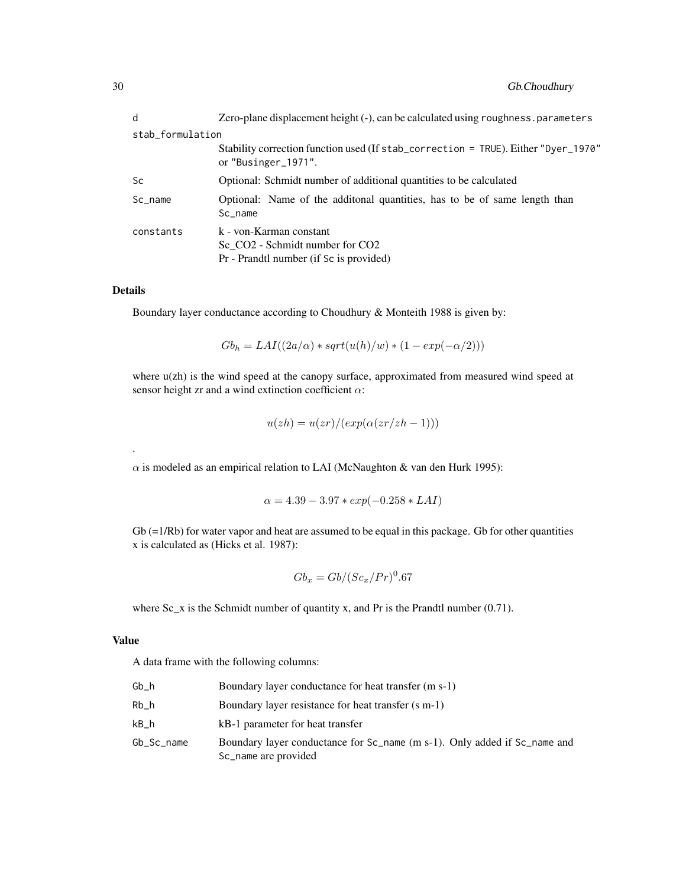| | |
|---|---|
| d | Zero-plane displacement height (-), can be calculated using roughness.parameters |
| stab_formulation | Stability correction function used (If stab_correction = TRUE). Either "Dyer_1970" or "Businger_1971". |
| Sc | Optional: Schmidt number of additional quantities to be calculated |
| Sc_name | Optional: Name of the additonal quantities, has to be of same length than Sc_name |
| constants | k - von-Karman constant<br>Sc_CO2 - Schmidt number for CO2<br>Pr - Prandtl number (if Sc is provided) |

### Details

Boundary layer conductance according to Choudhury & Monteith 1988 is given by:

$$Gb_h = LAI((2a/\alpha) * sqrt(u(h)/w) * (1 - exp(-\alpha/2)))$$

where u(zh) is the wind speed at the canopy surface, approximated from measured wind speed at sensor height zr and a wind extinction coefficient $\alpha$:

$$u(zh) = u(zr)/(exp(\alpha(zr/zh - 1)))$$

.

$\alpha$ is modeled as an empirical relation to LAI (McNaughton & van den Hurk 1995):

$$\alpha = 4.39 - 3.97 * exp(-0.258 * LAI)$$

Gb (=1/Rb) for water vapor and heat are assumed to be equal in this package. Gb for other quantities x is calculated as (Hicks et al. 1987):

$$Gb_x = Gb/(Sc_x/Pr)^0.67$$

where Sc_x is the Schmidt number of quantity x, and Pr is the Prandtl number (0.71).

### Value

A data frame with the following columns:

| | |
|---|---|
| Gb_h | Boundary layer conductance for heat transfer (m s-1) |
| Rb_h | Boundary layer resistance for heat transfer (s m-1) |
| kB_h | kB-1 parameter for heat transfer |
| Gb_Sc_name | Boundary layer conductance for Sc_name (m s-1). Only added if Sc_name and Sc_name are provided |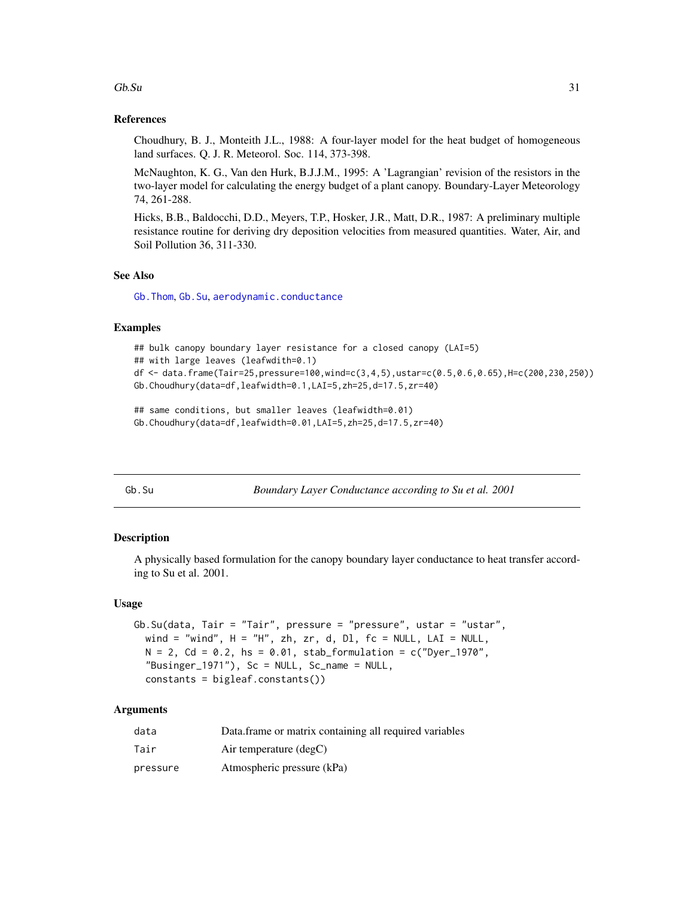### References

Choudhury, B. J., Monteith J.L., 1988: A four-layer model for the heat budget of homogeneous land surfaces. Q. J. R. Meteorol. Soc. 114, 373-398.

McNaughton, K. G., Van den Hurk, B.J.J.M., 1995: A 'Lagrangian' revision of the resistors in the two-layer model for calculating the energy budget of a plant canopy. Boundary-Layer Meteorology 74, 261-288.

Hicks, B.B., Baldocchi, D.D., Meyers, T.P., Hosker, J.R., Matt, D.R., 1987: A preliminary multiple resistance routine for deriving dry deposition velocities from measured quantities. Water, Air, and Soil Pollution 36, 311-330.

### See Also

Gb.Thom, Gb.Su, aerodynamic.conductance

### Examples

```
## bulk canopy boundary layer resistance for a closed canopy (LAI=5)
## with large leaves (leafwdith=0.1)
df <- data.frame(Tair=25,pressure=100,wind=c(3,4,5),ustar=c(0.5,0.6,0.65),H=c(200,230,250))
Gb.Choudhury(data=df,leafwidth=0.1,LAI=5,zh=25,d=17.5,zr=40)

## same conditions, but smaller leaves (leafwidth=0.01)
Gb.Choudhury(data=df,leafwidth=0.01,LAI=5,zh=25,d=17.5,zr=40)
```

---

## Gb.Su — *Boundary Layer Conductance according to Su et al. 2001*

### Description

A physically based formulation for the canopy boundary layer conductance to heat transfer according to Su et al. 2001.

### Usage

```
Gb.Su(data, Tair = "Tair", pressure = "pressure", ustar = "ustar",
  wind = "wind", H = "H", zh, zr, d, Dl, fc = NULL, LAI = NULL,
  N = 2, Cd = 0.2, hs = 0.01, stab_formulation = c("Dyer_1970",
  "Businger_1971"), Sc = NULL, Sc_name = NULL,
  constants = bigleaf.constants())
```

### Arguments

| | |
|---|---|
| data | Data.frame or matrix containing all required variables |
| Tair | Air temperature (degC) |
| pressure | Atmospheric pressure (kPa) |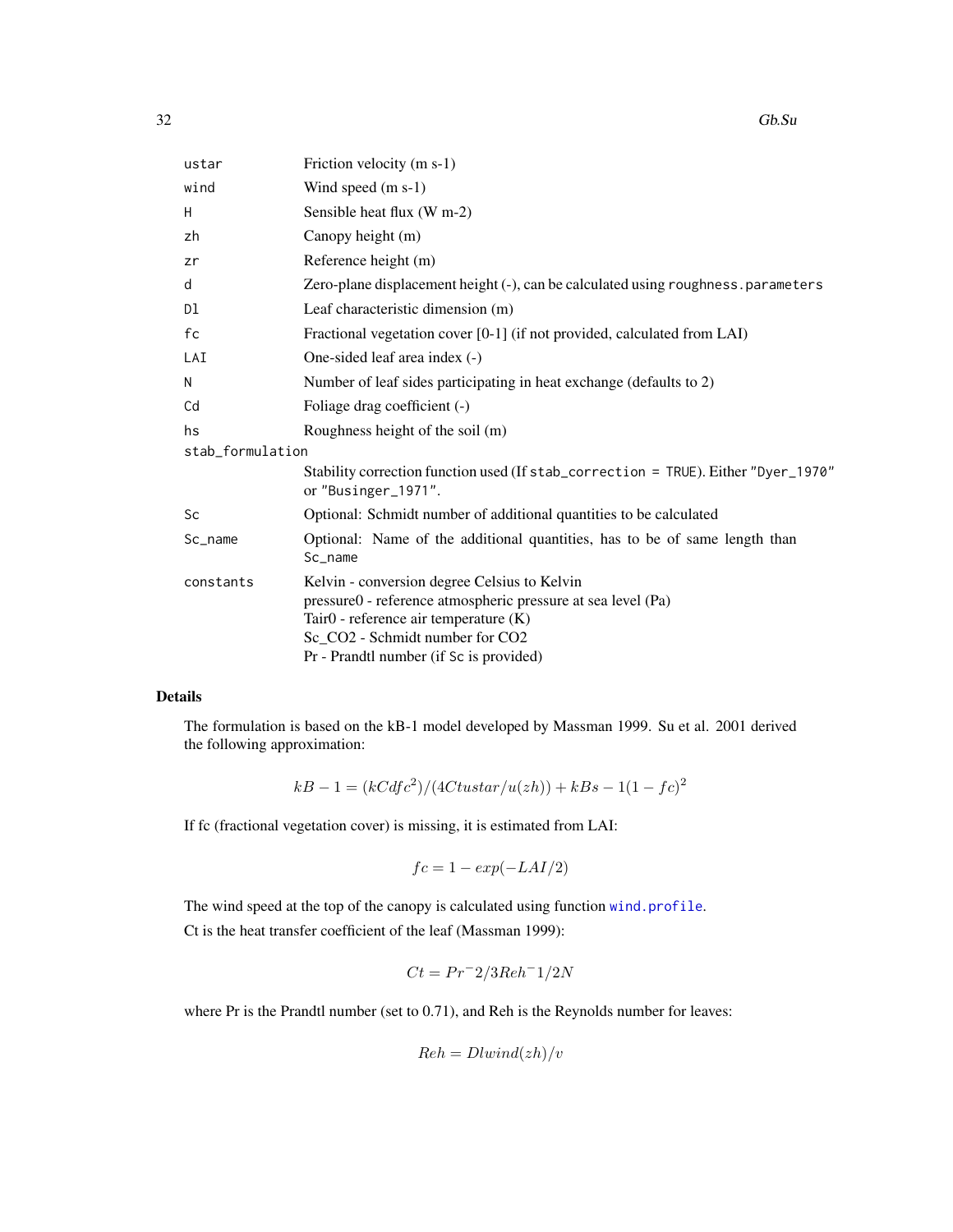| | |
|---|---|
| ustar | Friction velocity (m s-1) |
| wind | Wind speed (m s-1) |
| H | Sensible heat flux (W m-2) |
| zh | Canopy height (m) |
| zr | Reference height (m) |
| d | Zero-plane displacement height (-), can be calculated using `roughness.parameters` |
| Dl | Leaf characteristic dimension (m) |
| fc | Fractional vegetation cover [0-1] (if not provided, calculated from LAI) |
| LAI | One-sided leaf area index (-) |
| N | Number of leaf sides participating in heat exchange (defaults to 2) |
| Cd | Foliage drag coefficient (-) |
| hs | Roughness height of the soil (m) |
| stab_formulation | Stability correction function used (If `stab_correction = TRUE`). Either `"Dyer_1970"` or `"Businger_1971"`. |
| Sc | Optional: Schmidt number of additional quantities to be calculated |
| Sc_name | Optional: Name of the additional quantities, has to be of same length than `Sc_name` |
| constants | Kelvin - conversion degree Celsius to Kelvin<br>pressure0 - reference atmospheric pressure at sea level (Pa)<br>Tair0 - reference air temperature (K)<br>Sc_CO2 - Schmidt number for CO2<br>Pr - Prandtl number (if `Sc` is provided) |

## Details

The formulation is based on the kB-1 model developed by Massman 1999. Su et al. 2001 derived the following approximation:

$$kB - 1 = (kCdfc^2)/(4Ctustar/u(zh)) + kBs - 1(1 - fc)^2$$

If fc (fractional vegetation cover) is missing, it is estimated from LAI:

$$fc = 1 - exp(-LAI/2)$$

The wind speed at the top of the canopy is calculated using function `wind.profile`.

Ct is the heat transfer coefficient of the leaf (Massman 1999):

$$Ct = Pr^-2/3Reh^-1/2N$$

where Pr is the Prandtl number (set to 0.71), and Reh is the Reynolds number for leaves:

$$Reh = Dlwind(zh)/v$$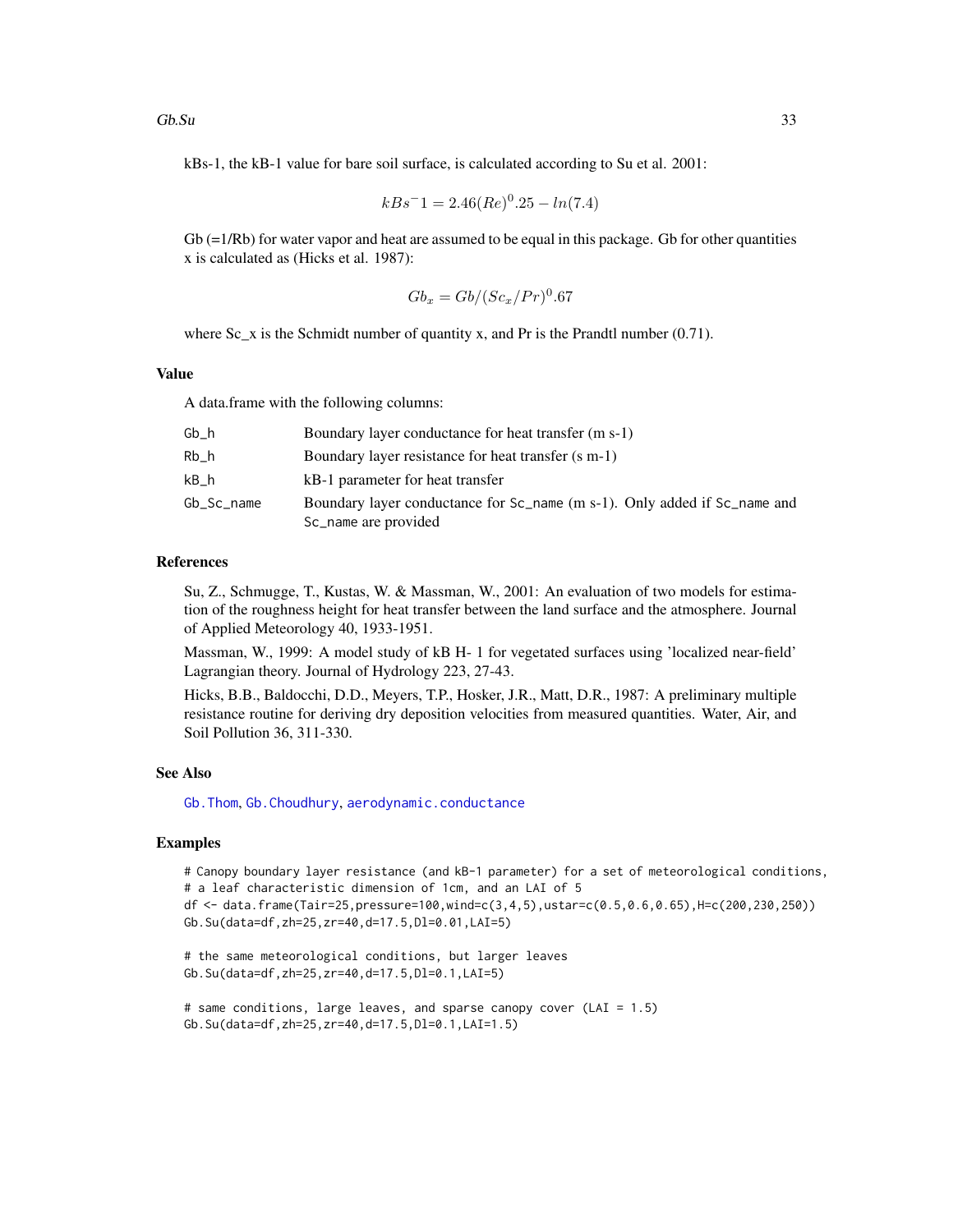kBs-1, the kB-1 value for bare soil surface, is calculated according to Su et al. 2001:

$$kBs^{-}1 = 2.46(Re)^{0}.25 - ln(7.4)$$

Gb (=1/Rb) for water vapor and heat are assumed to be equal in this package. Gb for other quantities x is calculated as (Hicks et al. 1987):

$$Gb_x = Gb/(Sc_x/Pr)^{0}.67$$

where Sc_x is the Schmidt number of quantity x, and Pr is the Prandtl number (0.71).

### Value

A data.frame with the following columns:

| | |
|---|---|
| Gb_h | Boundary layer conductance for heat transfer (m s-1) |
| Rb_h | Boundary layer resistance for heat transfer (s m-1) |
| kB_h | kB-1 parameter for heat transfer |
| Gb_Sc_name | Boundary layer conductance for Sc_name (m s-1). Only added if Sc_name and Sc_name are provided |

### References

Su, Z., Schmugge, T., Kustas, W. & Massman, W., 2001: An evaluation of two models for estimation of the roughness height for heat transfer between the land surface and the atmosphere. Journal of Applied Meteorology 40, 1933-1951.

Massman, W., 1999: A model study of kB H- 1 for vegetated surfaces using 'localized near-field' Lagrangian theory. Journal of Hydrology 223, 27-43.

Hicks, B.B., Baldocchi, D.D., Meyers, T.P., Hosker, J.R., Matt, D.R., 1987: A preliminary multiple resistance routine for deriving dry deposition velocities from measured quantities. Water, Air, and Soil Pollution 36, 311-330.

### See Also

Gb.Thom, Gb.Choudhury, aerodynamic.conductance

### Examples

```
# Canopy boundary layer resistance (and kB-1 parameter) for a set of meteorological conditions,
# a leaf characteristic dimension of 1cm, and an LAI of 5
df <- data.frame(Tair=25,pressure=100,wind=c(3,4,5),ustar=c(0.5,0.6,0.65),H=c(200,230,250))
Gb.Su(data=df,zh=25,zr=40,d=17.5,Dl=0.01,LAI=5)

# the same meteorological conditions, but larger leaves
Gb.Su(data=df,zh=25,zr=40,d=17.5,Dl=0.1,LAI=5)

# same conditions, large leaves, and sparse canopy cover (LAI = 1.5)
Gb.Su(data=df,zh=25,zr=40,d=17.5,Dl=0.1,LAI=1.5)
```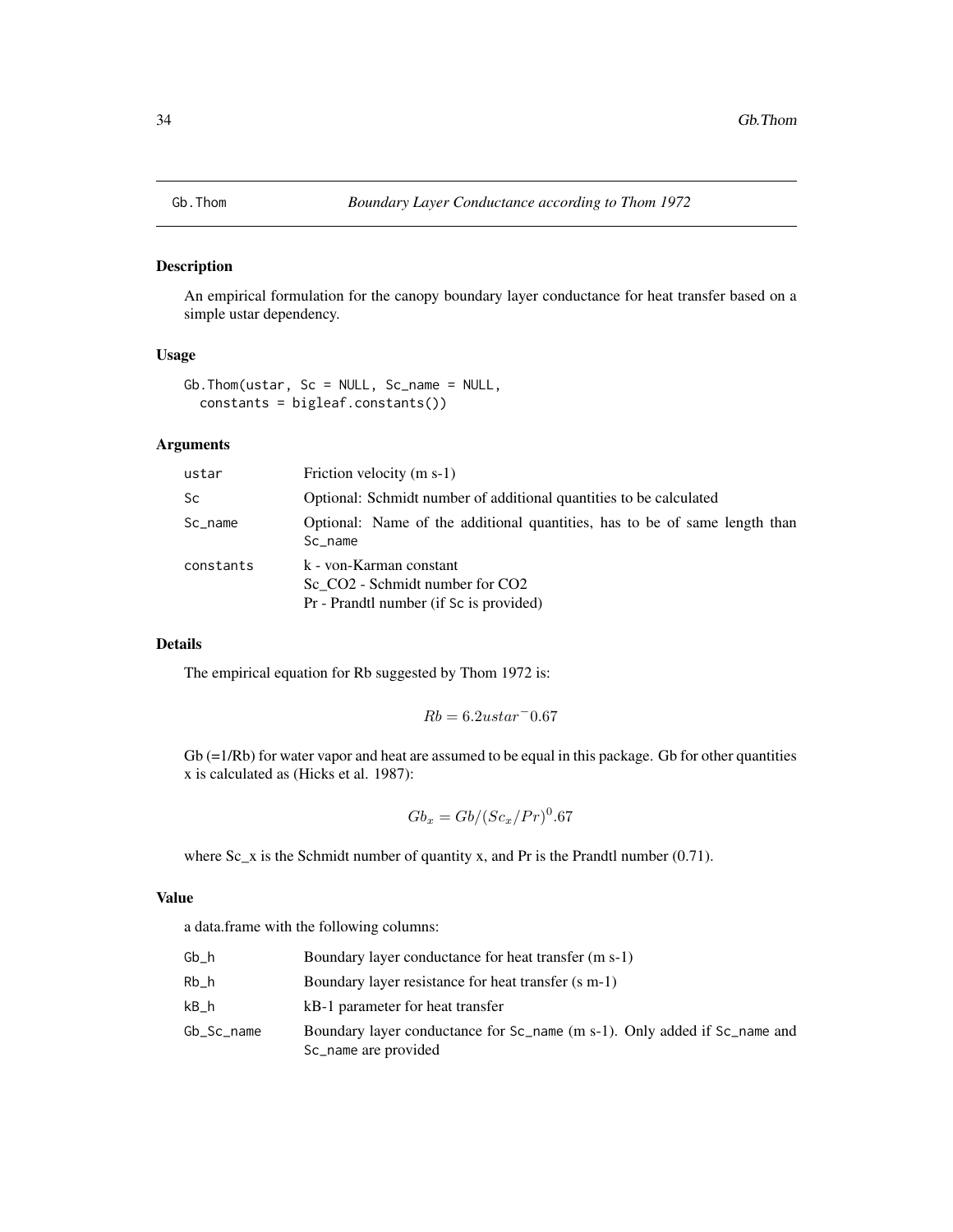# Gb.Thom — *Boundary Layer Conductance according to Thom 1972*

## Description

An empirical formulation for the canopy boundary layer conductance for heat transfer based on a simple ustar dependency.

## Usage

```
Gb.Thom(ustar, Sc = NULL, Sc_name = NULL,
  constants = bigleaf.constants())
```

## Arguments

| | |
|---|---|
| ustar | Friction velocity (m s-1) |
| Sc | Optional: Schmidt number of additional quantities to be calculated |
| Sc_name | Optional: Name of the additional quantities, has to be of same length than Sc_name |
| constants | k - von-Karman constant<br>Sc_CO2 - Schmidt number for CO2<br>Pr - Prandtl number (if Sc is provided) |

## Details

The empirical equation for Rb suggested by Thom 1972 is:

$$Rb = 6.2ustar^{-}0.67$$

Gb (=1/Rb) for water vapor and heat are assumed to be equal in this package. Gb for other quantities x is calculated as (Hicks et al. 1987):

$$Gb_x = Gb/(Sc_x/Pr)^0.67$$

where Sc_x is the Schmidt number of quantity x, and Pr is the Prandtl number (0.71).

## Value

a data.frame with the following columns:

| | |
|---|---|
| Gb_h | Boundary layer conductance for heat transfer (m s-1) |
| Rb_h | Boundary layer resistance for heat transfer (s m-1) |
| kB_h | kB-1 parameter for heat transfer |
| Gb_Sc_name | Boundary layer conductance for Sc_name (m s-1). Only added if Sc_name and Sc_name are provided |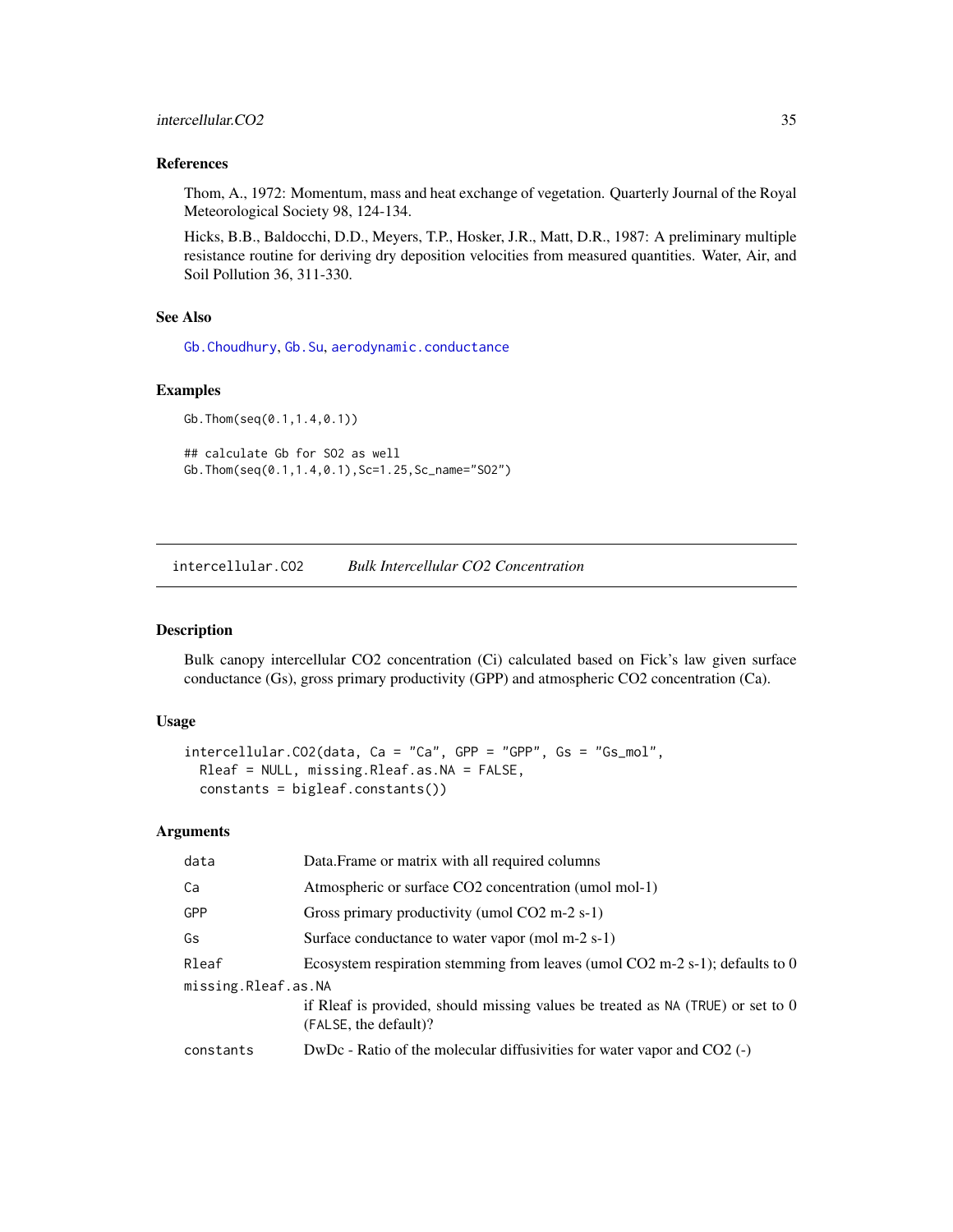### References

Thom, A., 1972: Momentum, mass and heat exchange of vegetation. Quarterly Journal of the Royal Meteorological Society 98, 124-134.

Hicks, B.B., Baldocchi, D.D., Meyers, T.P., Hosker, J.R., Matt, D.R., 1987: A preliminary multiple resistance routine for deriving dry deposition velocities from measured quantities. Water, Air, and Soil Pollution 36, 311-330.

### See Also

Gb.Choudhury, Gb.Su, aerodynamic.conductance

### Examples

```
Gb.Thom(seq(0.1,1.4,0.1))

## calculate Gb for SO2 as well
Gb.Thom(seq(0.1,1.4,0.1),Sc=1.25,Sc_name="SO2")
```

---

## intercellular.CO2 *Bulk Intercellular CO2 Concentration*

### Description

Bulk canopy intercellular CO2 concentration (Ci) calculated based on Fick's law given surface conductance (Gs), gross primary productivity (GPP) and atmospheric CO2 concentration (Ca).

### Usage

```
intercellular.CO2(data, Ca = "Ca", GPP = "GPP", Gs = "Gs_mol",
  Rleaf = NULL, missing.Rleaf.as.NA = FALSE,
  constants = bigleaf.constants())
```

### Arguments

| | |
|---|---|
| data | Data.Frame or matrix with all required columns |
| Ca | Atmospheric or surface CO2 concentration (umol mol-1) |
| GPP | Gross primary productivity (umol CO2 m-2 s-1) |
| Gs | Surface conductance to water vapor (mol m-2 s-1) |
| Rleaf | Ecosystem respiration stemming from leaves (umol CO2 m-2 s-1); defaults to 0 |
| missing.Rleaf.as.NA | if Rleaf is provided, should missing values be treated as NA (TRUE) or set to 0 (FALSE, the default)? |
| constants | DwDc - Ratio of the molecular diffusivities for water vapor and CO2 (-) |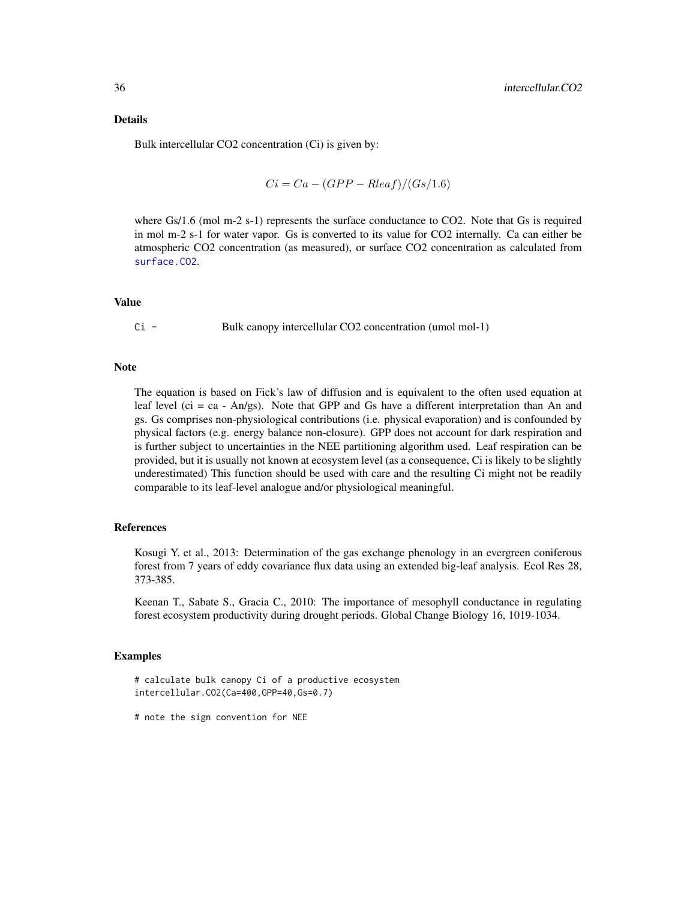## Details

Bulk intercellular CO2 concentration (Ci) is given by:

$$Ci = Ca - (GPP - Rleaf)/(Gs/1.6)$$

where Gs/1.6 (mol m-2 s-1) represents the surface conductance to CO2. Note that Gs is required in mol m-2 s-1 for water vapor. Gs is converted to its value for CO2 internally. Ca can either be atmospheric CO2 concentration (as measured), or surface CO2 concentration as calculated from `surface.CO2`.

## Value

Ci - Bulk canopy intercellular CO2 concentration (umol mol-1)

## Note

The equation is based on Fick's law of diffusion and is equivalent to the often used equation at leaf level (ci = ca - An/gs). Note that GPP and Gs have a different interpretation than An and gs. Gs comprises non-physiological contributions (i.e. physical evaporation) and is confounded by physical factors (e.g. energy balance non-closure). GPP does not account for dark respiration and is further subject to uncertainties in the NEE partitioning algorithm used. Leaf respiration can be provided, but it is usually not known at ecosystem level (as a consequence, Ci is likely to be slightly underestimated) This function should be used with care and the resulting Ci might not be readily comparable to its leaf-level analogue and/or physiological meaningful.

## References

Kosugi Y. et al., 2013: Determination of the gas exchange phenology in an evergreen coniferous forest from 7 years of eddy covariance flux data using an extended big-leaf analysis. Ecol Res 28, 373-385.

Keenan T., Sabate S., Gracia C., 2010: The importance of mesophyll conductance in regulating forest ecosystem productivity during drought periods. Global Change Biology 16, 1019-1034.

## Examples

```
# calculate bulk canopy Ci of a productive ecosystem
intercellular.CO2(Ca=400,GPP=40,Gs=0.7)

# note the sign convention for NEE
```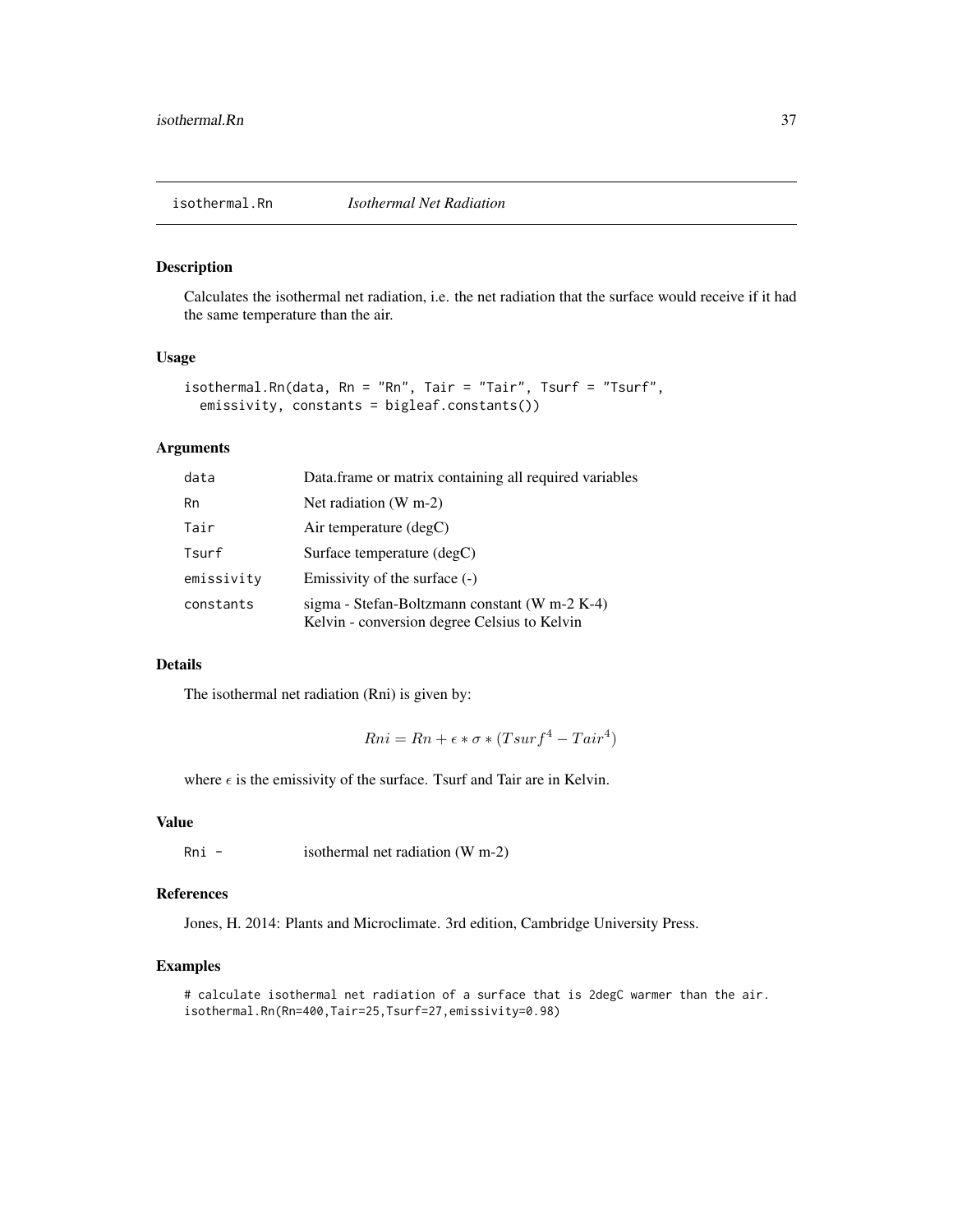## isothermal.Rn *Isothermal Net Radiation*

### Description

Calculates the isothermal net radiation, i.e. the net radiation that the surface would receive if it had the same temperature than the air.

### Usage

```
isothermal.Rn(data, Rn = "Rn", Tair = "Tair", Tsurf = "Tsurf",
  emissivity, constants = bigleaf.constants())
```

### Arguments

| | |
|---|---|
| data | Data.frame or matrix containing all required variables |
| Rn | Net radiation (W m-2) |
| Tair | Air temperature (degC) |
| Tsurf | Surface temperature (degC) |
| emissivity | Emissivity of the surface (-) |
| constants | sigma - Stefan-Boltzmann constant (W m-2 K-4)<br>Kelvin - conversion degree Celsius to Kelvin |

### Details

The isothermal net radiation (Rni) is given by:

$$Rni = Rn + \epsilon * \sigma * (Tsurf^4 - Tair^4)$$

where $\epsilon$ is the emissivity of the surface. Tsurf and Tair are in Kelvin.

### Value

| | |
|---|---|
| Rni - | isothermal net radiation (W m-2) |

### References

Jones, H. 2014: Plants and Microclimate. 3rd edition, Cambridge University Press.

### Examples

```
# calculate isothermal net radiation of a surface that is 2degC warmer than the air.
isothermal.Rn(Rn=400,Tair=25,Tsurf=27,emissivity=0.98)
```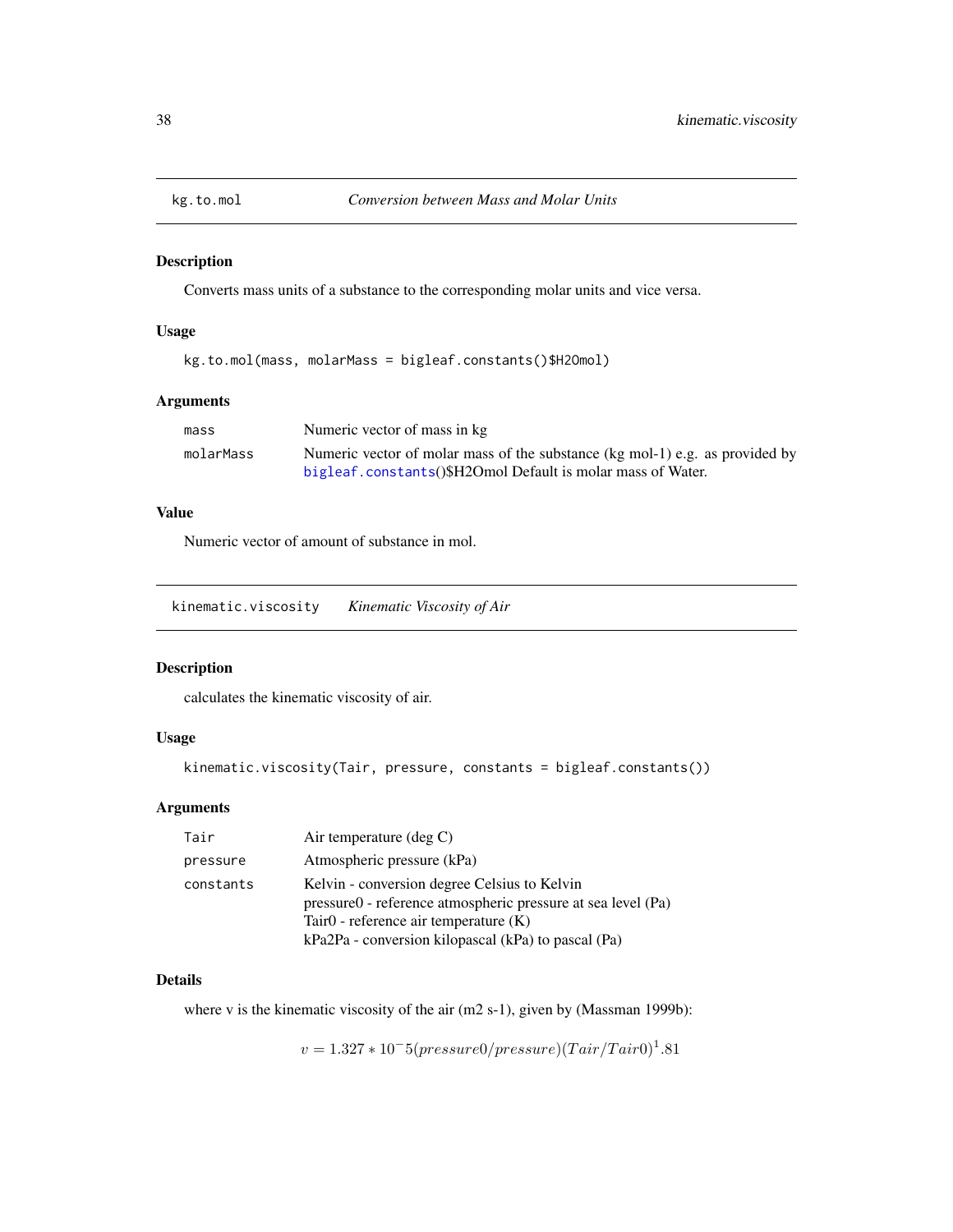## kg.to.mol — *Conversion between Mass and Molar Units*

### Description

Converts mass units of a substance to the corresponding molar units and vice versa.

### Usage

```
kg.to.mol(mass, molarMass = bigleaf.constants()$H2Omol)
```

### Arguments

| | |
|---|---|
| mass | Numeric vector of mass in kg |
| molarMass | Numeric vector of molar mass of the substance (kg mol-1) e.g. as provided by bigleaf.constants()$H2Omol Default is molar mass of Water. |

### Value

Numeric vector of amount of substance in mol.

## kinematic.viscosity — *Kinematic Viscosity of Air*

### Description

calculates the kinematic viscosity of air.

### Usage

```
kinematic.viscosity(Tair, pressure, constants = bigleaf.constants())
```

### Arguments

| | |
|---|---|
| Tair | Air temperature (deg C) |
| pressure | Atmospheric pressure (kPa) |
| constants | Kelvin - conversion degree Celsius to Kelvin<br>pressure0 - reference atmospheric pressure at sea level (Pa)<br>Tair0 - reference air temperature (K)<br>kPa2Pa - conversion kilopascal (kPa) to pascal (Pa) |

### Details

where v is the kinematic viscosity of the air (m2 s-1), given by (Massman 1999b):

$$v = 1.327 * 10^-5(pressure0/pressure)(Tair/Tair0)^1.81$$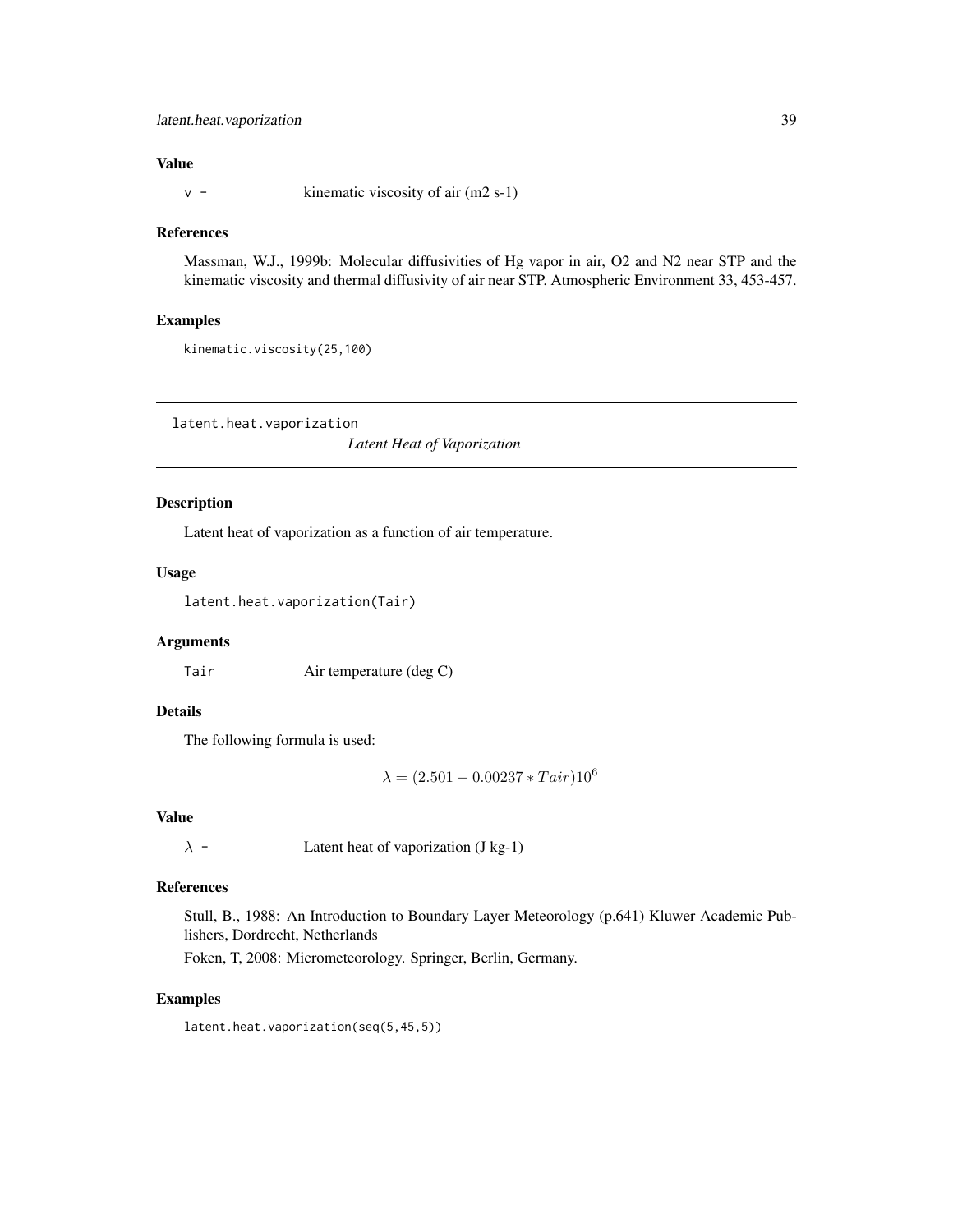## Value

`v -` kinematic viscosity of air (m2 s-1)

## References

Massman, W.J., 1999b: Molecular diffusivities of Hg vapor in air, O2 and N2 near STP and the kinematic viscosity and thermal diffusivity of air near STP. Atmospheric Environment 33, 453-457.

## Examples

```
kinematic.viscosity(25,100)
```

---

# latent.heat.vaporization

*Latent Heat of Vaporization*

## Description

Latent heat of vaporization as a function of air temperature.

## Usage

```
latent.heat.vaporization(Tair)
```

## Arguments

`Tair` Air temperature (deg C)

## Details

The following formula is used:

$$\lambda = (2.501 - 0.00237 * Tair)10^6$$

## Value

$\lambda$ - Latent heat of vaporization (J kg-1)

## References

Stull, B., 1988: An Introduction to Boundary Layer Meteorology (p.641) Kluwer Academic Publishers, Dordrecht, Netherlands

Foken, T, 2008: Micrometeorology. Springer, Berlin, Germany.

## Examples

```
latent.heat.vaporization(seq(5,45,5))
```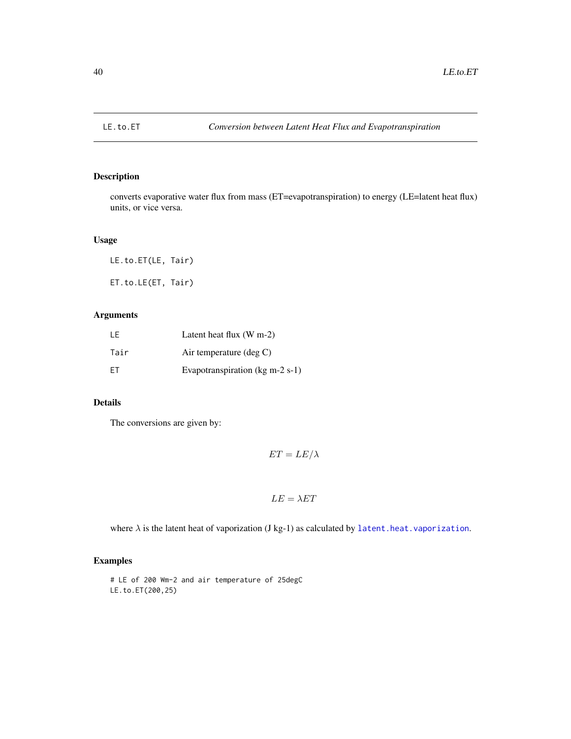## LE.to.ET — *Conversion between Latent Heat Flux and Evapotranspiration*

### Description

converts evaporative water flux from mass (ET=evapotranspiration) to energy (LE=latent heat flux) units, or vice versa.

### Usage

```
LE.to.ET(LE, Tair)

ET.to.LE(ET, Tair)
```

### Arguments

| | |
|---|---|
| LE | Latent heat flux (W m-2) |
| Tair | Air temperature (deg C) |
| ET | Evapotranspiration (kg m-2 s-1) |

### Details

The conversions are given by:

$$ET = LE/\lambda$$

$$LE = \lambda ET$$

where $\lambda$ is the latent heat of vaporization (J kg-1) as calculated by `latent.heat.vaporization`.

### Examples

```
# LE of 200 Wm-2 and air temperature of 25degC
LE.to.ET(200,25)
```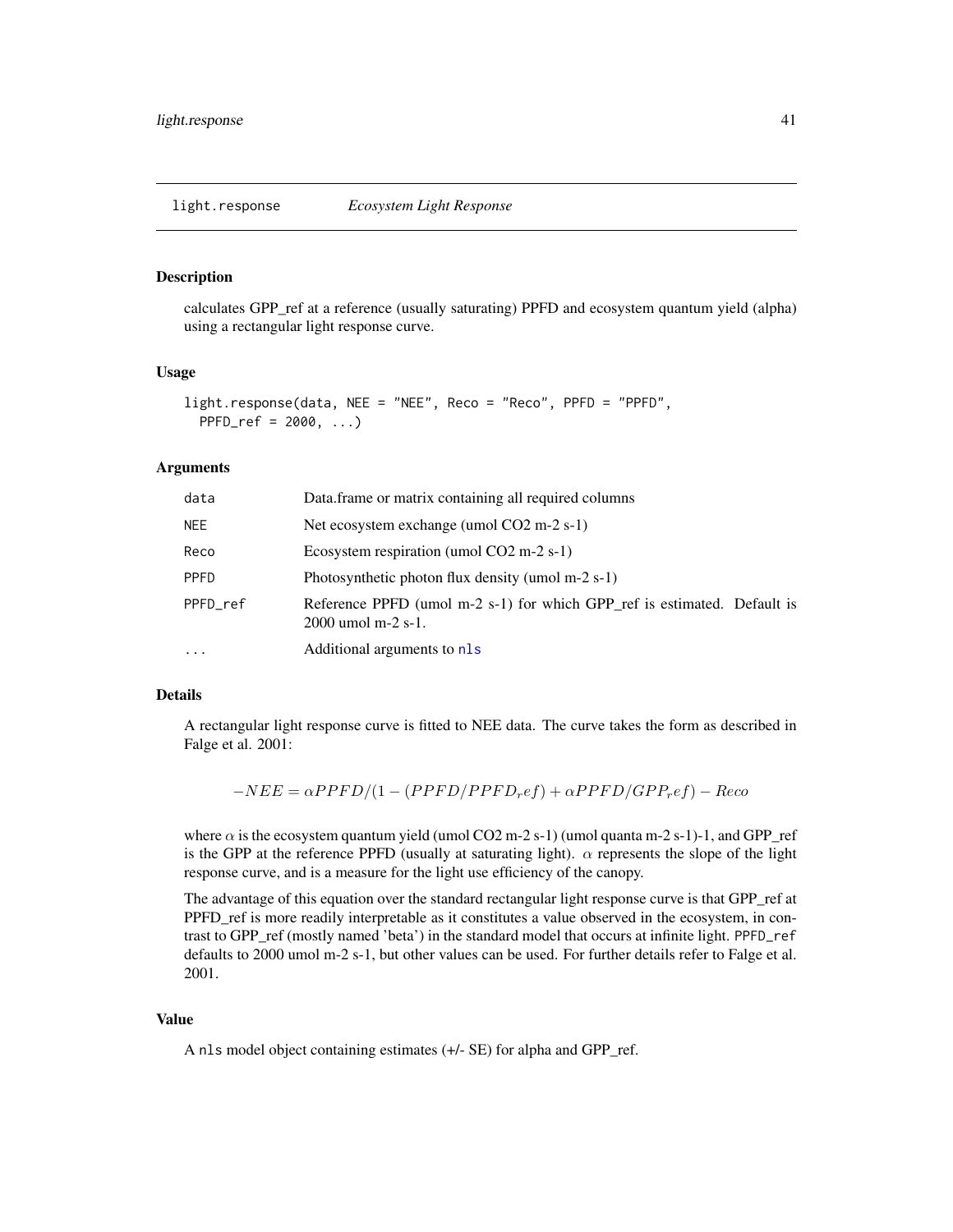## light.response *Ecosystem Light Response*

### Description

calculates GPP_ref at a reference (usually saturating) PPFD and ecosystem quantum yield (alpha) using a rectangular light response curve.

### Usage

```
light.response(data, NEE = "NEE", Reco = "Reco", PPFD = "PPFD",
  PPFD_ref = 2000, ...)
```

### Arguments

| | |
|---|---|
| data | Data.frame or matrix containing all required columns |
| NEE | Net ecosystem exchange (umol CO2 m-2 s-1) |
| Reco | Ecosystem respiration (umol CO2 m-2 s-1) |
| PPFD | Photosynthetic photon flux density (umol m-2 s-1) |
| PPFD_ref | Reference PPFD (umol m-2 s-1) for which GPP_ref is estimated. Default is 2000 umol m-2 s-1. |
| ... | Additional arguments to nls |

### Details

A rectangular light response curve is fitted to NEE data. The curve takes the form as described in Falge et al. 2001:

$$-NEE = \alpha PPFD/(1 - (PPFD/PPFD_ref) + \alpha PPFD/GPP_ref) - Reco$$

where $\alpha$ is the ecosystem quantum yield (umol CO2 m-2 s-1) (umol quanta m-2 s-1)-1, and GPP_ref is the GPP at the reference PPFD (usually at saturating light). $\alpha$ represents the slope of the light response curve, and is a measure for the light use efficiency of the canopy.

The advantage of this equation over the standard rectangular light response curve is that GPP_ref at PPFD_ref is more readily interpretable as it constitutes a value observed in the ecosystem, in contrast to GPP_ref (mostly named 'beta') in the standard model that occurs at infinite light. `PPFD_ref` defaults to 2000 umol m-2 s-1, but other values can be used. For further details refer to Falge et al. 2001.

### Value

A `nls` model object containing estimates (+/- SE) for alpha and GPP_ref.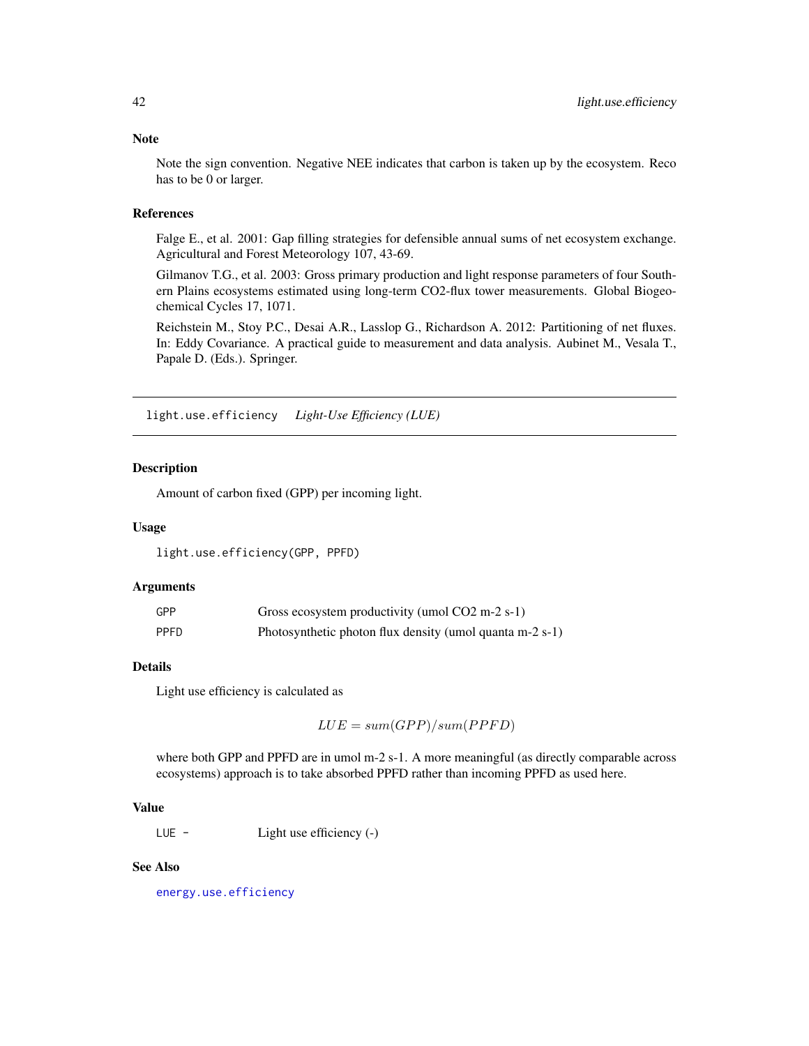### Note

Note the sign convention. Negative NEE indicates that carbon is taken up by the ecosystem. Reco has to be 0 or larger.

### References

Falge E., et al. 2001: Gap filling strategies for defensible annual sums of net ecosystem exchange. Agricultural and Forest Meteorology 107, 43-69.

Gilmanov T.G., et al. 2003: Gross primary production and light response parameters of four Southern Plains ecosystems estimated using long-term CO2-flux tower measurements. Global Biogeochemical Cycles 17, 1071.

Reichstein M., Stoy P.C., Desai A.R., Lasslop G., Richardson A. 2012: Partitioning of net fluxes. In: Eddy Covariance. A practical guide to measurement and data analysis. Aubinet M., Vesala T., Papale D. (Eds.). Springer.

---

## light.use.efficiency *Light-Use Efficiency (LUE)*

### Description

Amount of carbon fixed (GPP) per incoming light.

### Usage

```
light.use.efficiency(GPP, PPFD)
```

### Arguments

| | |
|---|---|
| GPP | Gross ecosystem productivity (umol CO2 m-2 s-1) |
| PPFD | Photosynthetic photon flux density (umol quanta m-2 s-1) |

### Details

Light use efficiency is calculated as

$$LUE = sum(GPP)/sum(PPFD)$$

where both GPP and PPFD are in umol m-2 s-1. A more meaningful (as directly comparable across ecosystems) approach is to take absorbed PPFD rather than incoming PPFD as used here.

### Value

| | |
|---|---|
| LUE - | Light use efficiency (-) |

### See Also

energy.use.efficiency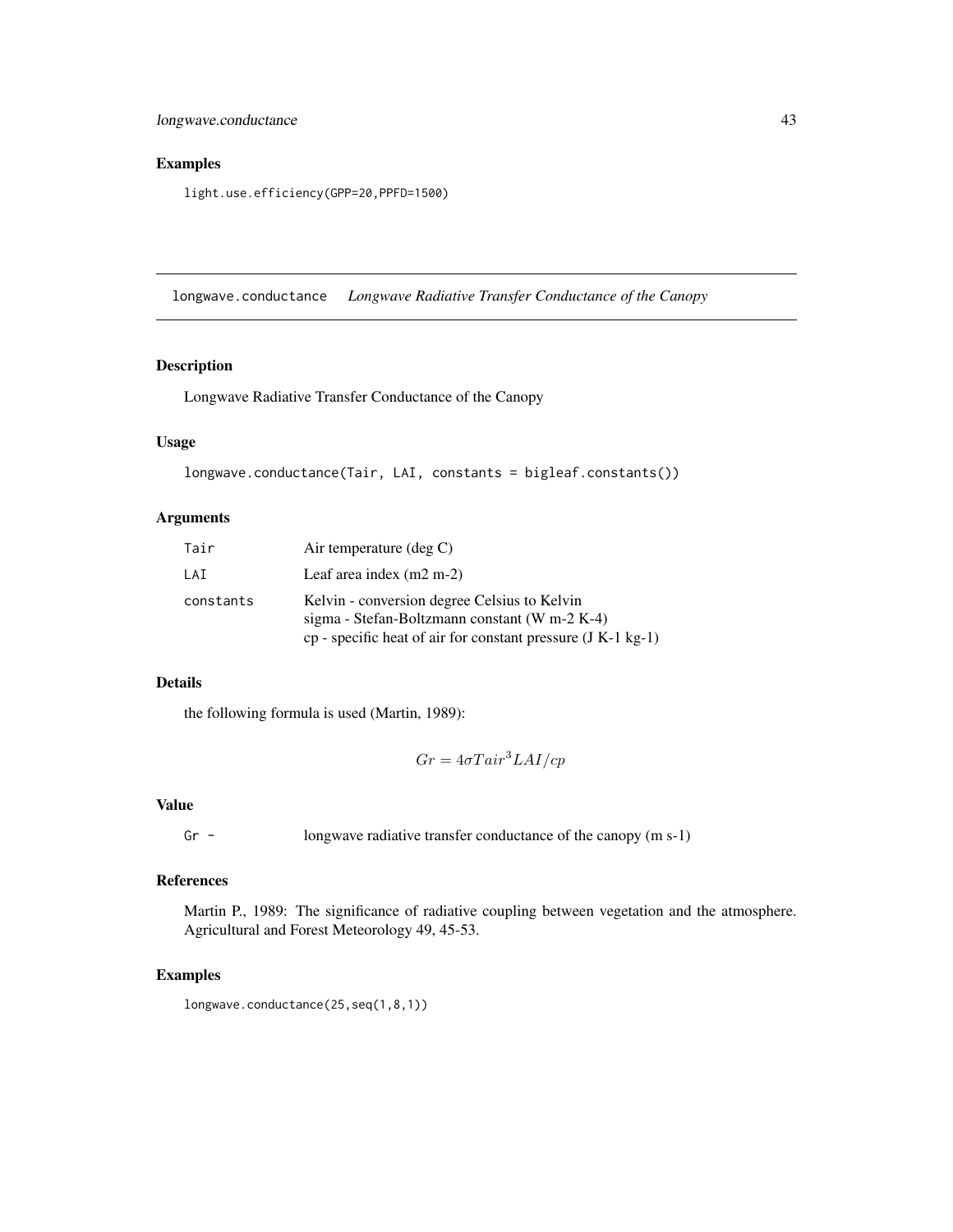## Examples

```
light.use.efficiency(GPP=20,PPFD=1500)
```

---

# longwave.conductance *Longwave Radiative Transfer Conductance of the Canopy*

## Description

Longwave Radiative Transfer Conductance of the Canopy

## Usage

```
longwave.conductance(Tair, LAI, constants = bigleaf.constants())
```

## Arguments

| | |
|---|---|
| Tair | Air temperature (deg C) |
| LAI | Leaf area index (m2 m-2) |
| constants | Kelvin - conversion degree Celsius to Kelvin<br>sigma - Stefan-Boltzmann constant (W m-2 K-4)<br>cp - specific heat of air for constant pressure (J K-1 kg-1) |

## Details

the following formula is used (Martin, 1989):

$$Gr = 4\sigma Tair^3 LAI/cp$$

## Value

| | |
|---|---|
| Gr - | longwave radiative transfer conductance of the canopy (m s-1) |

## References

Martin P., 1989: The significance of radiative coupling between vegetation and the atmosphere. Agricultural and Forest Meteorology 49, 45-53.

## Examples

```
longwave.conductance(25,seq(1,8,1))
```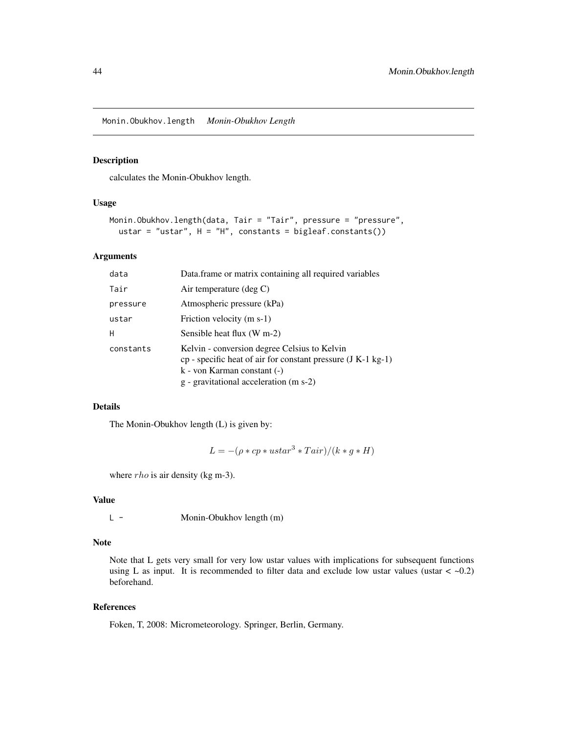# Monin.Obukhov.length *Monin-Obukhov Length*

## Description

calculates the Monin-Obukhov length.

## Usage

```
Monin.Obukhov.length(data, Tair = "Tair", pressure = "pressure",
  ustar = "ustar", H = "H", constants = bigleaf.constants())
```

## Arguments

| | |
|---|---|
| data | Data.frame or matrix containing all required variables |
| Tair | Air temperature (deg C) |
| pressure | Atmospheric pressure (kPa) |
| ustar | Friction velocity (m s-1) |
| H | Sensible heat flux (W m-2) |
| constants | Kelvin - conversion degree Celsius to Kelvin<br>cp - specific heat of air for constant pressure (J K-1 kg-1)<br>k - von Karman constant (-)<br>g - gravitational acceleration (m s-2) |

## Details

The Monin-Obukhov length (L) is given by:

$$L = -(\rho * cp * ustar^3 * Tair)/(k * g * H)$$

where $rho$ is air density (kg m-3).

## Value

| | |
|---|---|
| L - | Monin-Obukhov length (m) |

## Note

Note that L gets very small for very low ustar values with implications for subsequent functions using L as input. It is recommended to filter data and exclude low ustar values (ustar < ~0.2) beforehand.

## References

Foken, T, 2008: Micrometeorology. Springer, Berlin, Germany.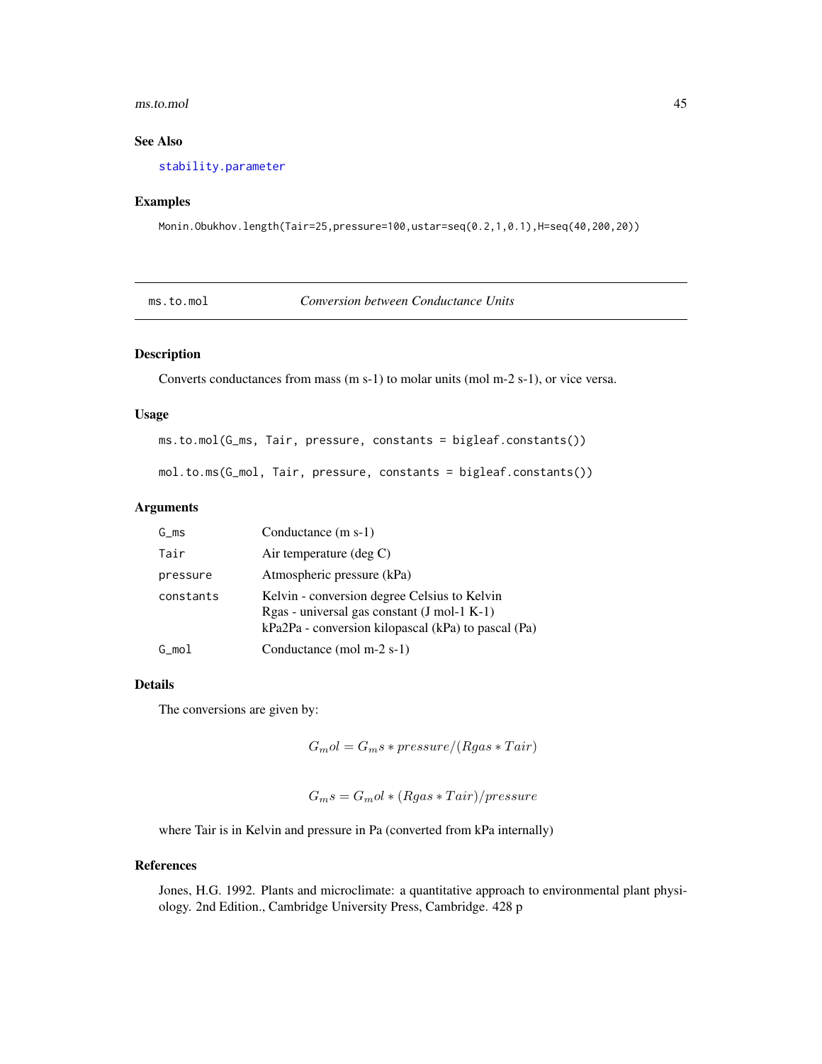## See Also

stability.parameter

## Examples

```
Monin.Obukhov.length(Tair=25,pressure=100,ustar=seq(0.2,1,0.1),H=seq(40,200,20))
```

---

# ms.to.mol — *Conversion between Conductance Units*

## Description

Converts conductances from mass (m s-1) to molar units (mol m-2 s-1), or vice versa.

## Usage

```
ms.to.mol(G_ms, Tair, pressure, constants = bigleaf.constants())

mol.to.ms(G_mol, Tair, pressure, constants = bigleaf.constants())
```

## Arguments

| | |
|---|---|
| G_ms | Conductance (m s-1) |
| Tair | Air temperature (deg C) |
| pressure | Atmospheric pressure (kPa) |
| constants | Kelvin - conversion degree Celsius to Kelvin<br>Rgas - universal gas constant (J mol-1 K-1)<br>kPa2Pa - conversion kilopascal (kPa) to pascal (Pa) |
| G_mol | Conductance (mol m-2 s-1) |

## Details

The conversions are given by:

$$G_mol = G_ms * pressure/(Rgas * Tair)$$

$$G_ms = G_mol * (Rgas * Tair)/pressure$$

where Tair is in Kelvin and pressure in Pa (converted from kPa internally)

## References

Jones, H.G. 1992. Plants and microclimate: a quantitative approach to environmental plant physiology. 2nd Edition., Cambridge University Press, Cambridge. 428 p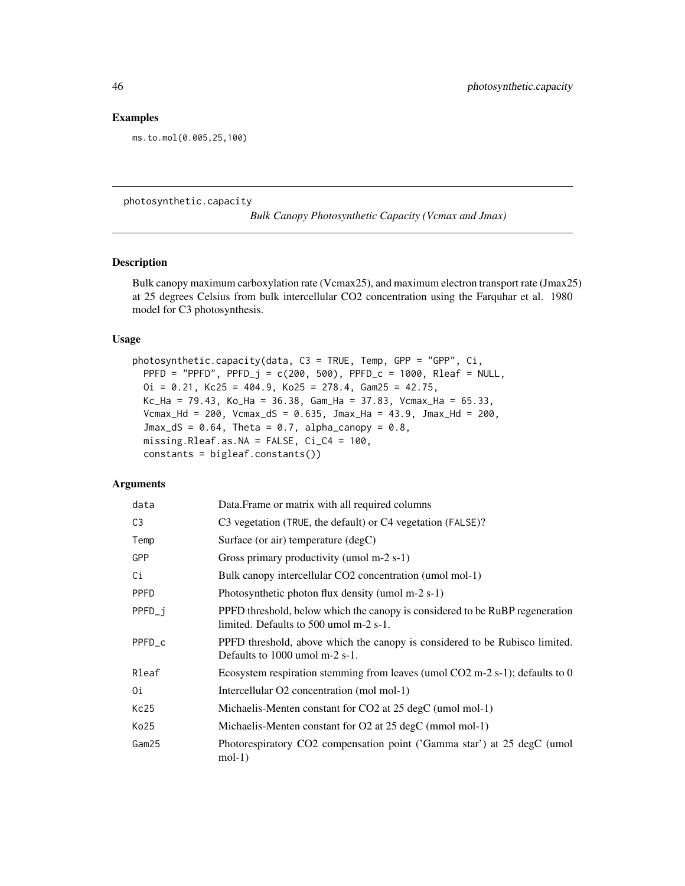## Examples

```
ms.to.mol(0.005,25,100)
```

---

photosynthetic.capacity *Bulk Canopy Photosynthetic Capacity (Vcmax and Jmax)*

---

## Description

Bulk canopy maximum carboxylation rate (Vcmax25), and maximum electron transport rate (Jmax25) at 25 degrees Celsius from bulk intercellular CO2 concentration using the Farquhar et al. 1980 model for C3 photosynthesis.

## Usage

```
photosynthetic.capacity(data, C3 = TRUE, Temp, GPP = "GPP", Ci,
  PPFD = "PPFD", PPFD_j = c(200, 500), PPFD_c = 1000, Rleaf = NULL,
  Oi = 0.21, Kc25 = 404.9, Ko25 = 278.4, Gam25 = 42.75,
  Kc_Ha = 79.43, Ko_Ha = 36.38, Gam_Ha = 37.83, Vcmax_Ha = 65.33,
  Vcmax_Hd = 200, Vcmax_dS = 0.635, Jmax_Ha = 43.9, Jmax_Hd = 200,
  Jmax_dS = 0.64, Theta = 0.7, alpha_canopy = 0.8,
  missing.Rleaf.as.NA = FALSE, Ci_C4 = 100,
  constants = bigleaf.constants())
```

## Arguments

| | |
|---|---|
| data | Data.Frame or matrix with all required columns |
| C3 | C3 vegetation (TRUE, the default) or C4 vegetation (FALSE)? |
| Temp | Surface (or air) temperature (degC) |
| GPP | Gross primary productivity (umol m-2 s-1) |
| Ci | Bulk canopy intercellular CO2 concentration (umol mol-1) |
| PPFD | Photosynthetic photon flux density (umol m-2 s-1) |
| PPFD_j | PPFD threshold, below which the canopy is considered to be RuBP regeneration limited. Defaults to 500 umol m-2 s-1. |
| PPFD_c | PPFD threshold, above which the canopy is considered to be Rubisco limited. Defaults to 1000 umol m-2 s-1. |
| Rleaf | Ecosystem respiration stemming from leaves (umol CO2 m-2 s-1); defaults to 0 |
| Oi | Intercellular O2 concentration (mol mol-1) |
| Kc25 | Michaelis-Menten constant for CO2 at 25 degC (umol mol-1) |
| Ko25 | Michaelis-Menten constant for O2 at 25 degC (mmol mol-1) |
| Gam25 | Photorespiratory CO2 compensation point ('Gamma star') at 25 degC (umol mol-1) |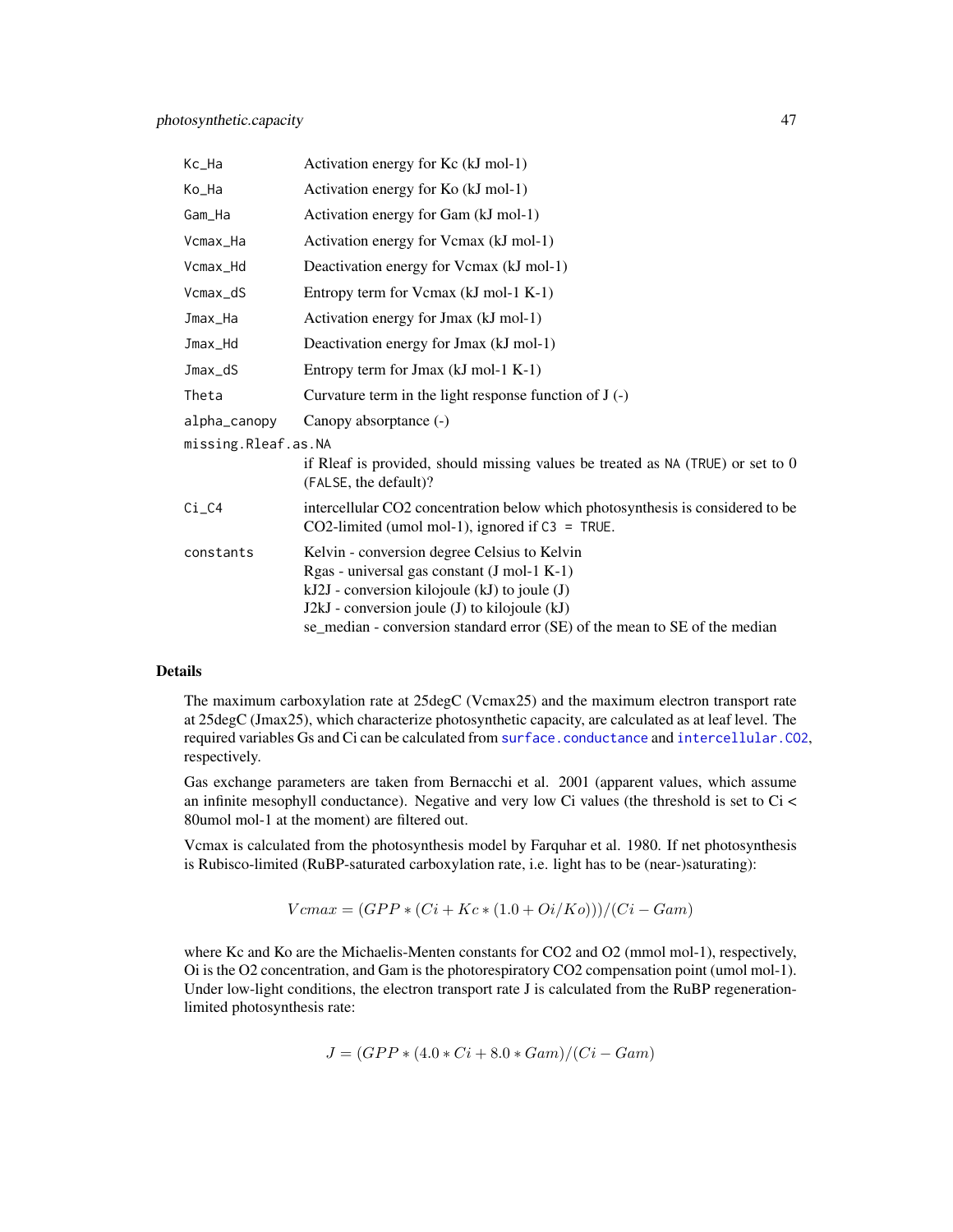| | |
|---|---|
| Kc_Ha | Activation energy for Kc (kJ mol-1) |
| Ko_Ha | Activation energy for Ko (kJ mol-1) |
| Gam_Ha | Activation energy for Gam (kJ mol-1) |
| Vcmax_Ha | Activation energy for Vcmax (kJ mol-1) |
| Vcmax_Hd | Deactivation energy for Vcmax (kJ mol-1) |
| Vcmax_dS | Entropy term for Vcmax (kJ mol-1 K-1) |
| Jmax_Ha | Activation energy for Jmax (kJ mol-1) |
| Jmax_Hd | Deactivation energy for Jmax (kJ mol-1) |
| Jmax_dS | Entropy term for Jmax (kJ mol-1 K-1) |
| Theta | Curvature term in the light response function of J (-) |
| alpha_canopy | Canopy absorptance (-) |
| missing.Rleaf.as.NA | if Rleaf is provided, should missing values be treated as NA (TRUE) or set to 0 (FALSE, the default)? |
| Ci_C4 | intercellular CO2 concentration below which photosynthesis is considered to be CO2-limited (umol mol-1), ignored if C3 = TRUE. |
| constants | Kelvin - conversion degree Celsius to Kelvin<br>Rgas - universal gas constant (J mol-1 K-1)<br>kJ2J - conversion kilojoule (kJ) to joule (J)<br>J2kJ - conversion joule (J) to kilojoule (kJ)<br>se_median - conversion standard error (SE) of the mean to SE of the median |

## Details

The maximum carboxylation rate at 25degC (Vcmax25) and the maximum electron transport rate at 25degC (Jmax25), which characterize photosynthetic capacity, are calculated as at leaf level. The required variables Gs and Ci can be calculated from surface.conductance and intercellular.CO2, respectively.

Gas exchange parameters are taken from Bernacchi et al. 2001 (apparent values, which assume an infinite mesophyll conductance). Negative and very low Ci values (the threshold is set to Ci < 80umol mol-1 at the moment) are filtered out.

Vcmax is calculated from the photosynthesis model by Farquhar et al. 1980. If net photosynthesis is Rubisco-limited (RuBP-saturated carboxylation rate, i.e. light has to be (near-)saturating):

$$Vcmax = (GPP * (Ci + Kc * (1.0 + Oi/Ko)))/(Ci - Gam)$$

where Kc and Ko are the Michaelis-Menten constants for CO2 and O2 (mmol mol-1), respectively, Oi is the O2 concentration, and Gam is the photorespiratory CO2 compensation point (umol mol-1). Under low-light conditions, the electron transport rate J is calculated from the RuBP regeneration-limited photosynthesis rate:

$$J = (GPP * (4.0 * Ci + 8.0 * Gam)/(Ci - Gam)$$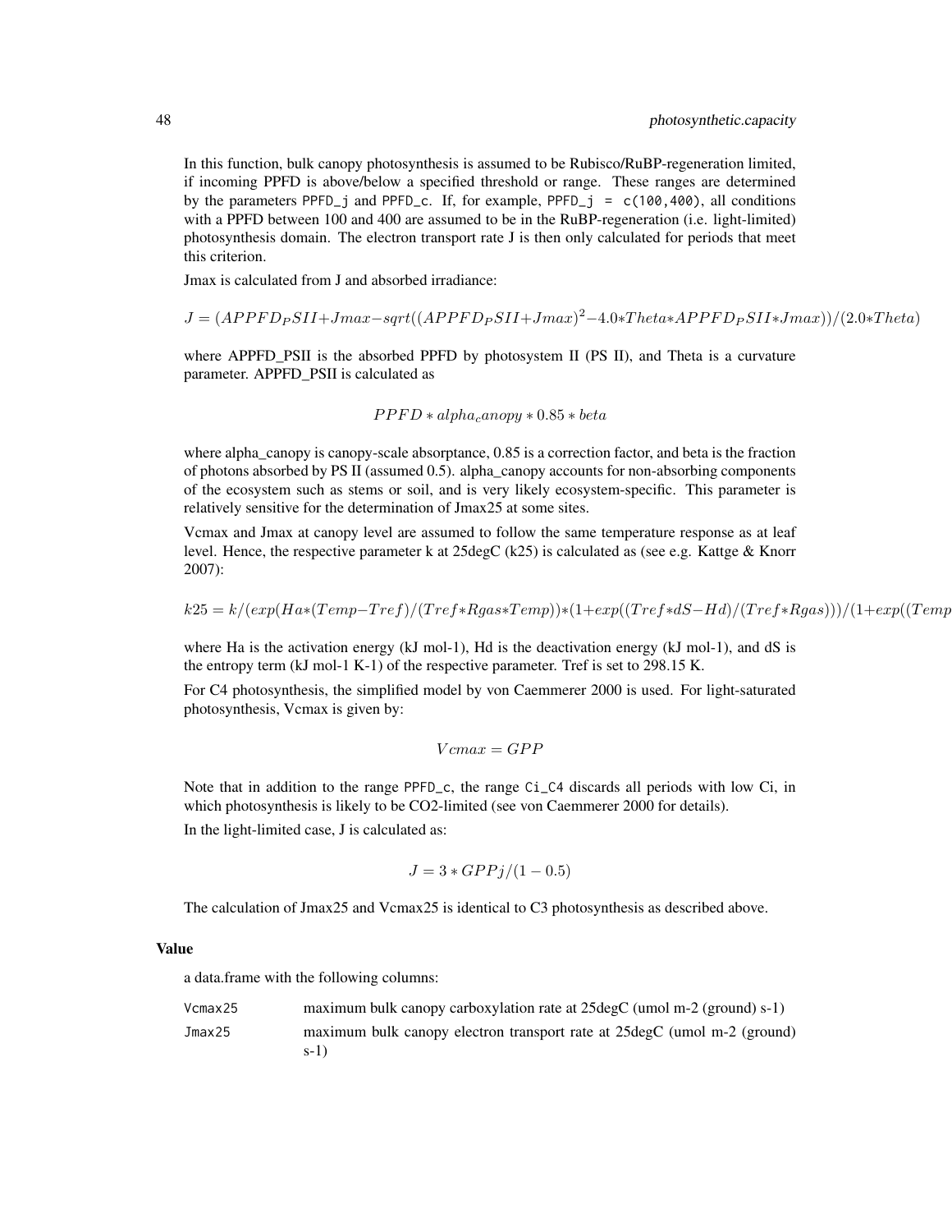In this function, bulk canopy photosynthesis is assumed to be Rubisco/RuBP-regeneration limited, if incoming PPFD is above/below a specified threshold or range. These ranges are determined by the parameters `PPFD_j` and `PPFD_c`. If, for example, `PPFD_j = c(100,400)`, all conditions with a PPFD between 100 and 400 are assumed to be in the RuBP-regeneration (i.e. light-limited) photosynthesis domain. The electron transport rate J is then only calculated for periods that meet this criterion.

Jmax is calculated from J and absorbed irradiance:

$$J = (APPFD_PSII + Jmax - sqrt((APPFD_PSII + Jmax)^2 - 4.0 * Theta * APPFD_PSII * Jmax))/(2.0 * Theta)$$

where APPFD_PSII is the absorbed PPFD by photosystem II (PS II), and Theta is a curvature parameter. APPFD_PSII is calculated as

$$PPFD * alpha_canopy * 0.85 * beta$$

where alpha_canopy is canopy-scale absorptance, 0.85 is a correction factor, and beta is the fraction of photons absorbed by PS II (assumed 0.5). alpha_canopy accounts for non-absorbing components of the ecosystem such as stems or soil, and is very likely ecosystem-specific. This parameter is relatively sensitive for the determination of Jmax25 at some sites.

Vcmax and Jmax at canopy level are assumed to follow the same temperature response as at leaf level. Hence, the respective parameter k at 25degC (k25) is calculated as (see e.g. Kattge & Knorr 2007):

$$k25 = k/(exp(Ha * (Temp - Tref)/(Tref * Rgas * Temp)) * (1 + exp((Tref * dS - Hd)/(Tref * Rgas)))/(1 + exp((Temp$$

where Ha is the activation energy (kJ mol-1), Hd is the deactivation energy (kJ mol-1), and dS is the entropy term (kJ mol-1 K-1) of the respective parameter. Tref is set to 298.15 K.

For C4 photosynthesis, the simplified model by von Caemmerer 2000 is used. For light-saturated photosynthesis, Vcmax is given by:

$$Vcmax = GPP$$

Note that in addition to the range `PPFD_c`, the range `Ci_C4` discards all periods with low Ci, in which photosynthesis is likely to be CO2-limited (see von Caemmerer 2000 for details).

In the light-limited case, J is calculated as:

$$J = 3 * GPPj/(1 - 0.5)$$

The calculation of Jmax25 and Vcmax25 is identical to C3 photosynthesis as described above.

### Value

a data.frame with the following columns:

| | |
|---|---|
| `Vcmax25` | maximum bulk canopy carboxylation rate at 25degC (umol m-2 (ground) s-1) |
| `Jmax25` | maximum bulk canopy electron transport rate at 25degC (umol m-2 (ground) s-1) |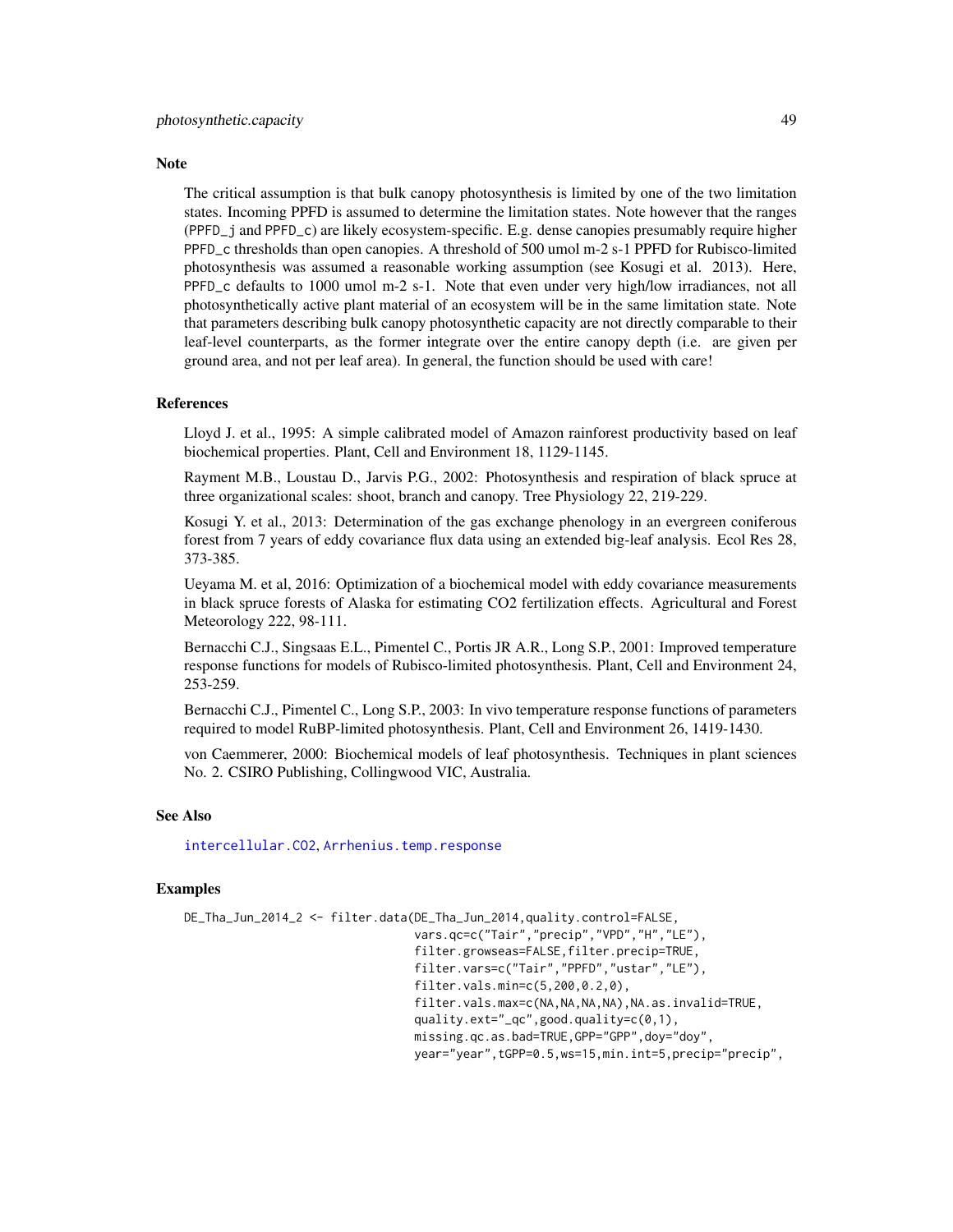## Note

The critical assumption is that bulk canopy photosynthesis is limited by one of the two limitation states. Incoming PPFD is assumed to determine the limitation states. Note however that the ranges (`PPFD_j` and `PPFD_c`) are likely ecosystem-specific. E.g. dense canopies presumably require higher `PPFD_c` thresholds than open canopies. A threshold of 500 umol m-2 s-1 PPFD for Rubisco-limited photosynthesis was assumed a reasonable working assumption (see Kosugi et al. 2013). Here, `PPFD_c` defaults to 1000 umol m-2 s-1. Note that even under very high/low irradiances, not all photosynthetically active plant material of an ecosystem will be in the same limitation state. Note that parameters describing bulk canopy photosynthetic capacity are not directly comparable to their leaf-level counterparts, as the former integrate over the entire canopy depth (i.e. are given per ground area, and not per leaf area). In general, the function should be used with care!

## References

Lloyd J. et al., 1995: A simple calibrated model of Amazon rainforest productivity based on leaf biochemical properties. Plant, Cell and Environment 18, 1129-1145.

Rayment M.B., Loustau D., Jarvis P.G., 2002: Photosynthesis and respiration of black spruce at three organizational scales: shoot, branch and canopy. Tree Physiology 22, 219-229.

Kosugi Y. et al., 2013: Determination of the gas exchange phenology in an evergreen coniferous forest from 7 years of eddy covariance flux data using an extended big-leaf analysis. Ecol Res 28, 373-385.

Ueyama M. et al, 2016: Optimization of a biochemical model with eddy covariance measurements in black spruce forests of Alaska for estimating CO2 fertilization effects. Agricultural and Forest Meteorology 222, 98-111.

Bernacchi C.J., Singsaas E.L., Pimentel C., Portis JR A.R., Long S.P., 2001: Improved temperature response functions for models of Rubisco-limited photosynthesis. Plant, Cell and Environment 24, 253-259.

Bernacchi C.J., Pimentel C., Long S.P., 2003: In vivo temperature response functions of parameters required to model RuBP-limited photosynthesis. Plant, Cell and Environment 26, 1419-1430.

von Caemmerer, 2000: Biochemical models of leaf photosynthesis. Techniques in plant sciences No. 2. CSIRO Publishing, Collingwood VIC, Australia.

## See Also

`intercellular.CO2`, `Arrhenius.temp.response`

## Examples

```
DE_Tha_Jun_2014_2 <- filter.data(DE_Tha_Jun_2014,quality.control=FALSE,
                                  vars.qc=c("Tair","precip","VPD","H","LE"),
                                  filter.growseas=FALSE,filter.precip=TRUE,
                                  filter.vars=c("Tair","PPFD","ustar","LE"),
                                  filter.vals.min=c(5,200,0.2,0),
                                  filter.vals.max=c(NA,NA,NA,NA),NA.as.invalid=TRUE,
                                  quality.ext="_qc",good.quality=c(0,1),
                                  missing.qc.as.bad=TRUE,GPP="GPP",doy="doy",
                                  year="year",tGPP=0.5,ws=15,min.int=5,precip="precip",
```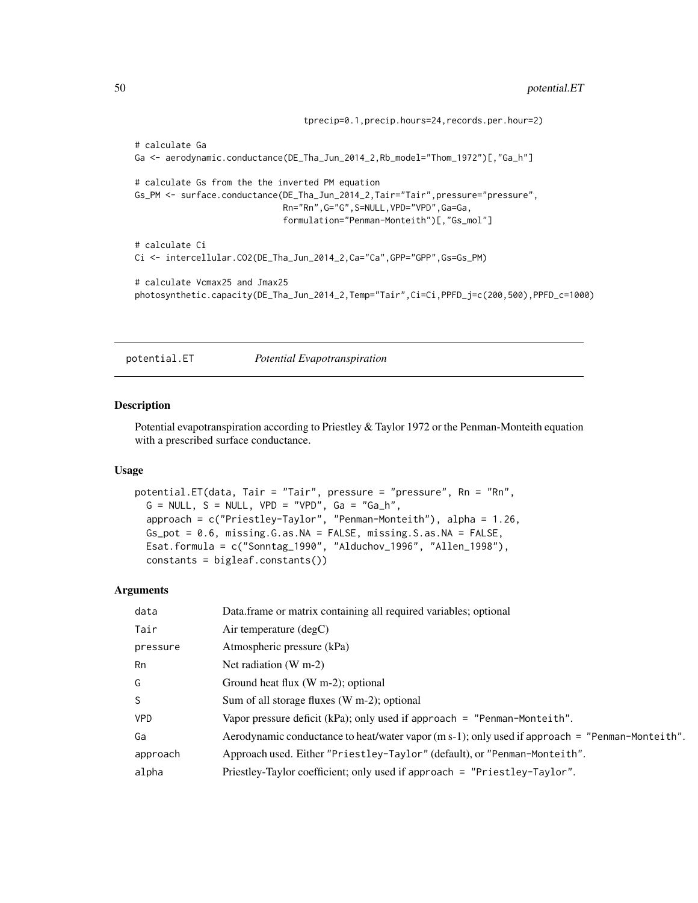```
                                tprecip=0.1,precip.hours=24,records.per.hour=2)

# calculate Ga
Ga <- aerodynamic.conductance(DE_Tha_Jun_2014_2,Rb_model="Thom_1972")[,"Ga_h"]

# calculate Gs from the the inverted PM equation
Gs_PM <- surface.conductance(DE_Tha_Jun_2014_2,Tair="Tair",pressure="pressure",
                             Rn="Rn",G="G",S=NULL,VPD="VPD",Ga=Ga,
                             formulation="Penman-Monteith")[,"Gs_mol"]

# calculate Ci
Ci <- intercellular.CO2(DE_Tha_Jun_2014_2,Ca="Ca",GPP="GPP",Gs=Gs_PM)

# calculate Vcmax25 and Jmax25
photosynthetic.capacity(DE_Tha_Jun_2014_2,Temp="Tair",Ci=Ci,PPFD_j=c(200,500),PPFD_c=1000)
```

## potential.ET — *Potential Evapotranspiration*

### Description

Potential evapotranspiration according to Priestley & Taylor 1972 or the Penman-Monteith equation with a prescribed surface conductance.

### Usage

```
potential.ET(data, Tair = "Tair", pressure = "pressure", Rn = "Rn",
  G = NULL, S = NULL, VPD = "VPD", Ga = "Ga_h",
  approach = c("Priestley-Taylor", "Penman-Monteith"), alpha = 1.26,
  Gs_pot = 0.6, missing.G.as.NA = FALSE, missing.S.as.NA = FALSE,
  Esat.formula = c("Sonntag_1990", "Alduchov_1996", "Allen_1998"),
  constants = bigleaf.constants())
```

### Arguments

| | |
|---|---|
| data | Data.frame or matrix containing all required variables; optional |
| Tair | Air temperature (degC) |
| pressure | Atmospheric pressure (kPa) |
| Rn | Net radiation (W m-2) |
| G | Ground heat flux (W m-2); optional |
| S | Sum of all storage fluxes (W m-2); optional |
| VPD | Vapor pressure deficit (kPa); only used if `approach = "Penman-Monteith"`. |
| Ga | Aerodynamic conductance to heat/water vapor (m s-1); only used if `approach = "Penman-Monteith"`. |
| approach | Approach used. Either `"Priestley-Taylor"` (default), or `"Penman-Monteith"`. |
| alpha | Priestley-Taylor coefficient; only used if `approach = "Priestley-Taylor"`. |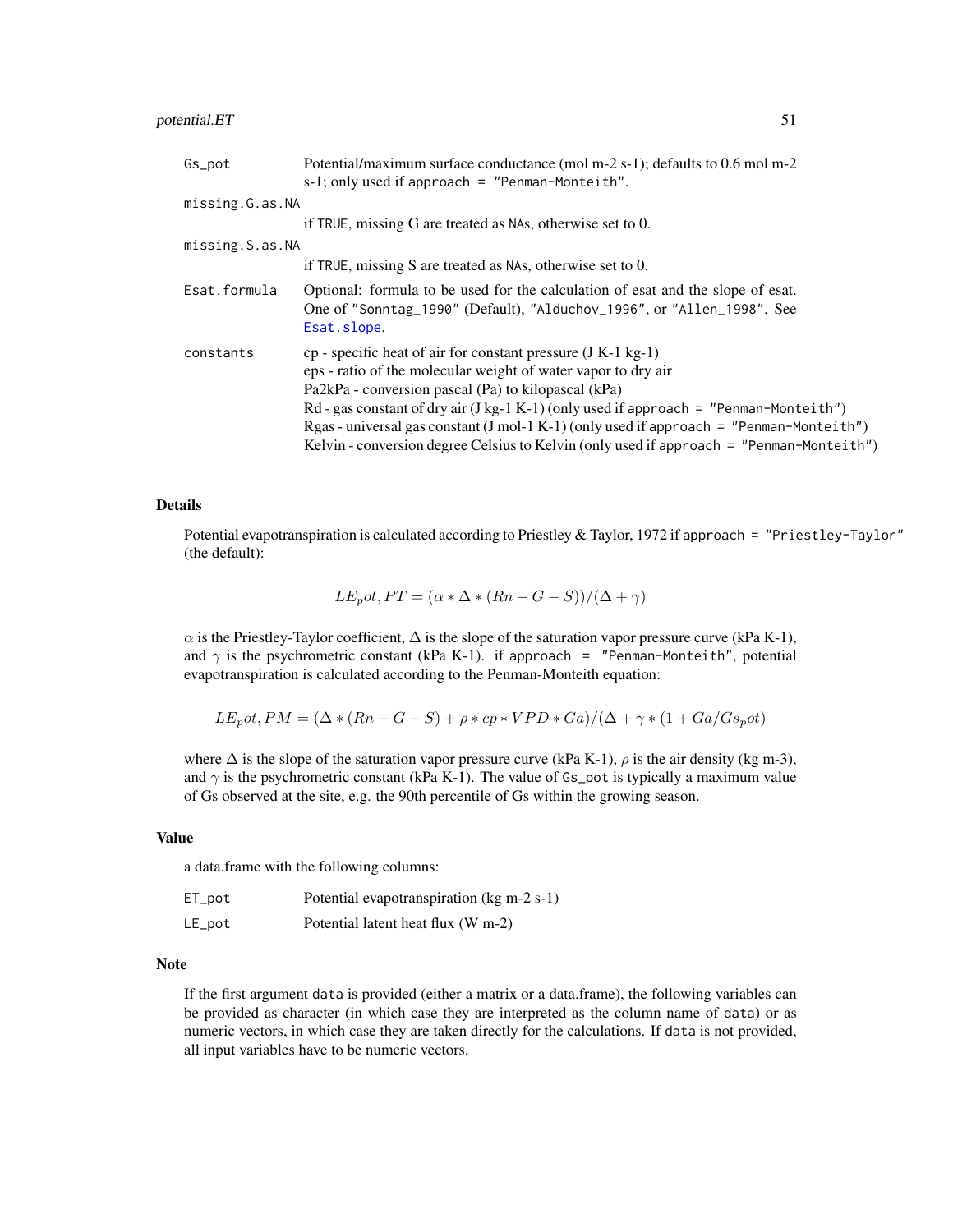| | |
|---|---|
| Gs_pot | Potential/maximum surface conductance (mol m-2 s-1); defaults to 0.6 mol m-2 s-1; only used if approach = "Penman-Monteith". |
| missing.G.as.NA | if TRUE, missing G are treated as NAs, otherwise set to 0. |
| missing.S.as.NA | if TRUE, missing S are treated as NAs, otherwise set to 0. |
| Esat.formula | Optional: formula to be used for the calculation of esat and the slope of esat. One of "Sonntag_1990" (Default), "Alduchov_1996", or "Allen_1998". See Esat.slope. |
| constants | cp - specific heat of air for constant pressure (J K-1 kg-1)<br>eps - ratio of the molecular weight of water vapor to dry air<br>Pa2kPa - conversion pascal (Pa) to kilopascal (kPa)<br>Rd - gas constant of dry air (J kg-1 K-1) (only used if approach = "Penman-Monteith")<br>Rgas - universal gas constant (J mol-1 K-1) (only used if approach = "Penman-Monteith")<br>Kelvin - conversion degree Celsius to Kelvin (only used if approach = "Penman-Monteith") |

## Details

Potential evapotranspiration is calculated according to Priestley & Taylor, 1972 if approach = "Priestley-Taylor" (the default):

$$LE_pot, PT = (\alpha * \Delta * (Rn - G - S))/(\Delta + \gamma)$$

$\alpha$ is the Priestley-Taylor coefficient, $\Delta$ is the slope of the saturation vapor pressure curve (kPa K-1), and $\gamma$ is the psychrometric constant (kPa K-1). if approach = "Penman-Monteith", potential evapotranspiration is calculated according to the Penman-Monteith equation:

$$LE_pot, PM = (\Delta * (Rn - G - S) + \rho * cp * VPD * Ga)/(\Delta + \gamma * (1 + Ga/Gs_pot)$$

where $\Delta$ is the slope of the saturation vapor pressure curve (kPa K-1), $\rho$ is the air density (kg m-3), and $\gamma$ is the psychrometric constant (kPa K-1). The value of Gs_pot is typically a maximum value of Gs observed at the site, e.g. the 90th percentile of Gs within the growing season.

## Value

a data.frame with the following columns:

| | |
|---|---|
| ET_pot | Potential evapotranspiration (kg m-2 s-1) |
| LE_pot | Potential latent heat flux (W m-2) |

## Note

If the first argument data is provided (either a matrix or a data.frame), the following variables can be provided as character (in which case they are interpreted as the column name of data) or as numeric vectors, in which case they are taken directly for the calculations. If data is not provided, all input variables have to be numeric vectors.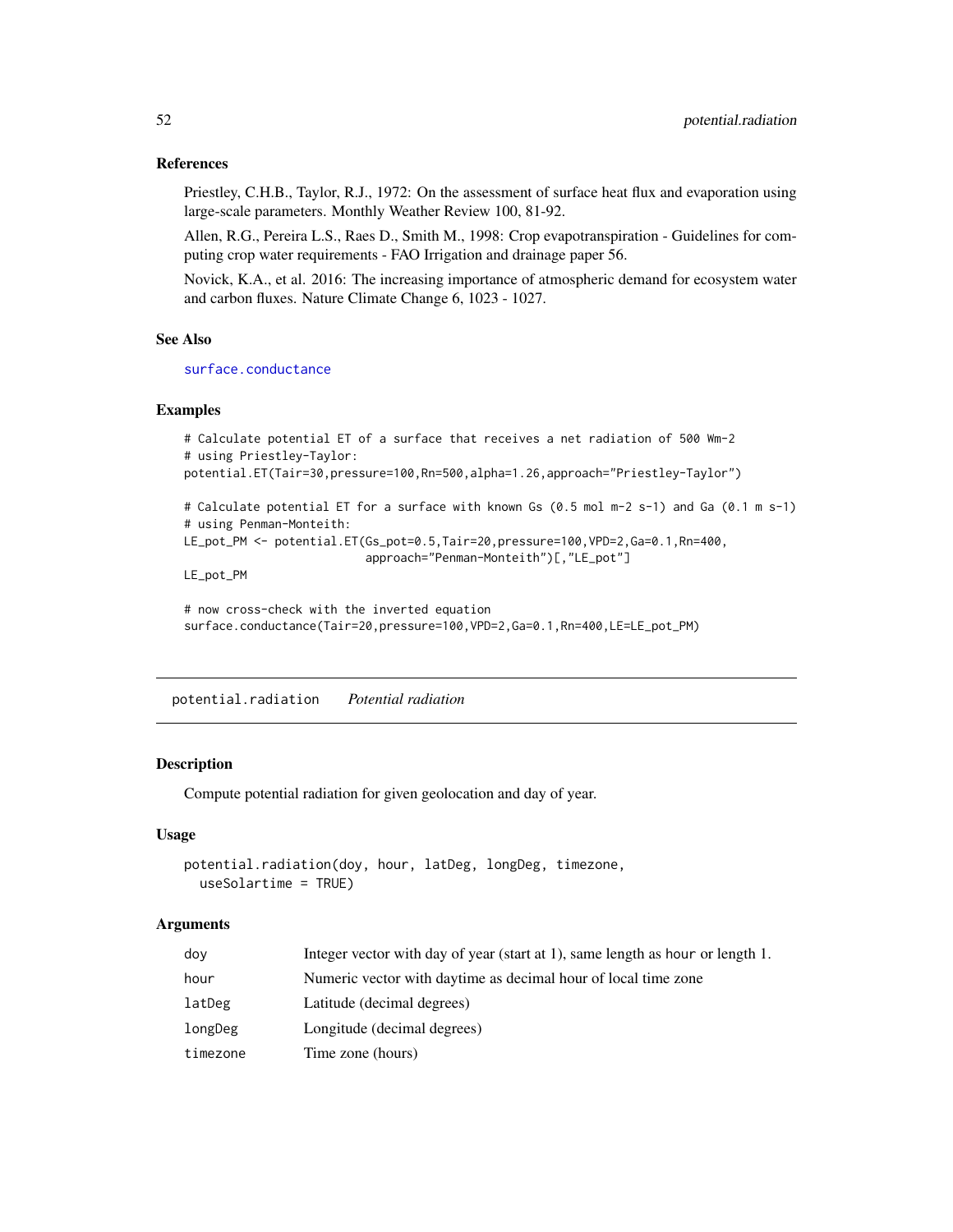### References

Priestley, C.H.B., Taylor, R.J., 1972: On the assessment of surface heat flux and evaporation using large-scale parameters. Monthly Weather Review 100, 81-92.

Allen, R.G., Pereira L.S., Raes D., Smith M., 1998: Crop evapotranspiration - Guidelines for computing crop water requirements - FAO Irrigation and drainage paper 56.

Novick, K.A., et al. 2016: The increasing importance of atmospheric demand for ecosystem water and carbon fluxes. Nature Climate Change 6, 1023 - 1027.

### See Also

surface.conductance

### Examples

```
# Calculate potential ET of a surface that receives a net radiation of 500 Wm-2
# using Priestley-Taylor:
potential.ET(Tair=30,pressure=100,Rn=500,alpha=1.26,approach="Priestley-Taylor")

# Calculate potential ET for a surface with known Gs (0.5 mol m-2 s-1) and Ga (0.1 m s-1)
# using Penman-Monteith:
LE_pot_PM <- potential.ET(Gs_pot=0.5,Tair=20,pressure=100,VPD=2,Ga=0.1,Rn=400,
                          approach="Penman-Monteith")[,"LE_pot"]
LE_pot_PM

# now cross-check with the inverted equation
surface.conductance(Tair=20,pressure=100,VPD=2,Ga=0.1,Rn=400,LE=LE_pot_PM)
```

---

## potential.radiation    *Potential radiation*

### Description

Compute potential radiation for given geolocation and day of year.

### Usage

```
potential.radiation(doy, hour, latDeg, longDeg, timezone,
  useSolartime = TRUE)
```

### Arguments

| | |
|---|---|
| doy | Integer vector with day of year (start at 1), same length as hour or length 1. |
| hour | Numeric vector with daytime as decimal hour of local time zone |
| latDeg | Latitude (decimal degrees) |
| longDeg | Longitude (decimal degrees) |
| timezone | Time zone (hours) |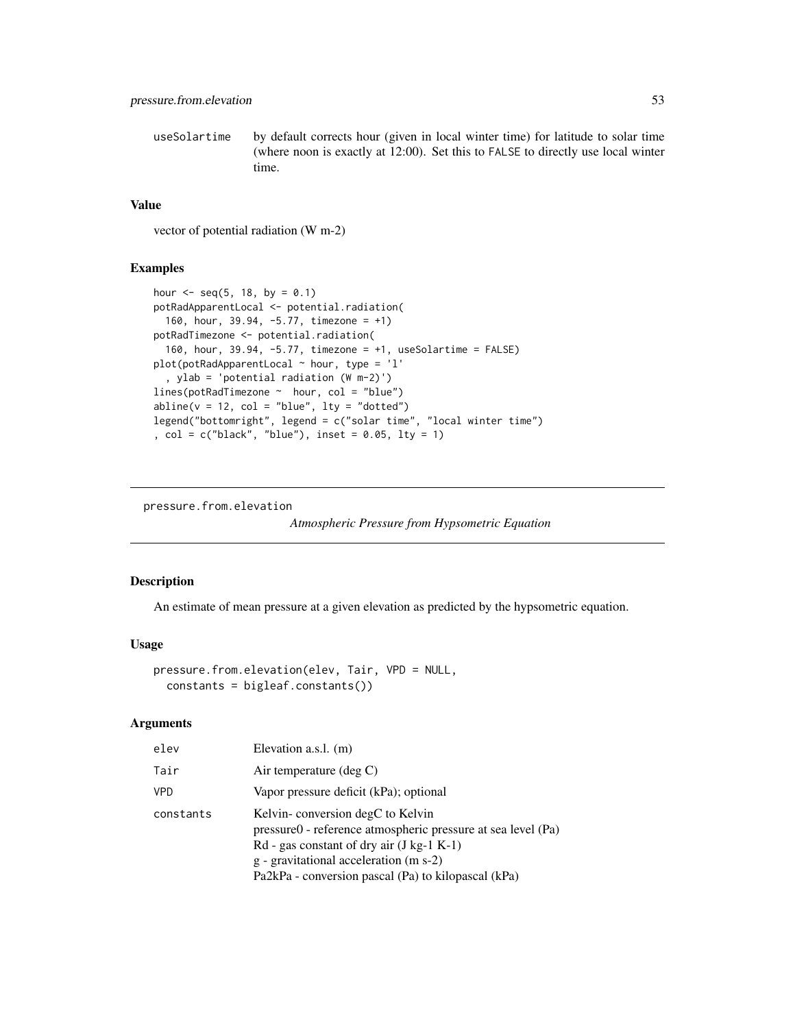| | |
|---|---|
| useSolartime | by default corrects hour (given in local winter time) for latitude to solar time (where noon is exactly at 12:00). Set this to FALSE to directly use local winter time. |

### Value

vector of potential radiation (W m-2)

### Examples

```
hour <- seq(5, 18, by = 0.1)
potRadApparentLocal <- potential.radiation(
  160, hour, 39.94, -5.77, timezone = +1)
potRadTimezone <- potential.radiation(
  160, hour, 39.94, -5.77, timezone = +1, useSolartime = FALSE)
plot(potRadApparentLocal ~ hour, type = 'l'
  , ylab = 'potential radiation (W m-2)')
lines(potRadTimezone ~  hour, col = "blue")
abline(v = 12, col = "blue", lty = "dotted")
legend("bottomright", legend = c("solar time", "local winter time")
, col = c("black", "blue"), inset = 0.05, lty = 1)
```

---

## pressure.from.elevation

*Atmospheric Pressure from Hypsometric Equation*

---

### Description

An estimate of mean pressure at a given elevation as predicted by the hypsometric equation.

### Usage

```
pressure.from.elevation(elev, Tair, VPD = NULL,
  constants = bigleaf.constants())
```

### Arguments

| | |
|---|---|
| elev | Elevation a.s.l. (m) |
| Tair | Air temperature (deg C) |
| VPD | Vapor pressure deficit (kPa); optional |
| constants | Kelvin- conversion degC to Kelvin<br>pressure0 - reference atmospheric pressure at sea level (Pa)<br>Rd - gas constant of dry air (J kg-1 K-1)<br>g - gravitational acceleration (m s-2)<br>Pa2kPa - conversion pascal (Pa) to kilopascal (kPa) |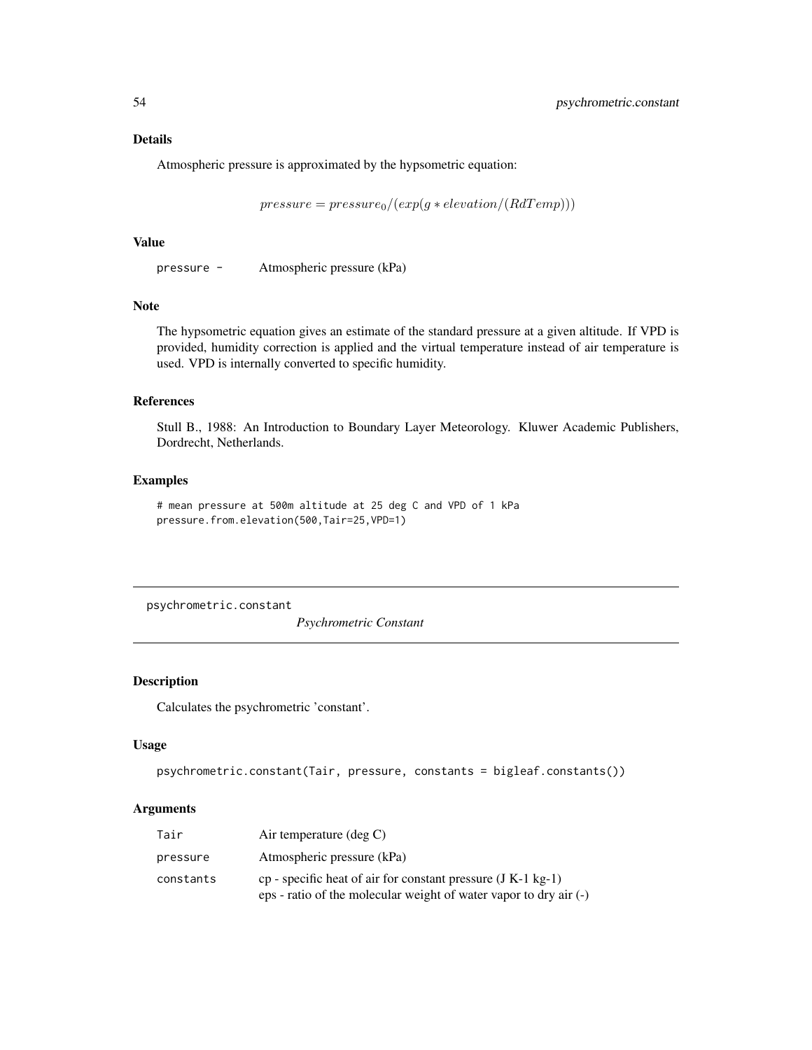## Details

Atmospheric pressure is approximated by the hypsometric equation:

$$pressure = pressure_0/(exp(g * elevation/(RdTemp)))$$

## Value

pressure - Atmospheric pressure (kPa)

## Note

The hypsometric equation gives an estimate of the standard pressure at a given altitude. If VPD is provided, humidity correction is applied and the virtual temperature instead of air temperature is used. VPD is internally converted to specific humidity.

## References

Stull B., 1988: An Introduction to Boundary Layer Meteorology. Kluwer Academic Publishers, Dordrecht, Netherlands.

## Examples

```
# mean pressure at 500m altitude at 25 deg C and VPD of 1 kPa
pressure.from.elevation(500,Tair=25,VPD=1)
```

---

# psychrometric.constant *Psychrometric Constant*

## Description

Calculates the psychrometric 'constant'.

## Usage

```
psychrometric.constant(Tair, pressure, constants = bigleaf.constants())
```

## Arguments

| | |
|---|---|
| Tair | Air temperature (deg C) |
| pressure | Atmospheric pressure (kPa) |
| constants | cp - specific heat of air for constant pressure (J K-1 kg-1)<br>eps - ratio of the molecular weight of water vapor to dry air (-) |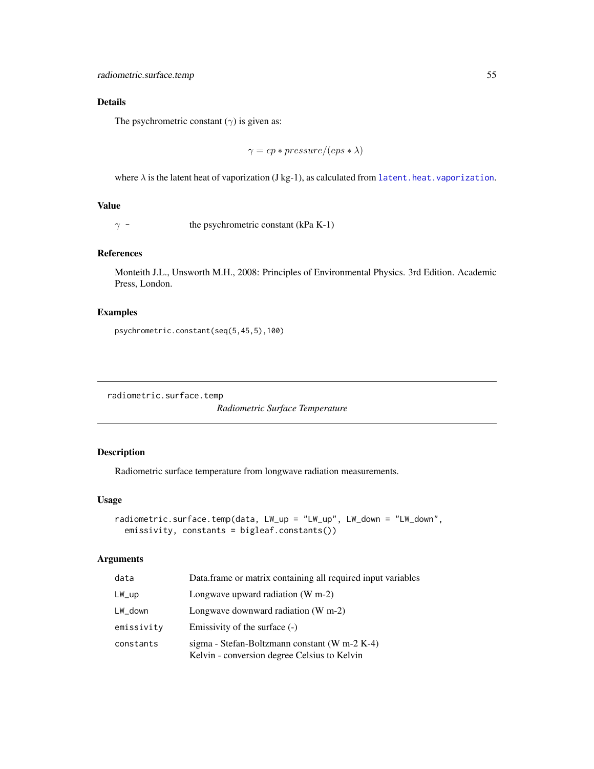### Details

The psychrometric constant ($\gamma$) is given as:

$$\gamma = cp * pressure/(eps * \lambda)$$

where $\lambda$ is the latent heat of vaporization (J kg-1), as calculated from latent.heat.vaporization.

### Value

| | |
|---|---|
| $\gamma$ - | the psychrometric constant (kPa K-1) |

### References

Monteith J.L., Unsworth M.H., 2008: Principles of Environmental Physics. 3rd Edition. Academic Press, London.

### Examples

```
psychrometric.constant(seq(5,45,5),100)
```

---

## radiometric.surface.temp

*Radiometric Surface Temperature*

---

### Description

Radiometric surface temperature from longwave radiation measurements.

### Usage

```
radiometric.surface.temp(data, LW_up = "LW_up", LW_down = "LW_down",
  emissivity, constants = bigleaf.constants())
```

### Arguments

| | |
|---|---|
| data | Data.frame or matrix containing all required input variables |
| LW_up | Longwave upward radiation (W m-2) |
| LW_down | Longwave downward radiation (W m-2) |
| emissivity | Emissivity of the surface (-) |
| constants | sigma - Stefan-Boltzmann constant (W m-2 K-4)<br>Kelvin - conversion degree Celsius to Kelvin |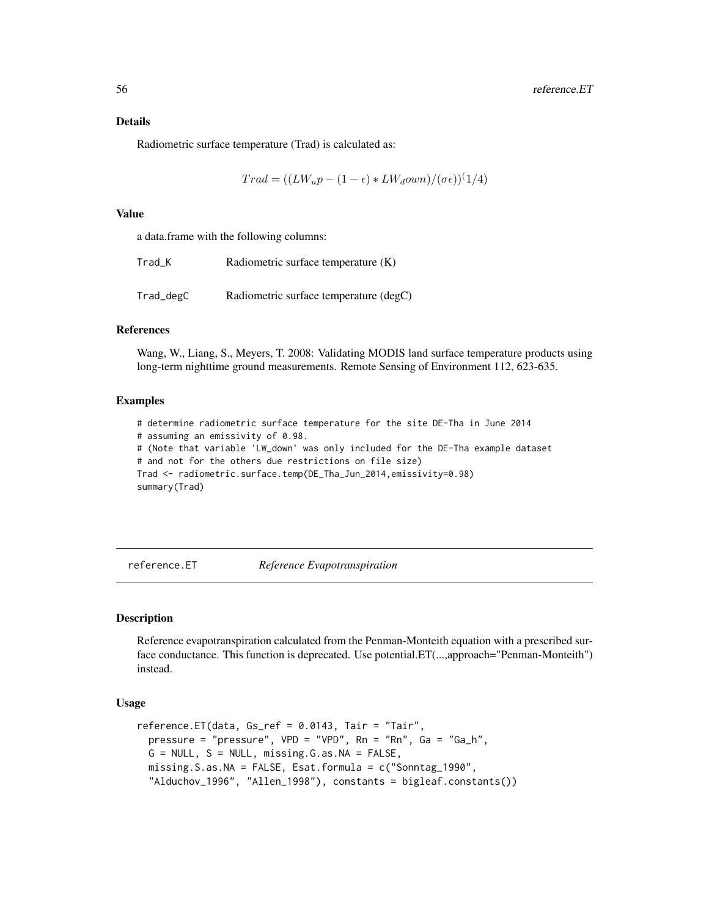### Details

Radiometric surface temperature (Trad) is calculated as:

$$Trad = ((LW_up - (1 - \epsilon) * LW_down)/(\sigma\epsilon))^(1/4)$$

### Value

a data.frame with the following columns:

| | |
|---|---|
| Trad_K | Radiometric surface temperature (K) |
| Trad_degC | Radiometric surface temperature (degC) |

### References

Wang, W., Liang, S., Meyers, T. 2008: Validating MODIS land surface temperature products using long-term nighttime ground measurements. Remote Sensing of Environment 112, 623-635.

### Examples

```
# determine radiometric surface temperature for the site DE-Tha in June 2014
# assuming an emissivity of 0.98.
# (Note that variable 'LW_down' was only included for the DE-Tha example dataset
# and not for the others due restrictions on file size)
Trad <- radiometric.surface.temp(DE_Tha_Jun_2014,emissivity=0.98)
summary(Trad)
```

---

## reference.ET — *Reference Evapotranspiration*

### Description

Reference evapotranspiration calculated from the Penman-Monteith equation with a prescribed surface conductance. This function is deprecated. Use potential.ET(...,approach="Penman-Monteith") instead.

### Usage

```
reference.ET(data, Gs_ref = 0.0143, Tair = "Tair",
  pressure = "pressure", VPD = "VPD", Rn = "Rn", Ga = "Ga_h",
  G = NULL, S = NULL, missing.G.as.NA = FALSE,
  missing.S.as.NA = FALSE, Esat.formula = c("Sonntag_1990",
  "Alduchov_1996", "Allen_1998"), constants = bigleaf.constants())
```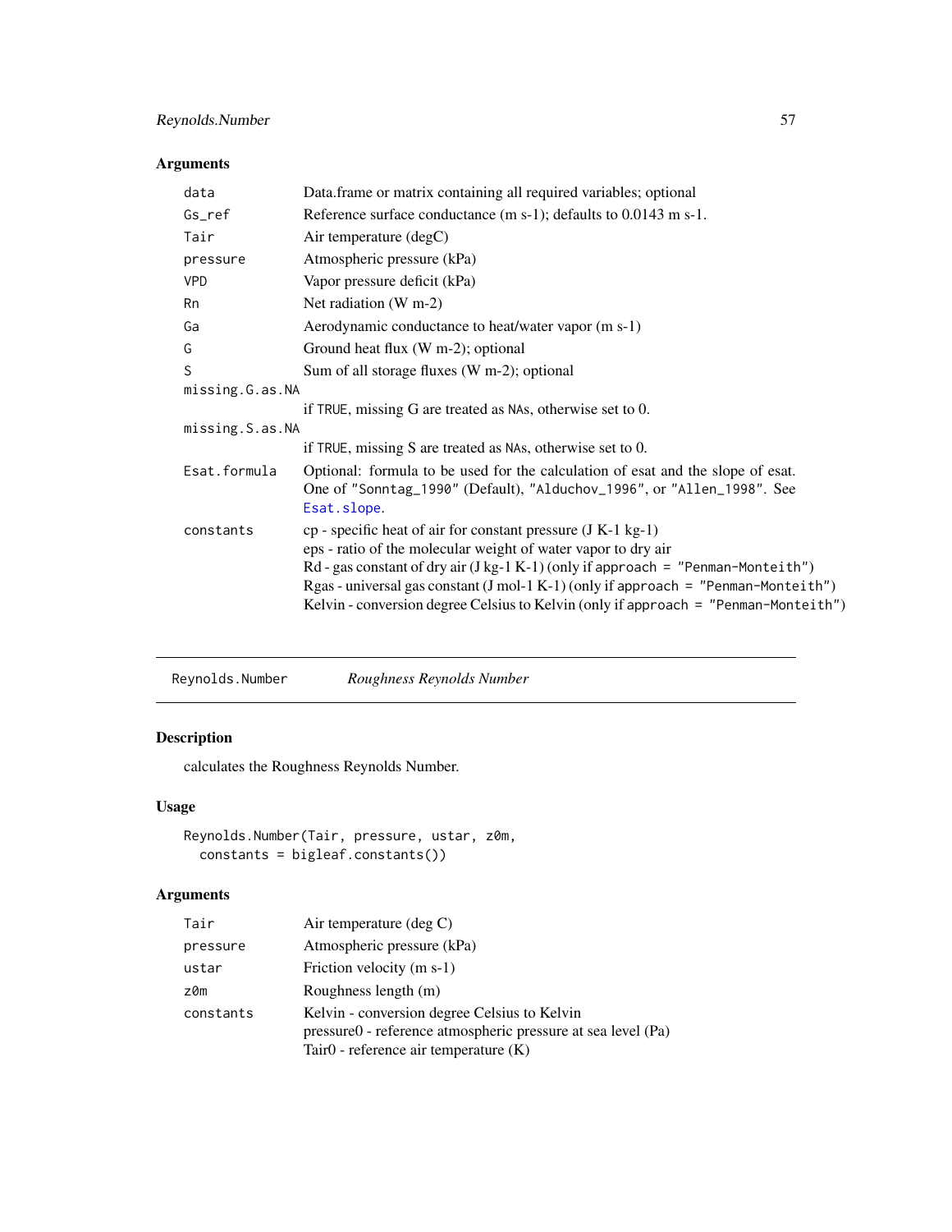## Arguments

| | |
|---|---|
| `data` | Data.frame or matrix containing all required variables; optional |
| `Gs_ref` | Reference surface conductance (m s-1); defaults to 0.0143 m s-1. |
| `Tair` | Air temperature (degC) |
| `pressure` | Atmospheric pressure (kPa) |
| `VPD` | Vapor pressure deficit (kPa) |
| `Rn` | Net radiation (W m-2) |
| `Ga` | Aerodynamic conductance to heat/water vapor (m s-1) |
| `G` | Ground heat flux (W m-2); optional |
| `S` | Sum of all storage fluxes (W m-2); optional |
| `missing.G.as.NA` | if `TRUE`, missing G are treated as `NA`s, otherwise set to 0. |
| `missing.S.as.NA` | if `TRUE`, missing S are treated as `NA`s, otherwise set to 0. |
| `Esat.formula` | Optional: formula to be used for the calculation of esat and the slope of esat. One of `"Sonntag_1990"` (Default), `"Alduchov_1996"`, or `"Allen_1998"`. See `Esat.slope`. |
| `constants` | cp - specific heat of air for constant pressure (J K-1 kg-1)<br>eps - ratio of the molecular weight of water vapor to dry air<br>Rd - gas constant of dry air (J kg-1 K-1) (only if `approach = "Penman-Monteith"`)<br>Rgas - universal gas constant (J mol-1 K-1) (only if `approach = "Penman-Monteith"`)<br>Kelvin - conversion degree Celsius to Kelvin (only if `approach = "Penman-Monteith"`) |

---

# Reynolds.Number — *Roughness Reynolds Number*

## Description

calculates the Roughness Reynolds Number.

## Usage

```
Reynolds.Number(Tair, pressure, ustar, z0m,
  constants = bigleaf.constants())
```

## Arguments

| | |
|---|---|
| `Tair` | Air temperature (deg C) |
| `pressure` | Atmospheric pressure (kPa) |
| `ustar` | Friction velocity (m s-1) |
| `z0m` | Roughness length (m) |
| `constants` | Kelvin - conversion degree Celsius to Kelvin<br>pressure0 - reference atmospheric pressure at sea level (Pa)<br>Tair0 - reference air temperature (K) |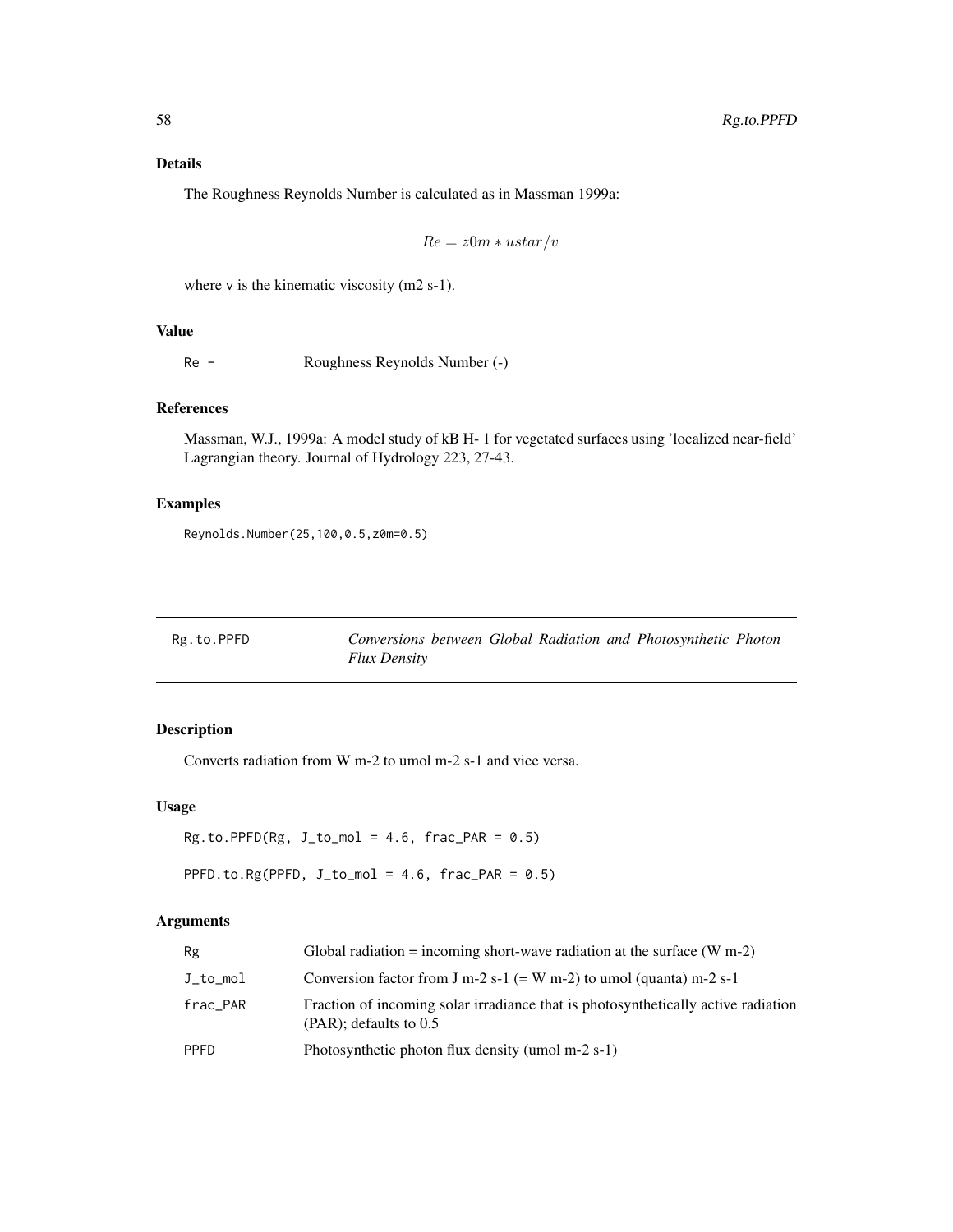### Details

The Roughness Reynolds Number is calculated as in Massman 1999a:

$$Re = z0m * ustar/v$$

where v is the kinematic viscosity (m2 s-1).

### Value

| | |
|---|---|
| Re - | Roughness Reynolds Number (-) |

### References

Massman, W.J., 1999a: A model study of kB H- 1 for vegetated surfaces using 'localized near-field' Lagrangian theory. Journal of Hydrology 223, 27-43.

### Examples

```
Reynolds.Number(25,100,0.5,z0m=0.5)
```

---

## Rg.to.PPFD — *Conversions between Global Radiation and Photosynthetic Photon Flux Density*

---

### Description

Converts radiation from W m-2 to umol m-2 s-1 and vice versa.

### Usage

```
Rg.to.PPFD(Rg, J_to_mol = 4.6, frac_PAR = 0.5)

PPFD.to.Rg(PPFD, J_to_mol = 4.6, frac_PAR = 0.5)
```

### Arguments

| | |
|---|---|
| Rg | Global radiation = incoming short-wave radiation at the surface (W m-2) |
| J_to_mol | Conversion factor from J m-2 s-1 (= W m-2) to umol (quanta) m-2 s-1 |
| frac_PAR | Fraction of incoming solar irradiance that is photosynthetically active radiation (PAR); defaults to 0.5 |
| PPFD | Photosynthetic photon flux density (umol m-2 s-1) |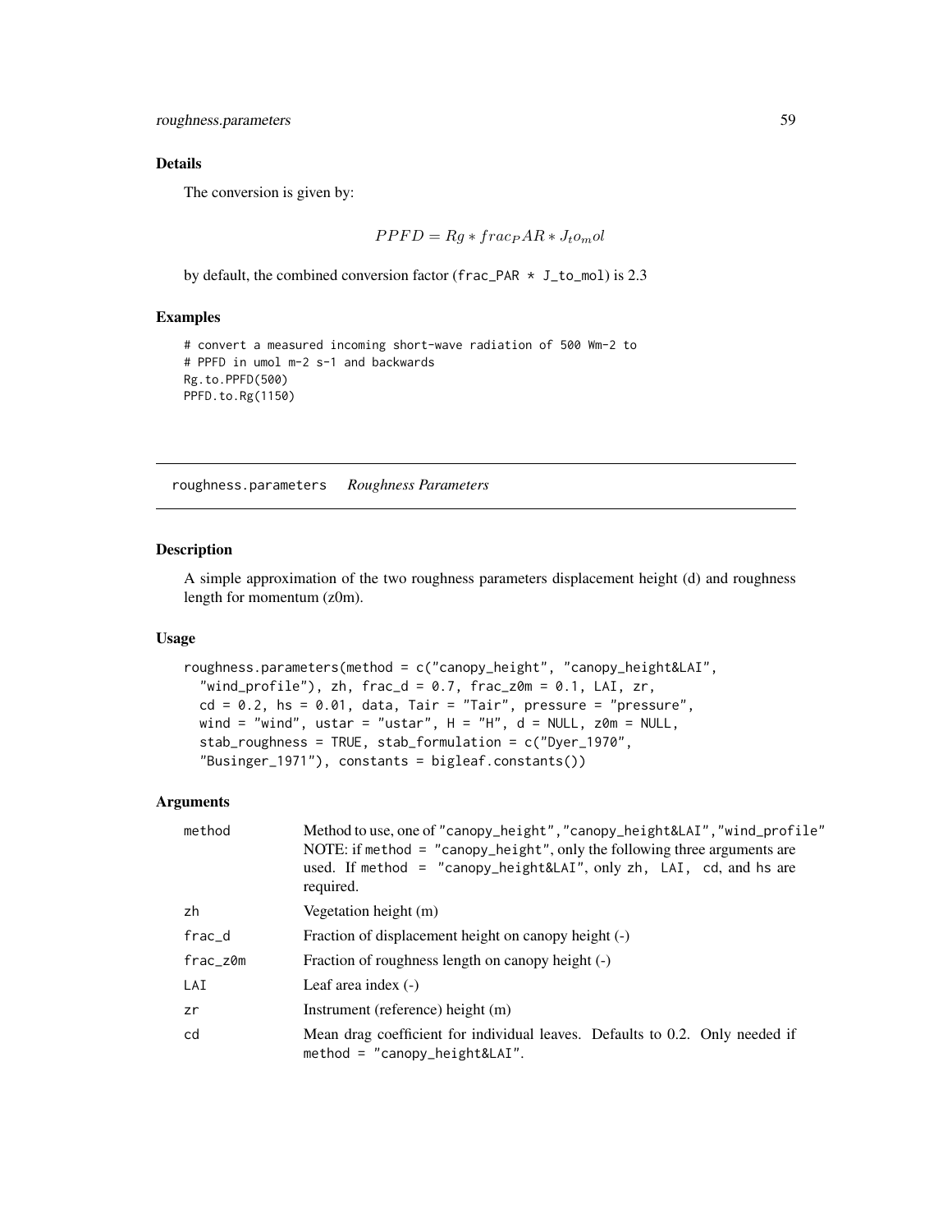### Details

The conversion is given by:

$$PPFD = Rg * frac_PAR * J_to_mol$$

by default, the combined conversion factor (frac_PAR * J_to_mol) is 2.3

### Examples

```
# convert a measured incoming short-wave radiation of 500 Wm-2 to
# PPFD in umol m-2 s-1 and backwards
Rg.to.PPFD(500)
PPFD.to.Rg(1150)
```

---

## roughness.parameters *Roughness Parameters*

### Description

A simple approximation of the two roughness parameters displacement height (d) and roughness length for momentum (z0m).

### Usage

```
roughness.parameters(method = c("canopy_height", "canopy_height&LAI",
  "wind_profile"), zh, frac_d = 0.7, frac_z0m = 0.1, LAI, zr,
  cd = 0.2, hs = 0.01, data, Tair = "Tair", pressure = "pressure",
  wind = "wind", ustar = "ustar", H = "H", d = NULL, z0m = NULL,
  stab_roughness = TRUE, stab_formulation = c("Dyer_1970",
  "Businger_1971"), constants = bigleaf.constants())
```

### Arguments

| | |
|---|---|
| method | Method to use, one of "canopy_height","canopy_height&LAI","wind_profile" NOTE: if method = "canopy_height", only the following three arguments are used. If method = "canopy_height&LAI", only zh, LAI, cd, and hs are required. |
| zh | Vegetation height (m) |
| frac_d | Fraction of displacement height on canopy height (-) |
| frac_z0m | Fraction of roughness length on canopy height (-) |
| LAI | Leaf area index (-) |
| zr | Instrument (reference) height (m) |
| cd | Mean drag coefficient for individual leaves. Defaults to 0.2. Only needed if method = "canopy_height&LAI". |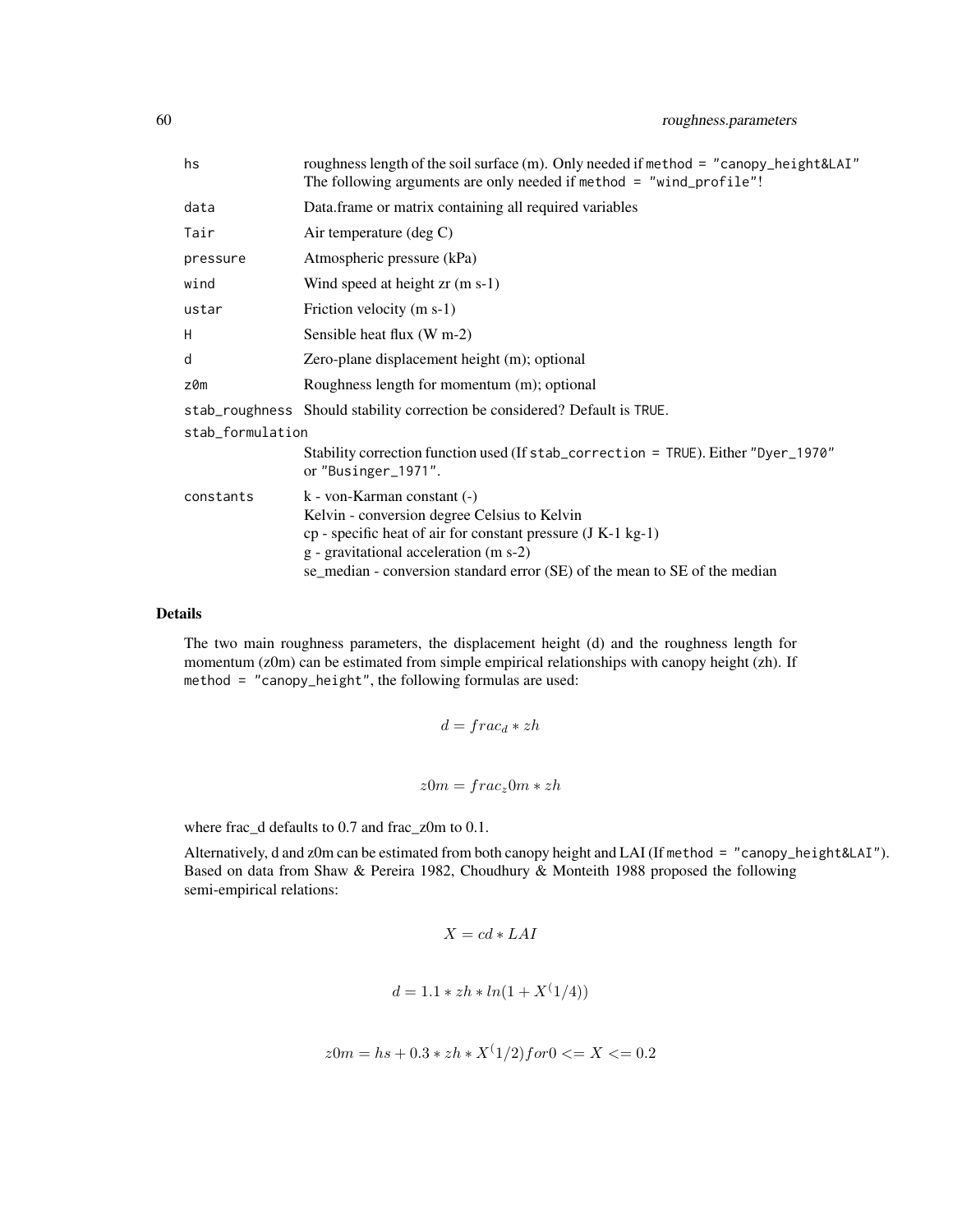| | |
|---|---|
| `hs` | roughness length of the soil surface (m). Only needed if `method = "canopy_height&LAI"` The following arguments are only needed if `method = "wind_profile"`! |
| `data` | Data.frame or matrix containing all required variables |
| `Tair` | Air temperature (deg C) |
| `pressure` | Atmospheric pressure (kPa) |
| `wind` | Wind speed at height zr (m s-1) |
| `ustar` | Friction velocity (m s-1) |
| `H` | Sensible heat flux (W m-2) |
| `d` | Zero-plane displacement height (m); optional |
| `z0m` | Roughness length for momentum (m); optional |
| `stab_roughness` | Should stability correction be considered? Default is `TRUE`. |
| `stab_formulation` | Stability correction function used (If `stab_correction = TRUE`). Either `"Dyer_1970"` or `"Businger_1971"`. |
| `constants` | k - von-Karman constant (-)<br>Kelvin - conversion degree Celsius to Kelvin<br>cp - specific heat of air for constant pressure (J K-1 kg-1)<br>g - gravitational acceleration (m s-2)<br>se_median - conversion standard error (SE) of the mean to SE of the median |

## Details

The two main roughness parameters, the displacement height (d) and the roughness length for momentum (z0m) can be estimated from simple empirical relationships with canopy height (zh). If `method = "canopy_height"`, the following formulas are used:

$$d = frac_d * zh$$

$$z0m = frac_z 0m * zh$$

where frac_d defaults to 0.7 and frac_z0m to 0.1.

Alternatively, d and z0m can be estimated from both canopy height and LAI (If `method = "canopy_height&LAI"`). Based on data from Shaw & Pereira 1982, Choudhury & Monteith 1988 proposed the following semi-empirical relations:

$$X = cd * LAI$$

$$d = 1.1 * zh * ln(1 + X^(1/4))$$

$$z0m = hs + 0.3 * zh * X^(1/2) for 0 <= X <= 0.2$$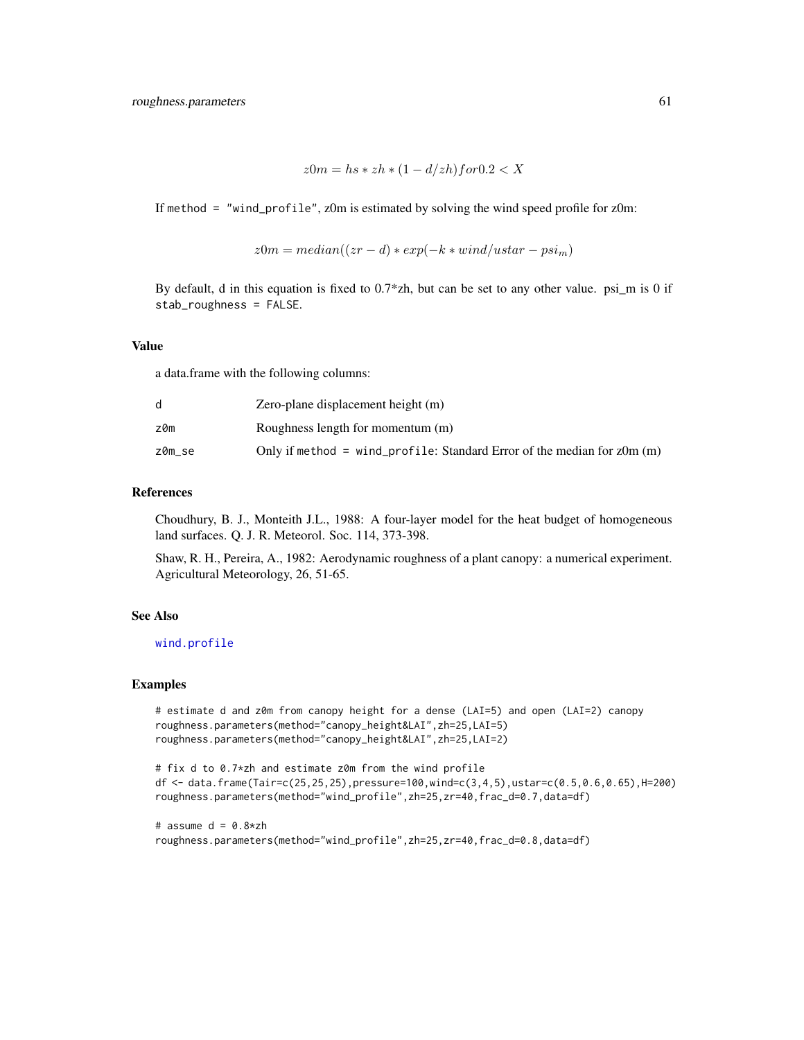$$z0m = hs * zh * (1 - d/zh) for 0.2 < X$$

If method = "wind_profile", z0m is estimated by solving the wind speed profile for z0m:

$$z0m = median((zr - d) * exp(-k * wind/ustar - psi_m)$$

By default, d in this equation is fixed to 0.7*zh, but can be set to any other value. psi_m is 0 if stab_roughness = FALSE.

## Value

a data.frame with the following columns:

| | |
|---|---|
| d | Zero-plane displacement height (m) |
| z0m | Roughness length for momentum (m) |
| z0m_se | Only if method = wind_profile: Standard Error of the median for z0m (m) |

## References

Choudhury, B. J., Monteith J.L., 1988: A four-layer model for the heat budget of homogeneous land surfaces. Q. J. R. Meteorol. Soc. 114, 373-398.

Shaw, R. H., Pereira, A., 1982: Aerodynamic roughness of a plant canopy: a numerical experiment. Agricultural Meteorology, 26, 51-65.

## See Also

wind.profile

## Examples

```
# estimate d and z0m from canopy height for a dense (LAI=5) and open (LAI=2) canopy
roughness.parameters(method="canopy_height&LAI",zh=25,LAI=5)
roughness.parameters(method="canopy_height&LAI",zh=25,LAI=2)

# fix d to 0.7*zh and estimate z0m from the wind profile
df <- data.frame(Tair=c(25,25,25),pressure=100,wind=c(3,4,5),ustar=c(0.5,0.6,0.65),H=200)
roughness.parameters(method="wind_profile",zh=25,zr=40,frac_d=0.7,data=df)

# assume d = 0.8*zh
roughness.parameters(method="wind_profile",zh=25,zr=40,frac_d=0.8,data=df)
```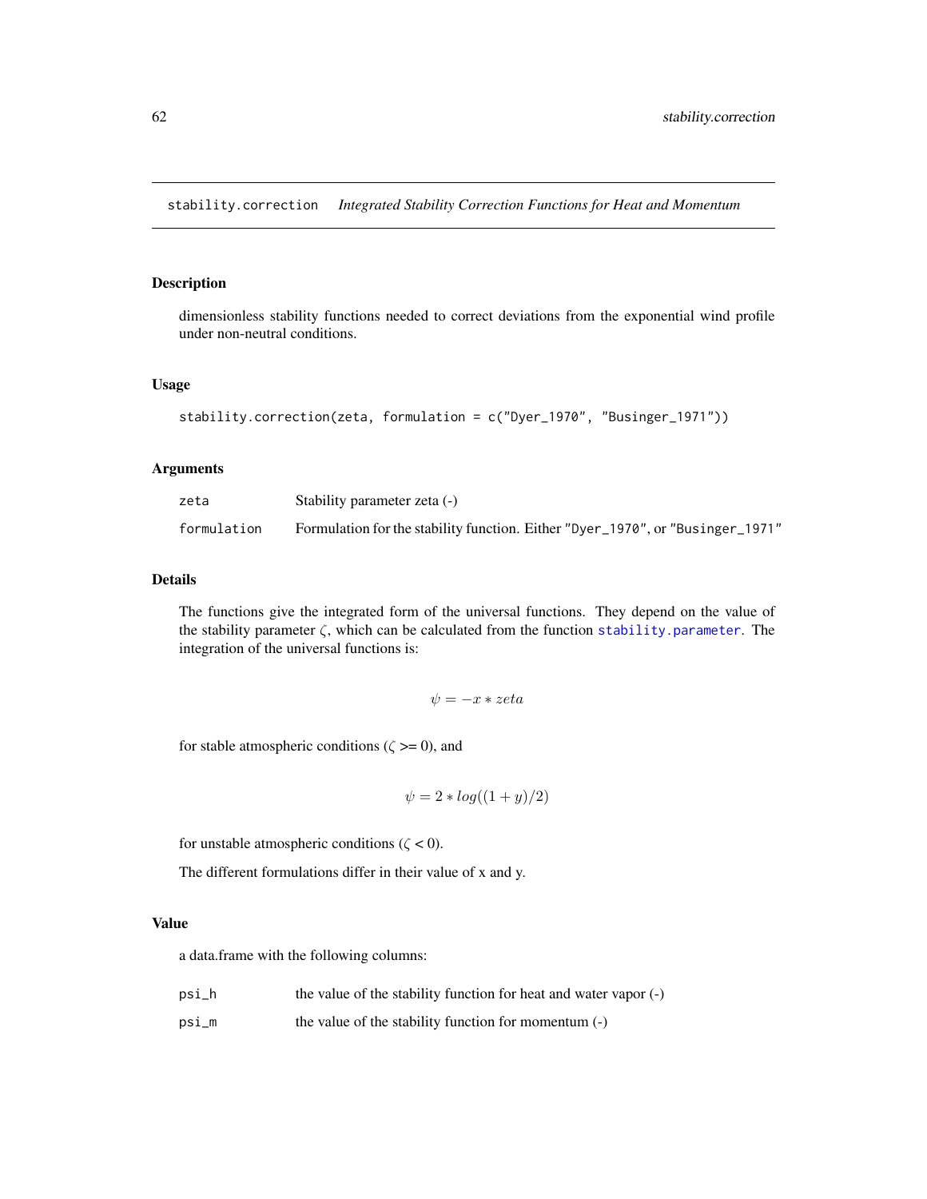stability.correction *Integrated Stability Correction Functions for Heat and Momentum*

## Description

dimensionless stability functions needed to correct deviations from the exponential wind profile under non-neutral conditions.

## Usage

```
stability.correction(zeta, formulation = c("Dyer_1970", "Businger_1971"))
```

## Arguments

| | |
|---|---|
| zeta | Stability parameter zeta (-) |
| formulation | Formulation for the stability function. Either "Dyer_1970", or "Businger_1971" |

## Details

The functions give the integrated form of the universal functions. They depend on the value of the stability parameter $\zeta$, which can be calculated from the function stability.parameter. The integration of the universal functions is:

$$\psi = -x * zeta$$

for stable atmospheric conditions ($\zeta$ >= 0), and

$$\psi = 2 * log((1 + y)/2)$$

for unstable atmospheric conditions ($\zeta$ < 0).

The different formulations differ in their value of x and y.

## Value

a data.frame with the following columns:

| | |
|---|---|
| psi_h | the value of the stability function for heat and water vapor (-) |
| psi_m | the value of the stability function for momentum (-) |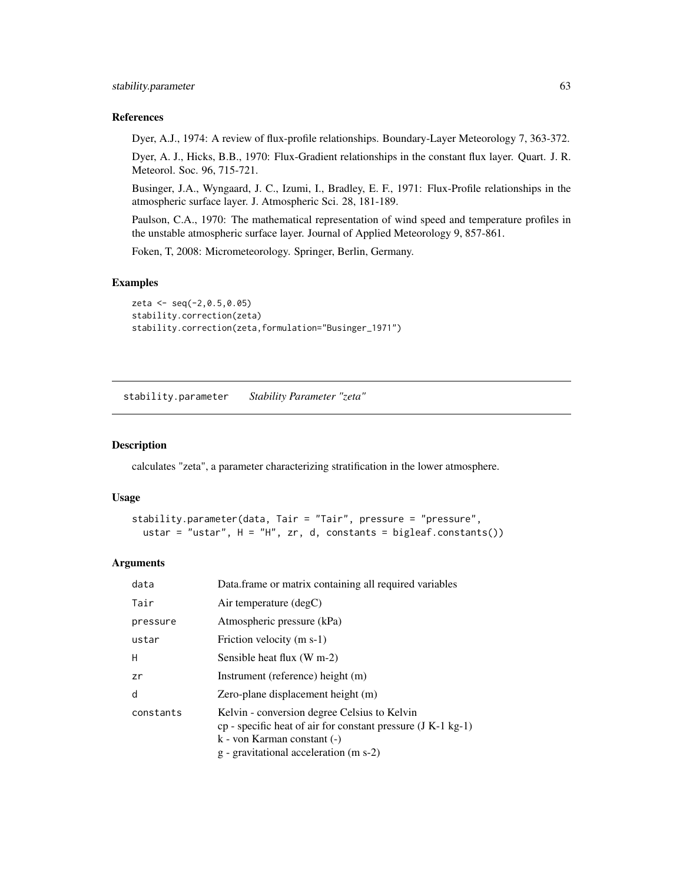### References

Dyer, A.J., 1974: A review of flux-profile relationships. Boundary-Layer Meteorology 7, 363-372.

Dyer, A. J., Hicks, B.B., 1970: Flux-Gradient relationships in the constant flux layer. Quart. J. R. Meteorol. Soc. 96, 715-721.

Businger, J.A., Wyngaard, J. C., Izumi, I., Bradley, E. F., 1971: Flux-Profile relationships in the atmospheric surface layer. J. Atmospheric Sci. 28, 181-189.

Paulson, C.A., 1970: The mathematical representation of wind speed and temperature profiles in the unstable atmospheric surface layer. Journal of Applied Meteorology 9, 857-861.

Foken, T, 2008: Micrometeorology. Springer, Berlin, Germany.

### Examples

```
zeta <- seq(-2,0.5,0.05)
stability.correction(zeta)
stability.correction(zeta,formulation="Businger_1971")
```

---

## stability.parameter    *Stability Parameter "zeta"*

---

### Description

calculates "zeta", a parameter characterizing stratification in the lower atmosphere.

### Usage

```
stability.parameter(data, Tair = "Tair", pressure = "pressure",
  ustar = "ustar", H = "H", zr, d, constants = bigleaf.constants())
```

### Arguments

| | |
|---|---|
| `data` | Data.frame or matrix containing all required variables |
| `Tair` | Air temperature (degC) |
| `pressure` | Atmospheric pressure (kPa) |
| `ustar` | Friction velocity (m s-1) |
| `H` | Sensible heat flux (W m-2) |
| `zr` | Instrument (reference) height (m) |
| `d` | Zero-plane displacement height (m) |
| `constants` | Kelvin - conversion degree Celsius to Kelvin<br>cp - specific heat of air for constant pressure (J K-1 kg-1)<br>k - von Karman constant (-)<br>g - gravitational acceleration (m s-2) |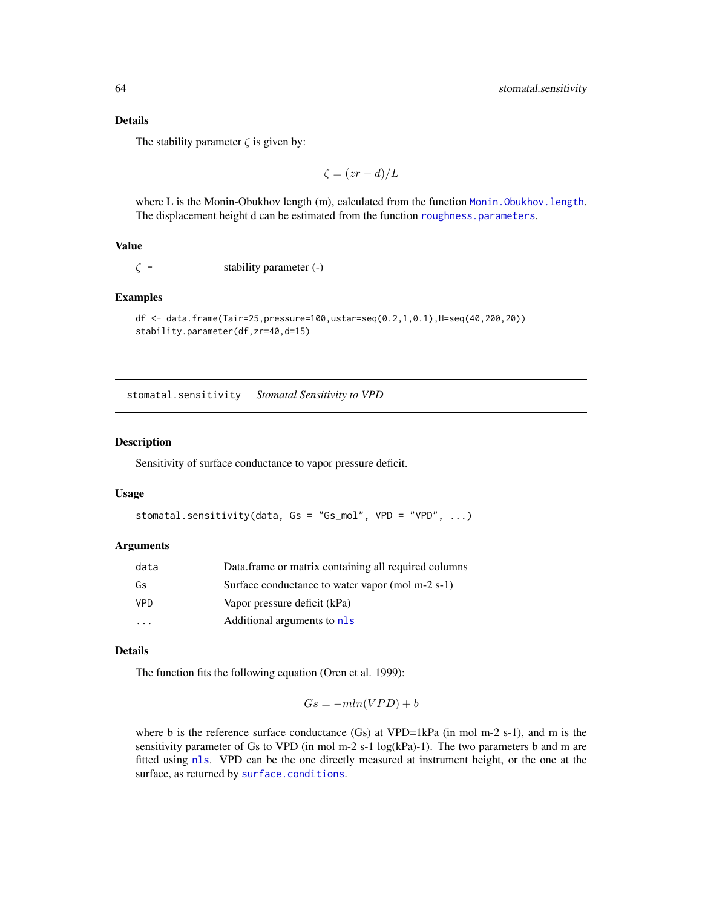### Details

The stability parameter $\zeta$ is given by:

$$\zeta = (zr - d)/L$$

where L is the Monin-Obukhov length (m), calculated from the function `Monin.Obukhov.length`. The displacement height d can be estimated from the function `roughness.parameters`.

### Value

| | |
|---|---|
| $\zeta$ - | stability parameter (-) |

### Examples

```
df <- data.frame(Tair=25,pressure=100,ustar=seq(0.2,1,0.1),H=seq(40,200,20))
stability.parameter(df,zr=40,d=15)
```

---

## stomatal.sensitivity *Stomatal Sensitivity to VPD*

---

### Description

Sensitivity of surface conductance to vapor pressure deficit.

### Usage

```
stomatal.sensitivity(data, Gs = "Gs_mol", VPD = "VPD", ...)
```

### Arguments

| | |
|---|---|
| `data` | Data.frame or matrix containing all required columns |
| `Gs` | Surface conductance to water vapor (mol m-2 s-1) |
| `VPD` | Vapor pressure deficit (kPa) |
| `...` | Additional arguments to `nls` |

### Details

The function fits the following equation (Oren et al. 1999):

$$Gs = -mln(VPD) + b$$

where b is the reference surface conductance (Gs) at VPD=1kPa (in mol m-2 s-1), and m is the sensitivity parameter of Gs to VPD (in mol m-2 s-1 log(kPa)-1). The two parameters b and m are fitted using `nls`. VPD can be the one directly measured at instrument height, or the one at the surface, as returned by `surface.conditions`.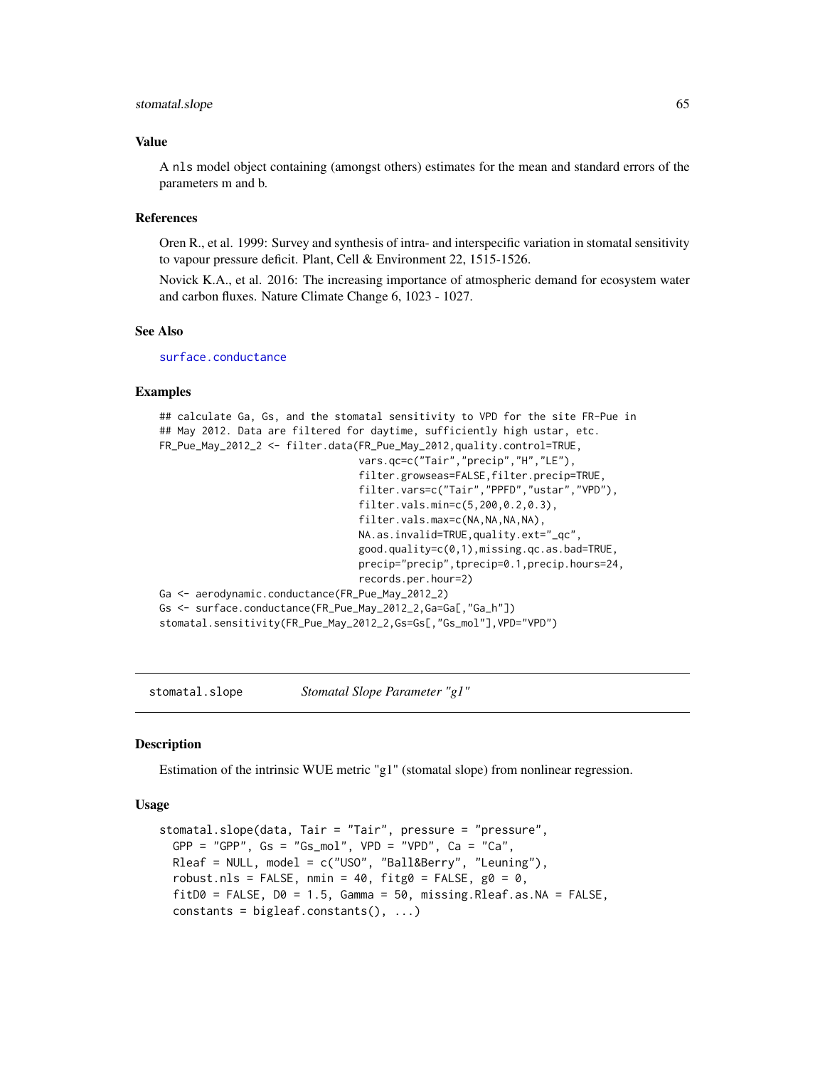### Value

A `nls` model object containing (amongst others) estimates for the mean and standard errors of the parameters m and b.

### References

Oren R., et al. 1999: Survey and synthesis of intra- and interspecific variation in stomatal sensitivity to vapour pressure deficit. Plant, Cell & Environment 22, 1515-1526.

Novick K.A., et al. 2016: The increasing importance of atmospheric demand for ecosystem water and carbon fluxes. Nature Climate Change 6, 1023 - 1027.

### See Also

`surface.conductance`

### Examples

```
## calculate Ga, Gs, and the stomatal sensitivity to VPD for the site FR-Pue in
## May 2012. Data are filtered for daytime, sufficiently high ustar, etc.
FR_Pue_May_2012_2 <- filter.data(FR_Pue_May_2012,quality.control=TRUE,
                                 vars.qc=c("Tair","precip","H","LE"),
                                 filter.growseas=FALSE,filter.precip=TRUE,
                                 filter.vars=c("Tair","PPFD","ustar","VPD"),
                                 filter.vals.min=c(5,200,0.2,0.3),
                                 filter.vals.max=c(NA,NA,NA,NA),
                                 NA.as.invalid=TRUE,quality.ext="_qc",
                                 good.quality=c(0,1),missing.qc.as.bad=TRUE,
                                 precip="precip",tprecip=0.1,precip.hours=24,
                                 records.per.hour=2)
Ga <- aerodynamic.conductance(FR_Pue_May_2012_2)
Gs <- surface.conductance(FR_Pue_May_2012_2,Ga=Ga[,"Ga_h"])
stomatal.sensitivity(FR_Pue_May_2012_2,Gs=Gs[,"Gs_mol"],VPD="VPD")
```

---

## stomatal.slope — *Stomatal Slope Parameter "g1"*

### Description

Estimation of the intrinsic WUE metric "g1" (stomatal slope) from nonlinear regression.

### Usage

```
stomatal.slope(data, Tair = "Tair", pressure = "pressure",
  GPP = "GPP", Gs = "Gs_mol", VPD = "VPD", Ca = "Ca",
  Rleaf = NULL, model = c("USO", "Ball&Berry", "Leuning"),
  robust.nls = FALSE, nmin = 40, fitg0 = FALSE, g0 = 0,
  fitD0 = FALSE, D0 = 1.5, Gamma = 50, missing.Rleaf.as.NA = FALSE,
  constants = bigleaf.constants(), ...)
```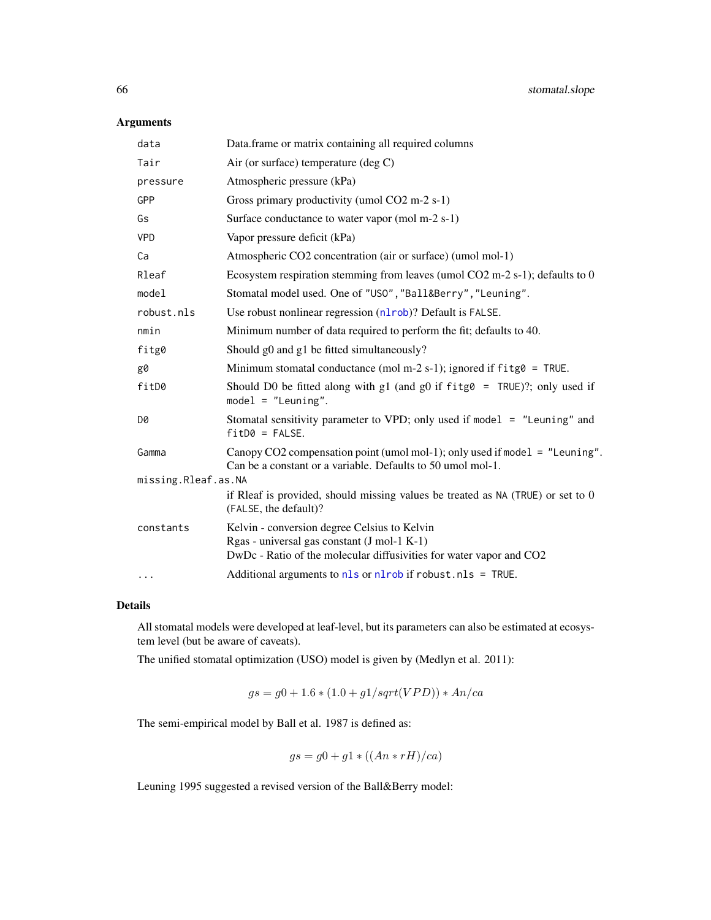## Arguments

| | |
|---|---|
| `data` | Data.frame or matrix containing all required columns |
| `Tair` | Air (or surface) temperature (deg C) |
| `pressure` | Atmospheric pressure (kPa) |
| `GPP` | Gross primary productivity (umol CO2 m-2 s-1) |
| `Gs` | Surface conductance to water vapor (mol m-2 s-1) |
| `VPD` | Vapor pressure deficit (kPa) |
| `Ca` | Atmospheric CO2 concentration (air or surface) (umol mol-1) |
| `Rleaf` | Ecosystem respiration stemming from leaves (umol CO2 m-2 s-1); defaults to 0 |
| `model` | Stomatal model used. One of `"USO","Ball&Berry","Leuning"`. |
| `robust.nls` | Use robust nonlinear regression (`nlrob`)? Default is `FALSE`. |
| `nmin` | Minimum number of data required to perform the fit; defaults to 40. |
| `fitg0` | Should g0 and g1 be fitted simultaneously? |
| `g0` | Minimum stomatal conductance (mol m-2 s-1); ignored if `fitg0 = TRUE`. |
| `fitD0` | Should D0 be fitted along with g1 (and g0 if `fitg0 = TRUE`)?; only used if `model = "Leuning"`. |
| `D0` | Stomatal sensitivity parameter to VPD; only used if `model = "Leuning"` and `fitD0 = FALSE`. |
| `Gamma` | Canopy CO2 compensation point (umol mol-1); only used if `model = "Leuning"`. Can be a constant or a variable. Defaults to 50 umol mol-1. |
| `missing.Rleaf.as.NA` | if Rleaf is provided, should missing values be treated as `NA` (`TRUE`) or set to 0 (`FALSE`, the default)? |
| `constants` | Kelvin - conversion degree Celsius to Kelvin<br>Rgas - universal gas constant (J mol-1 K-1)<br>DwDc - Ratio of the molecular diffusivities for water vapor and CO2 |
| `...` | Additional arguments to `nls` or `nlrob` if `robust.nls = TRUE`. |

## Details

All stomatal models were developed at leaf-level, but its parameters can also be estimated at ecosystem level (but be aware of caveats).

The unified stomatal optimization (USO) model is given by (Medlyn et al. 2011):

$$gs = g0 + 1.6 * (1.0 + g1/sqrt(VPD)) * An/ca$$

The semi-empirical model by Ball et al. 1987 is defined as:

$$gs = g0 + g1 * ((An * rH)/ca)$$

Leuning 1995 suggested a revised version of the Ball&Berry model: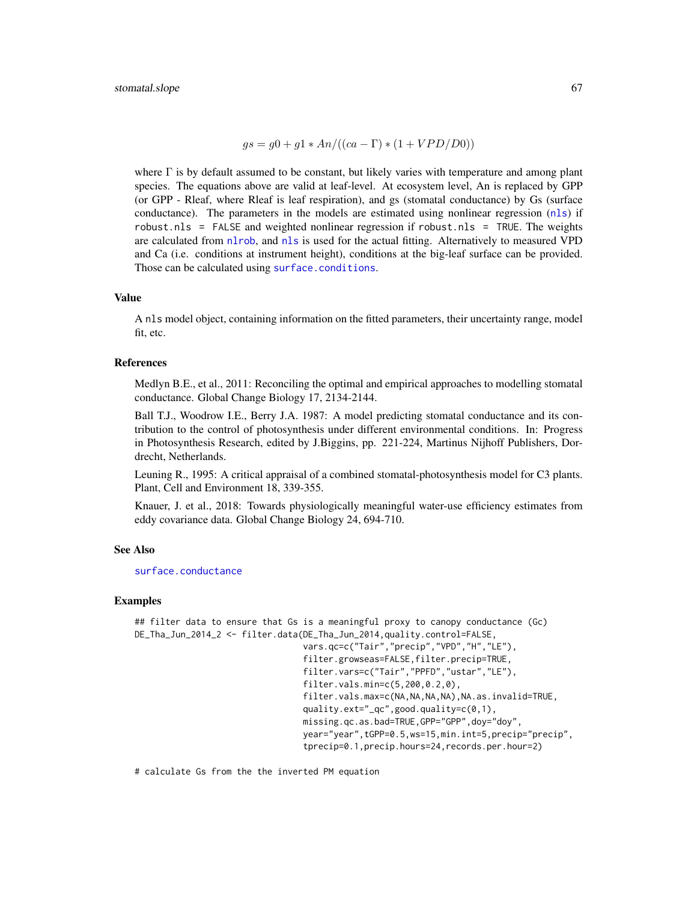$$gs = g0 + g1 * An/((ca - \Gamma) * (1 + VPD/D0))$$

where $\Gamma$ is by default assumed to be constant, but likely varies with temperature and among plant species. The equations above are valid at leaf-level. At ecosystem level, An is replaced by GPP (or GPP - Rleaf, where Rleaf is leaf respiration), and gs (stomatal conductance) by Gs (surface conductance). The parameters in the models are estimated using nonlinear regression (`nls`) if `robust.nls = FALSE` and weighted nonlinear regression if `robust.nls = TRUE`. The weights are calculated from `nlrob`, and `nls` is used for the actual fitting. Alternatively to measured VPD and Ca (i.e. conditions at instrument height), conditions at the big-leaf surface can be provided. Those can be calculated using `surface.conditions`.

### Value

A `nls` model object, containing information on the fitted parameters, their uncertainty range, model fit, etc.

### References

Medlyn B.E., et al., 2011: Reconciling the optimal and empirical approaches to modelling stomatal conductance. Global Change Biology 17, 2134-2144.

Ball T.J., Woodrow I.E., Berry J.A. 1987: A model predicting stomatal conductance and its contribution to the control of photosynthesis under different environmental conditions. In: Progress in Photosynthesis Research, edited by J.Biggins, pp. 221-224, Martinus Nijhoff Publishers, Dordrecht, Netherlands.

Leuning R., 1995: A critical appraisal of a combined stomatal-photosynthesis model for C3 plants. Plant, Cell and Environment 18, 339-355.

Knauer, J. et al., 2018: Towards physiologically meaningful water-use efficiency estimates from eddy covariance data. Global Change Biology 24, 694-710.

### See Also

`surface.conductance`

### Examples

```
## filter data to ensure that Gs is a meaningful proxy to canopy conductance (Gc)
DE_Tha_Jun_2014_2 <- filter.data(DE_Tha_Jun_2014,quality.control=FALSE,
                                 vars.qc=c("Tair","precip","VPD","H","LE"),
                                 filter.growseas=FALSE,filter.precip=TRUE,
                                 filter.vars=c("Tair","PPFD","ustar","LE"),
                                 filter.vals.min=c(5,200,0.2,0),
                                 filter.vals.max=c(NA,NA,NA,NA),NA.as.invalid=TRUE,
                                 quality.ext="_qc",good.quality=c(0,1),
                                 missing.qc.as.bad=TRUE,GPP="GPP",doy="doy",
                                 year="year",tGPP=0.5,ws=15,min.int=5,precip="precip",
                                 tprecip=0.1,precip.hours=24,records.per.hour=2)

# calculate Gs from the the inverted PM equation
```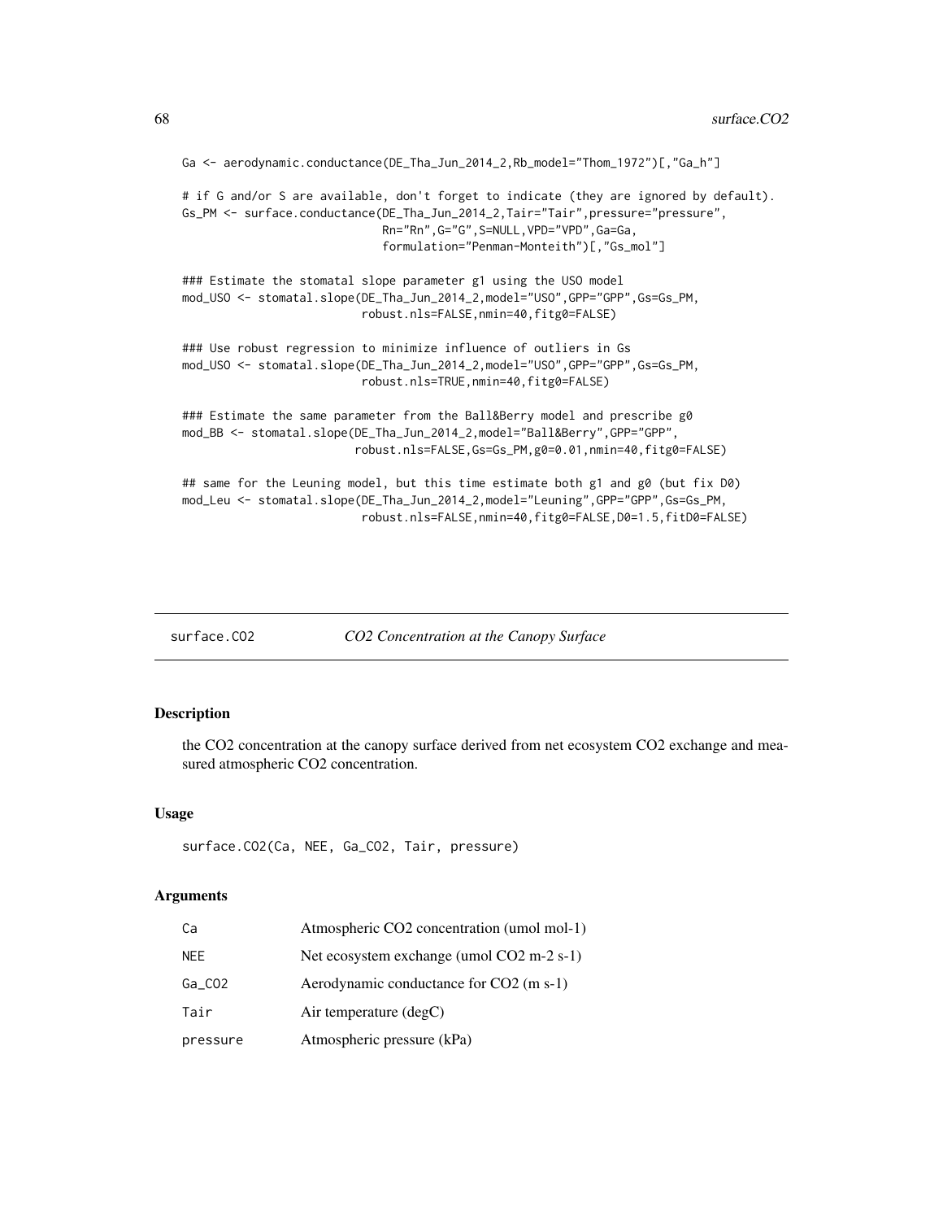```
Ga <- aerodynamic.conductance(DE_Tha_Jun_2014_2,Rb_model="Thom_1972")[,"Ga_h"]

# if G and/or S are available, don't forget to indicate (they are ignored by default).
Gs_PM <- surface.conductance(DE_Tha_Jun_2014_2,Tair="Tair",pressure="pressure",
                             Rn="Rn",G="G",S=NULL,VPD="VPD",Ga=Ga,
                             formulation="Penman-Monteith")[,"Gs_mol"]

### Estimate the stomatal slope parameter g1 using the USO model
mod_USO <- stomatal.slope(DE_Tha_Jun_2014_2,model="USO",GPP="GPP",Gs=Gs_PM,
                          robust.nls=FALSE,nmin=40,fitg0=FALSE)

### Use robust regression to minimize influence of outliers in Gs
mod_USO <- stomatal.slope(DE_Tha_Jun_2014_2,model="USO",GPP="GPP",Gs=Gs_PM,
                          robust.nls=TRUE,nmin=40,fitg0=FALSE)

### Estimate the same parameter from the Ball&Berry model and prescribe g0
mod_BB <- stomatal.slope(DE_Tha_Jun_2014_2,model="Ball&Berry",GPP="GPP",
                         robust.nls=FALSE,Gs=Gs_PM,g0=0.01,nmin=40,fitg0=FALSE)

## same for the Leuning model, but this time estimate both g1 and g0 (but fix D0)
mod_Leu <- stomatal.slope(DE_Tha_Jun_2014_2,model="Leuning",GPP="GPP",Gs=Gs_PM,
                          robust.nls=FALSE,nmin=40,fitg0=FALSE,D0=1.5,fitD0=FALSE)
```

## surface.CO2 — *CO2 Concentration at the Canopy Surface*

### Description

the CO2 concentration at the canopy surface derived from net ecosystem CO2 exchange and measured atmospheric CO2 concentration.

### Usage

```
surface.CO2(Ca, NEE, Ga_CO2, Tair, pressure)
```

### Arguments

| | |
|---|---|
| Ca | Atmospheric CO2 concentration (umol mol-1) |
| NEE | Net ecosystem exchange (umol CO2 m-2 s-1) |
| Ga_CO2 | Aerodynamic conductance for CO2 (m s-1) |
| Tair | Air temperature (degC) |
| pressure | Atmospheric pressure (kPa) |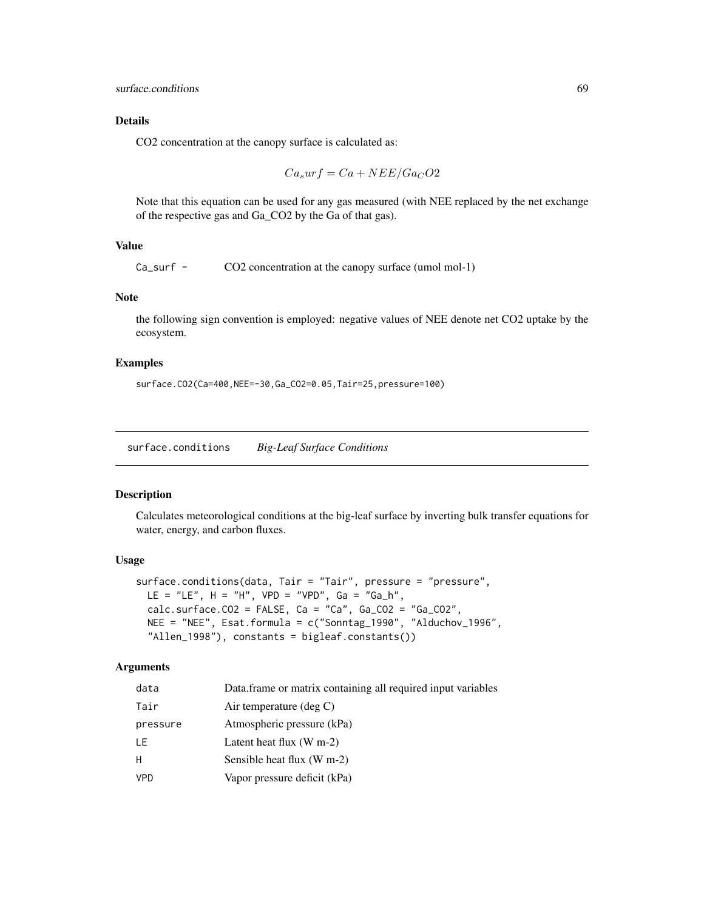### Details

CO2 concentration at the canopy surface is calculated as:

$$Ca_surf = Ca + NEE/Ga_CO2$$

Note that this equation can be used for any gas measured (with NEE replaced by the net exchange of the respective gas and Ga_CO2 by the Ga of that gas).

### Value

| | |
|---|---|
| Ca_surf - | CO2 concentration at the canopy surface (umol mol-1) |

### Note

the following sign convention is employed: negative values of NEE denote net CO2 uptake by the ecosystem.

### Examples

```
surface.CO2(Ca=400,NEE=-30,Ga_CO2=0.05,Tair=25,pressure=100)
```

---

## surface.conditions *Big-Leaf Surface Conditions*

---

### Description

Calculates meteorological conditions at the big-leaf surface by inverting bulk transfer equations for water, energy, and carbon fluxes.

### Usage

```
surface.conditions(data, Tair = "Tair", pressure = "pressure",
  LE = "LE", H = "H", VPD = "VPD", Ga = "Ga_h",
  calc.surface.CO2 = FALSE, Ca = "Ca", Ga_CO2 = "Ga_CO2",
  NEE = "NEE", Esat.formula = c("Sonntag_1990", "Alduchov_1996",
  "Allen_1998"), constants = bigleaf.constants())
```

### Arguments

| | |
|---|---|
| data | Data.frame or matrix containing all required input variables |
| Tair | Air temperature (deg C) |
| pressure | Atmospheric pressure (kPa) |
| LE | Latent heat flux (W m-2) |
| H | Sensible heat flux (W m-2) |
| VPD | Vapor pressure deficit (kPa) |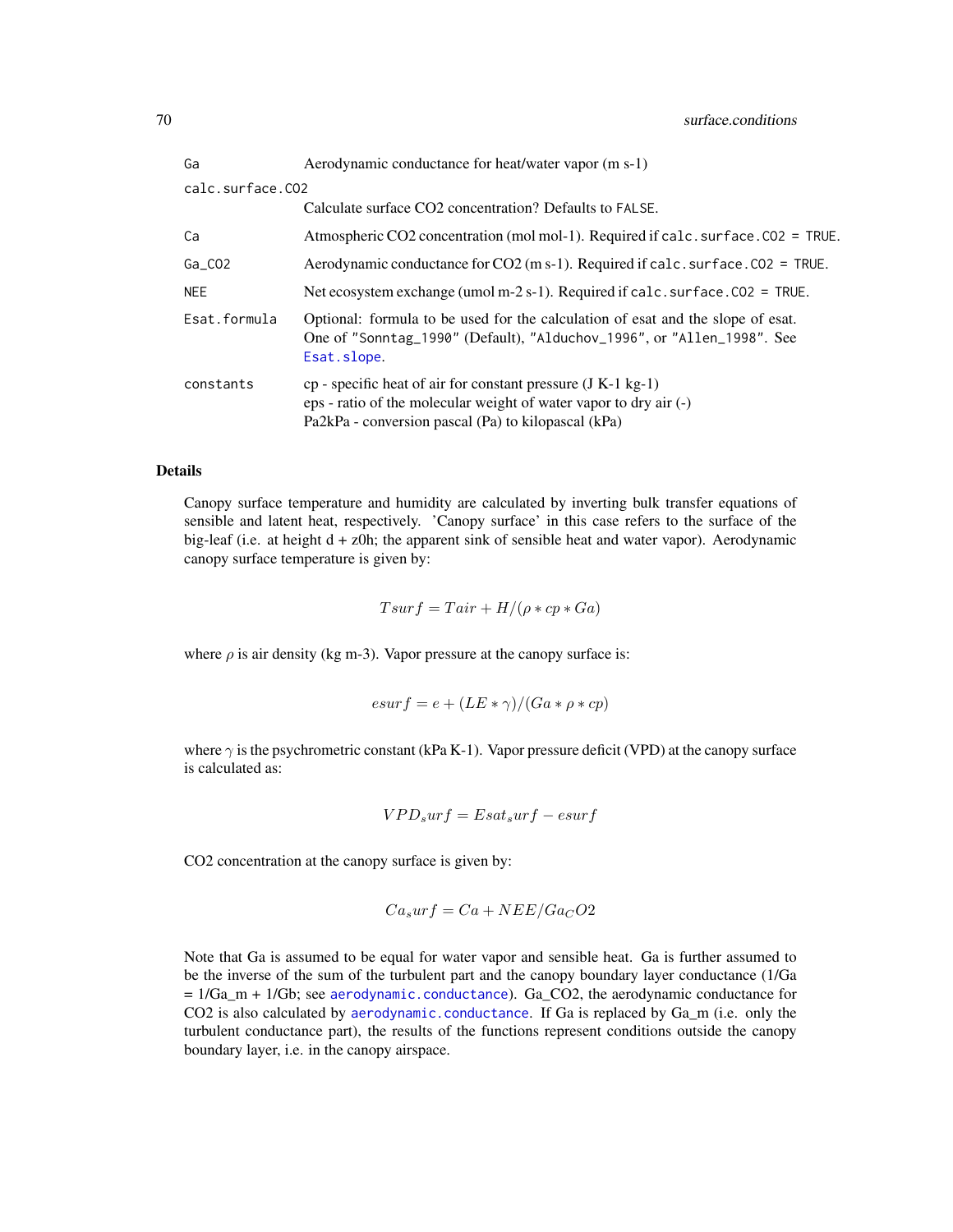| | |
|---|---|
| Ga | Aerodynamic conductance for heat/water vapor (m s-1) |
| calc.surface.CO2 | Calculate surface CO2 concentration? Defaults to FALSE. |
| Ca | Atmospheric CO2 concentration (mol mol-1). Required if calc.surface.CO2 = TRUE. |
| Ga_CO2 | Aerodynamic conductance for CO2 (m s-1). Required if calc.surface.CO2 = TRUE. |
| NEE | Net ecosystem exchange (umol m-2 s-1). Required if calc.surface.CO2 = TRUE. |
| Esat.formula | Optional: formula to be used for the calculation of esat and the slope of esat. One of "Sonntag_1990" (Default), "Alduchov_1996", or "Allen_1998". See Esat.slope. |
| constants | cp - specific heat of air for constant pressure (J K-1 kg-1)<br>eps - ratio of the molecular weight of water vapor to dry air (-)<br>Pa2kPa - conversion pascal (Pa) to kilopascal (kPa) |

### Details

Canopy surface temperature and humidity are calculated by inverting bulk transfer equations of sensible and latent heat, respectively. 'Canopy surface' in this case refers to the surface of the big-leaf (i.e. at height d + z0h; the apparent sink of sensible heat and water vapor). Aerodynamic canopy surface temperature is given by:

$$Tsurf = Tair + H/(\rho * cp * Ga)$$

where $\rho$ is air density (kg m-3). Vapor pressure at the canopy surface is:

$$esurf = e + (LE * \gamma)/(Ga * \rho * cp)$$

where $\gamma$ is the psychrometric constant (kPa K-1). Vapor pressure deficit (VPD) at the canopy surface is calculated as:

$$VPD_surf = Esat_surf - esurf$$

CO2 concentration at the canopy surface is given by:

$$Ca_surf = Ca + NEE/Ga_CO2$$

Note that Ga is assumed to be equal for water vapor and sensible heat. Ga is further assumed to be the inverse of the sum of the turbulent part and the canopy boundary layer conductance (1/Ga = 1/Ga_m + 1/Gb; see aerodynamic.conductance). Ga_CO2, the aerodynamic conductance for CO2 is also calculated by aerodynamic.conductance. If Ga is replaced by Ga_m (i.e. only the turbulent conductance part), the results of the functions represent conditions outside the canopy boundary layer, i.e. in the canopy airspace.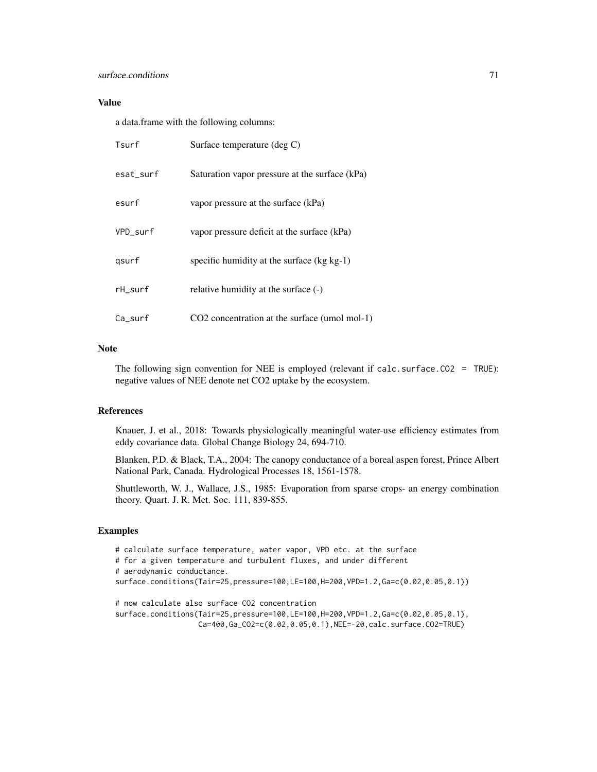### Value

a data.frame with the following columns:

| | |
|---|---|
| Tsurf | Surface temperature (deg C) |
| esat_surf | Saturation vapor pressure at the surface (kPa) |
| esurf | vapor pressure at the surface (kPa) |
| VPD_surf | vapor pressure deficit at the surface (kPa) |
| qsurf | specific humidity at the surface (kg kg-1) |
| rH_surf | relative humidity at the surface (-) |
| Ca_surf | CO2 concentration at the surface (umol mol-1) |

### Note

The following sign convention for NEE is employed (relevant if `calc.surface.CO2 = TRUE`): negative values of NEE denote net CO2 uptake by the ecosystem.

### References

Knauer, J. et al., 2018: Towards physiologically meaningful water-use efficiency estimates from eddy covariance data. Global Change Biology 24, 694-710.

Blanken, P.D. & Black, T.A., 2004: The canopy conductance of a boreal aspen forest, Prince Albert National Park, Canada. Hydrological Processes 18, 1561-1578.

Shuttleworth, W. J., Wallace, J.S., 1985: Evaporation from sparse crops- an energy combination theory. Quart. J. R. Met. Soc. 111, 839-855.

### Examples

```
# calculate surface temperature, water vapor, VPD etc. at the surface
# for a given temperature and turbulent fluxes, and under different
# aerodynamic conductance.
surface.conditions(Tair=25,pressure=100,LE=100,H=200,VPD=1.2,Ga=c(0.02,0.05,0.1))

# now calculate also surface CO2 concentration
surface.conditions(Tair=25,pressure=100,LE=100,H=200,VPD=1.2,Ga=c(0.02,0.05,0.1),
                   Ca=400,Ga_CO2=c(0.02,0.05,0.1),NEE=-20,calc.surface.CO2=TRUE)
```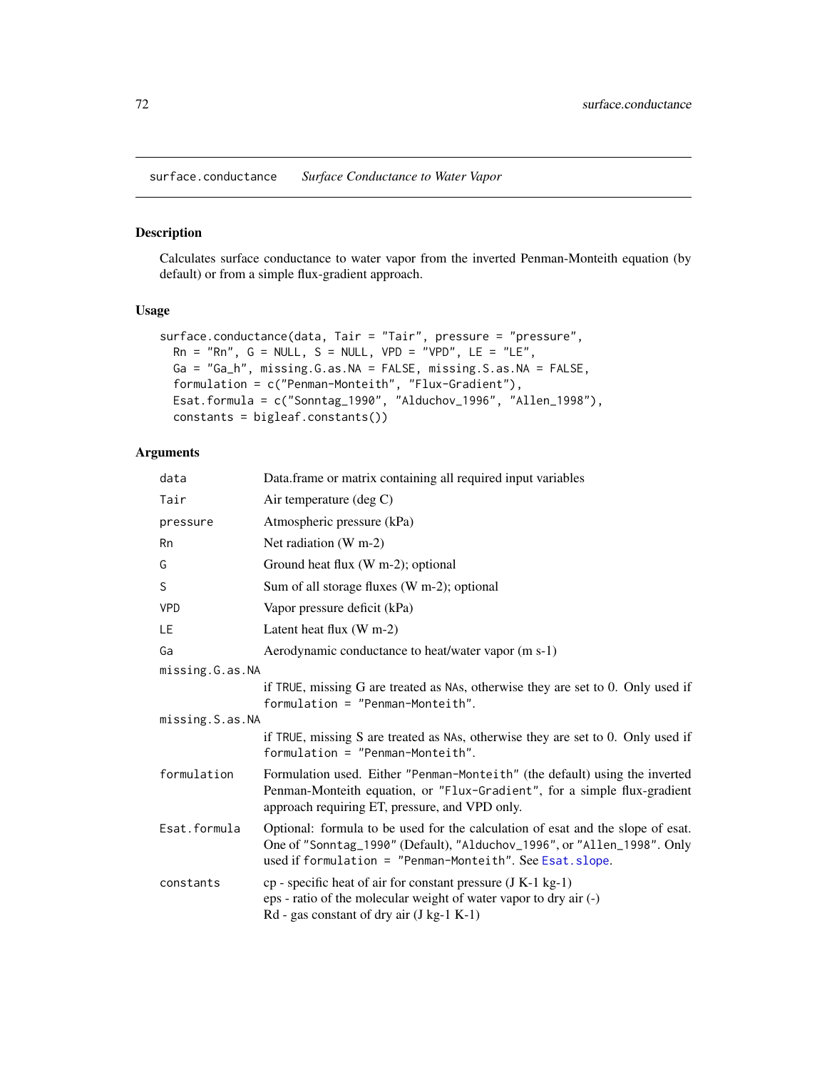## surface.conductance *Surface Conductance to Water Vapor*

### Description

Calculates surface conductance to water vapor from the inverted Penman-Monteith equation (by default) or from a simple flux-gradient approach.

### Usage

```
surface.conductance(data, Tair = "Tair", pressure = "pressure",
  Rn = "Rn", G = NULL, S = NULL, VPD = "VPD", LE = "LE",
  Ga = "Ga_h", missing.G.as.NA = FALSE, missing.S.as.NA = FALSE,
  formulation = c("Penman-Monteith", "Flux-Gradient"),
  Esat.formula = c("Sonntag_1990", "Alduchov_1996", "Allen_1998"),
  constants = bigleaf.constants())
```

### Arguments

| | |
|---|---|
| `data` | Data.frame or matrix containing all required input variables |
| `Tair` | Air temperature (deg C) |
| `pressure` | Atmospheric pressure (kPa) |
| `Rn` | Net radiation (W m-2) |
| `G` | Ground heat flux (W m-2); optional |
| `S` | Sum of all storage fluxes (W m-2); optional |
| `VPD` | Vapor pressure deficit (kPa) |
| `LE` | Latent heat flux (W m-2) |
| `Ga` | Aerodynamic conductance to heat/water vapor (m s-1) |
| `missing.G.as.NA` | if `TRUE`, missing G are treated as `NA`s, otherwise they are set to 0. Only used if `formulation = "Penman-Monteith"`. |
| `missing.S.as.NA` | if `TRUE`, missing S are treated as `NA`s, otherwise they are set to 0. Only used if `formulation = "Penman-Monteith"`. |
| `formulation` | Formulation used. Either `"Penman-Monteith"` (the default) using the inverted Penman-Monteith equation, or `"Flux-Gradient"`, for a simple flux-gradient approach requiring ET, pressure, and VPD only. |
| `Esat.formula` | Optional: formula to be used for the calculation of esat and the slope of esat. One of `"Sonntag_1990"` (Default), `"Alduchov_1996"`, or `"Allen_1998"`. Only used if `formulation = "Penman-Monteith"`. See `Esat.slope`. |
| `constants` | cp - specific heat of air for constant pressure (J K-1 kg-1)<br>eps - ratio of the molecular weight of water vapor to dry air (-)<br>Rd - gas constant of dry air (J kg-1 K-1) |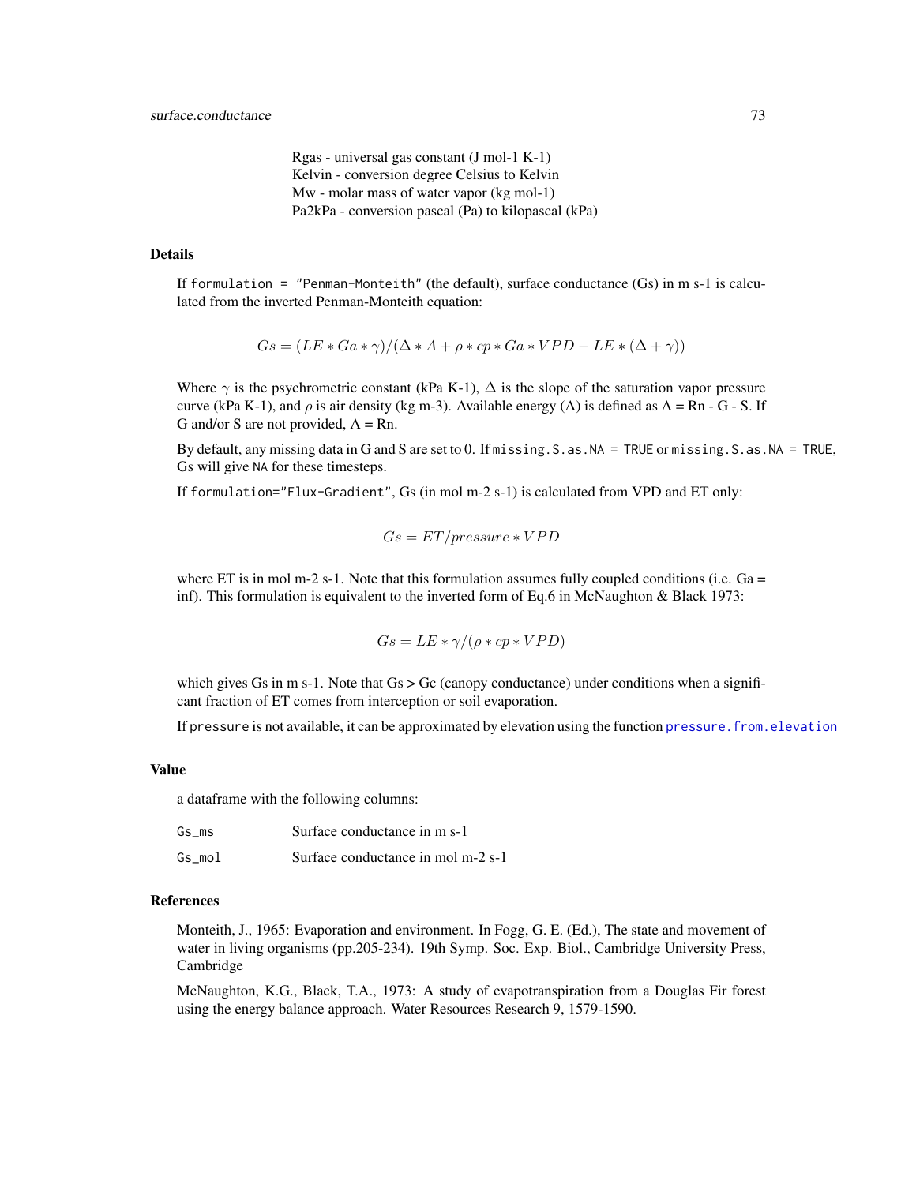Rgas - universal gas constant (J mol-1 K-1)
Kelvin - conversion degree Celsius to Kelvin
Mw - molar mass of water vapor (kg mol-1)
Pa2kPa - conversion pascal (Pa) to kilopascal (kPa)

## Details

If `formulation = "Penman-Monteith"` (the default), surface conductance (Gs) in m s-1 is calculated from the inverted Penman-Monteith equation:

$$Gs = (LE * Ga * \gamma)/(\Delta * A + \rho * cp * Ga * VPD - LE * (\Delta + \gamma))$$

Where $\gamma$ is the psychrometric constant (kPa K-1), $\Delta$ is the slope of the saturation vapor pressure curve (kPa K-1), and $\rho$ is air density (kg m-3). Available energy (A) is defined as A = Rn - G - S. If G and/or S are not provided, A = Rn.

By default, any missing data in G and S are set to 0. If `missing.S.as.NA = TRUE` or `missing.S.as.NA = TRUE`, Gs will give `NA` for these timesteps.

If `formulation="Flux-Gradient"`, Gs (in mol m-2 s-1) is calculated from VPD and ET only:

$$Gs = ET/pressure * VPD$$

where ET is in mol m-2 s-1. Note that this formulation assumes fully coupled conditions (i.e. Ga = inf). This formulation is equivalent to the inverted form of Eq.6 in McNaughton & Black 1973:

$$Gs = LE * \gamma/(\rho * cp * VPD)$$

which gives Gs in m s-1. Note that Gs > Gc (canopy conductance) under conditions when a significant fraction of ET comes from interception or soil evaporation.

If `pressure` is not available, it can be approximated by elevation using the function `pressure.from.elevation`

## Value

a dataframe with the following columns:

| | |
|---|---|
| `Gs_ms` | Surface conductance in m s-1 |
| `Gs_mol` | Surface conductance in mol m-2 s-1 |

## References

Monteith, J., 1965: Evaporation and environment. In Fogg, G. E. (Ed.), The state and movement of water in living organisms (pp.205-234). 19th Symp. Soc. Exp. Biol., Cambridge University Press, Cambridge

McNaughton, K.G., Black, T.A., 1973: A study of evapotranspiration from a Douglas Fir forest using the energy balance approach. Water Resources Research 9, 1579-1590.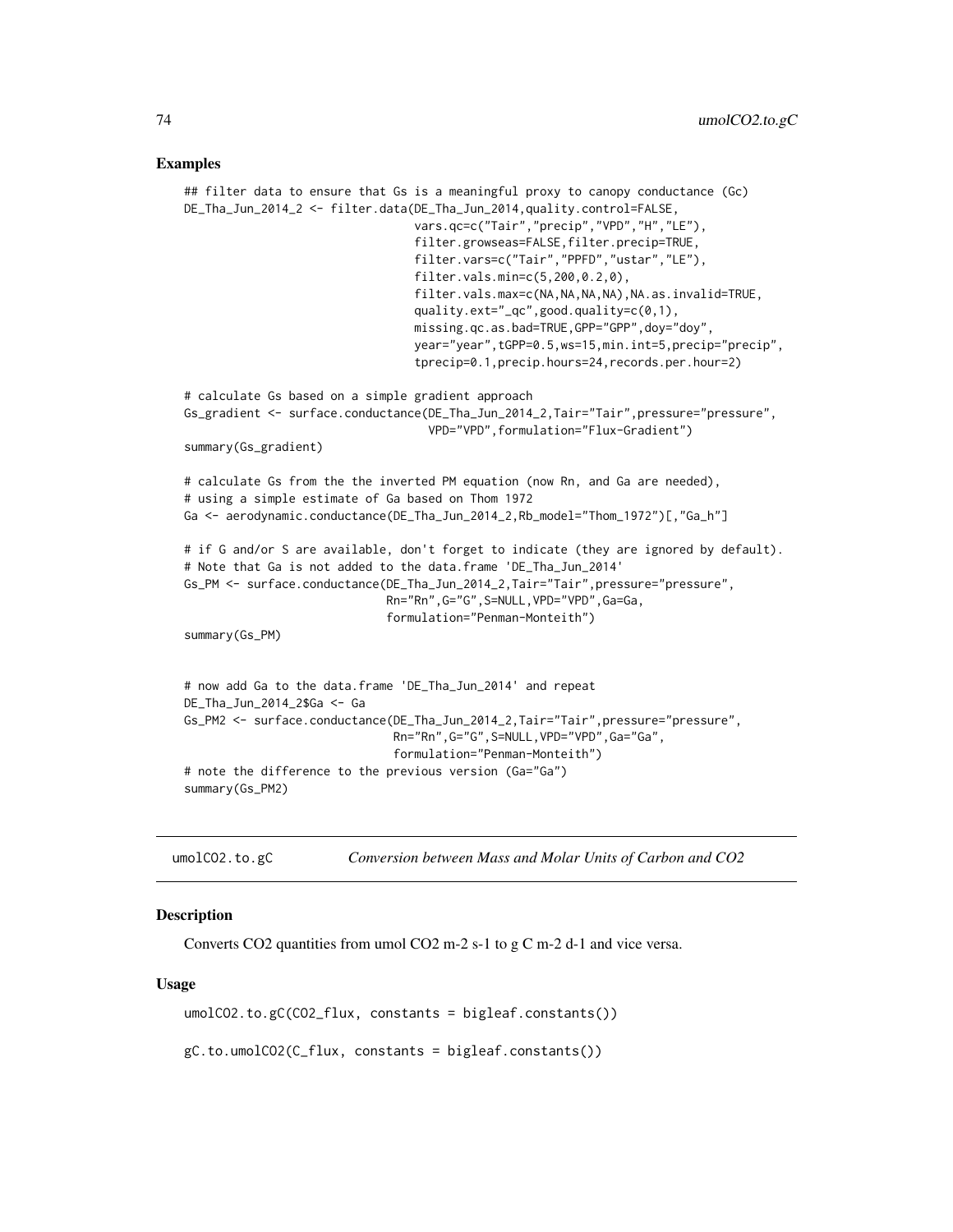## Examples

```
## filter data to ensure that Gs is a meaningful proxy to canopy conductance (Gc)
DE_Tha_Jun_2014_2 <- filter.data(DE_Tha_Jun_2014,quality.control=FALSE,
                                 vars.qc=c("Tair","precip","VPD","H","LE"),
                                 filter.growseas=FALSE,filter.precip=TRUE,
                                 filter.vars=c("Tair","PPFD","ustar","LE"),
                                 filter.vals.min=c(5,200,0.2,0),
                                 filter.vals.max=c(NA,NA,NA,NA),NA.as.invalid=TRUE,
                                 quality.ext="_qc",good.quality=c(0,1),
                                 missing.qc.as.bad=TRUE,GPP="GPP",doy="doy",
                                 year="year",tGPP=0.5,ws=15,min.int=5,precip="precip",
                                 tprecip=0.1,precip.hours=24,records.per.hour=2)

# calculate Gs based on a simple gradient approach
Gs_gradient <- surface.conductance(DE_Tha_Jun_2014_2,Tair="Tair",pressure="pressure",
                                   VPD="VPD",formulation="Flux-Gradient")
summary(Gs_gradient)

# calculate Gs from the the inverted PM equation (now Rn, and Ga are needed),
# using a simple estimate of Ga based on Thom 1972
Ga <- aerodynamic.conductance(DE_Tha_Jun_2014_2,Rb_model="Thom_1972")[,"Ga_h"]

# if G and/or S are available, don't forget to indicate (they are ignored by default).
# Note that Ga is not added to the data.frame 'DE_Tha_Jun_2014'
Gs_PM <- surface.conductance(DE_Tha_Jun_2014_2,Tair="Tair",pressure="pressure",
                             Rn="Rn",G="G",S=NULL,VPD="VPD",Ga=Ga,
                             formulation="Penman-Monteith")
summary(Gs_PM)


# now add Ga to the data.frame 'DE_Tha_Jun_2014' and repeat
DE_Tha_Jun_2014_2$Ga <- Ga
Gs_PM2 <- surface.conductance(DE_Tha_Jun_2014_2,Tair="Tair",pressure="pressure",
                              Rn="Rn",G="G",S=NULL,VPD="VPD",Ga="Ga",
                              formulation="Penman-Monteith")
# note the difference to the previous version (Ga="Ga")
summary(Gs_PM2)
```

---

umolCO2.to.gC *Conversion between Mass and Molar Units of Carbon and CO2*

---

## Description

Converts CO2 quantities from umol CO2 m-2 s-1 to g C m-2 d-1 and vice versa.

## Usage

```
umolCO2.to.gC(CO2_flux, constants = bigleaf.constants())

gC.to.umolCO2(C_flux, constants = bigleaf.constants())
```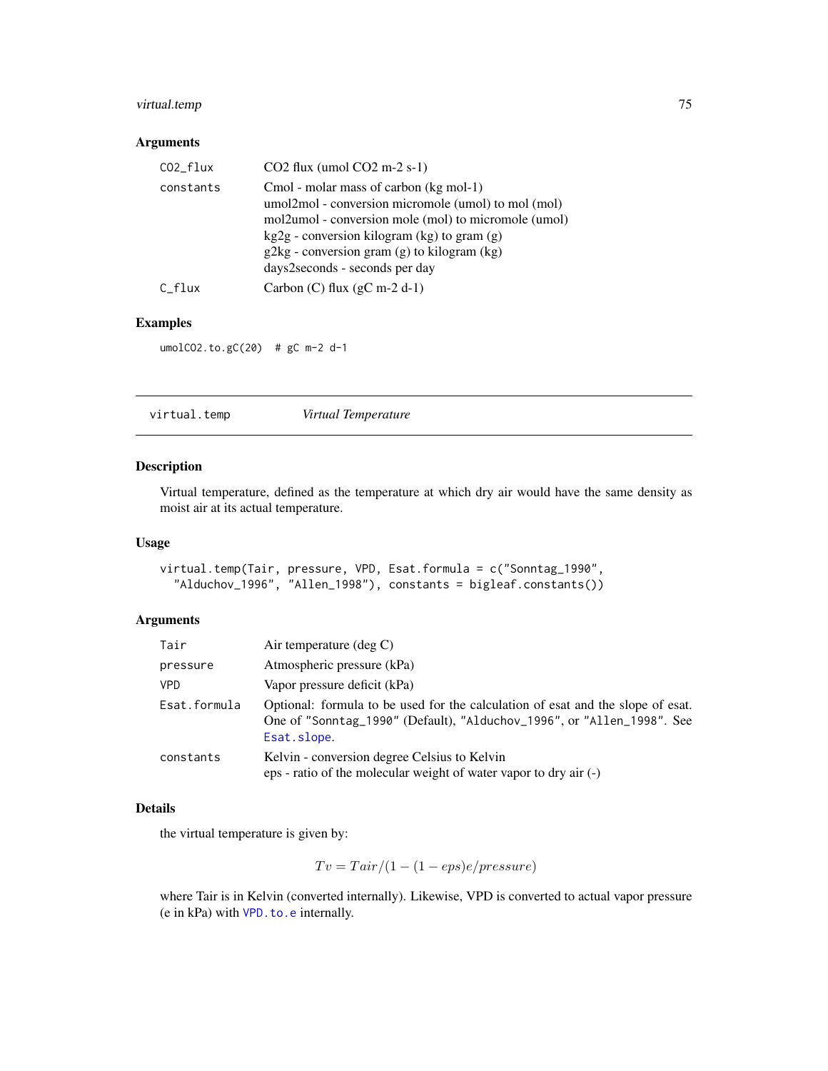### Arguments

| | |
|---|---|
| CO2_flux | CO2 flux (umol CO2 m-2 s-1) |
| constants | Cmol - molar mass of carbon (kg mol-1)<br>umol2mol - conversion micromole (umol) to mol (mol)<br>mol2umol - conversion mole (mol) to micromole (umol)<br>kg2g - conversion kilogram (kg) to gram (g)<br>g2kg - conversion gram (g) to kilogram (kg)<br>days2seconds - seconds per day |
| C_flux | Carbon (C) flux (gC m-2 d-1) |

### Examples

```
umolCO2.to.gC(20)  # gC m-2 d-1
```

---

## virtual.temp *Virtual Temperature*

---

### Description

Virtual temperature, defined as the temperature at which dry air would have the same density as moist air at its actual temperature.

### Usage

```
virtual.temp(Tair, pressure, VPD, Esat.formula = c("Sonntag_1990",
  "Alduchov_1996", "Allen_1998"), constants = bigleaf.constants())
```

### Arguments

| | |
|---|---|
| Tair | Air temperature (deg C) |
| pressure | Atmospheric pressure (kPa) |
| VPD | Vapor pressure deficit (kPa) |
| Esat.formula | Optional: formula to be used for the calculation of esat and the slope of esat. One of "Sonntag_1990" (Default), "Alduchov_1996", or "Allen_1998". See Esat.slope. |
| constants | Kelvin - conversion degree Celsius to Kelvin<br>eps - ratio of the molecular weight of water vapor to dry air (-) |

### Details

the virtual temperature is given by:

$$Tv = Tair/(1 - (1 - eps)e/pressure)$$

where Tair is in Kelvin (converted internally). Likewise, VPD is converted to actual vapor pressure (e in kPa) with VPD.to.e internally.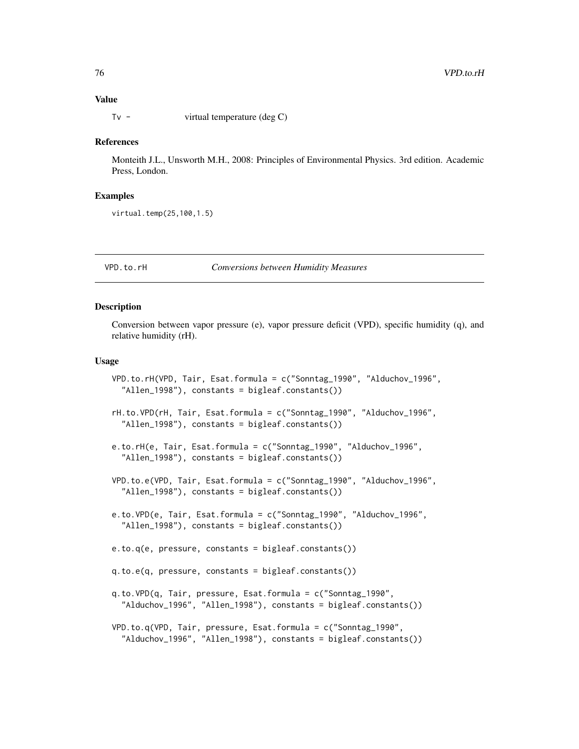### Value

`Tv` - virtual temperature (deg C)

### References

Monteith J.L., Unsworth M.H., 2008: Principles of Environmental Physics. 3rd edition. Academic Press, London.

### Examples

```
virtual.temp(25,100,1.5)
```

---

## VPD.to.rH *Conversions between Humidity Measures*

---

### Description

Conversion between vapor pressure (e), vapor pressure deficit (VPD), specific humidity (q), and relative humidity (rH).

### Usage

```
VPD.to.rH(VPD, Tair, Esat.formula = c("Sonntag_1990", "Alduchov_1996",
  "Allen_1998"), constants = bigleaf.constants())

rH.to.VPD(rH, Tair, Esat.formula = c("Sonntag_1990", "Alduchov_1996",
  "Allen_1998"), constants = bigleaf.constants())

e.to.rH(e, Tair, Esat.formula = c("Sonntag_1990", "Alduchov_1996",
  "Allen_1998"), constants = bigleaf.constants())

VPD.to.e(VPD, Tair, Esat.formula = c("Sonntag_1990", "Alduchov_1996",
  "Allen_1998"), constants = bigleaf.constants())

e.to.VPD(e, Tair, Esat.formula = c("Sonntag_1990", "Alduchov_1996",
  "Allen_1998"), constants = bigleaf.constants())

e.to.q(e, pressure, constants = bigleaf.constants())

q.to.e(q, pressure, constants = bigleaf.constants())

q.to.VPD(q, Tair, pressure, Esat.formula = c("Sonntag_1990",
  "Alduchov_1996", "Allen_1998"), constants = bigleaf.constants())

VPD.to.q(VPD, Tair, pressure, Esat.formula = c("Sonntag_1990",
  "Alduchov_1996", "Allen_1998"), constants = bigleaf.constants())
```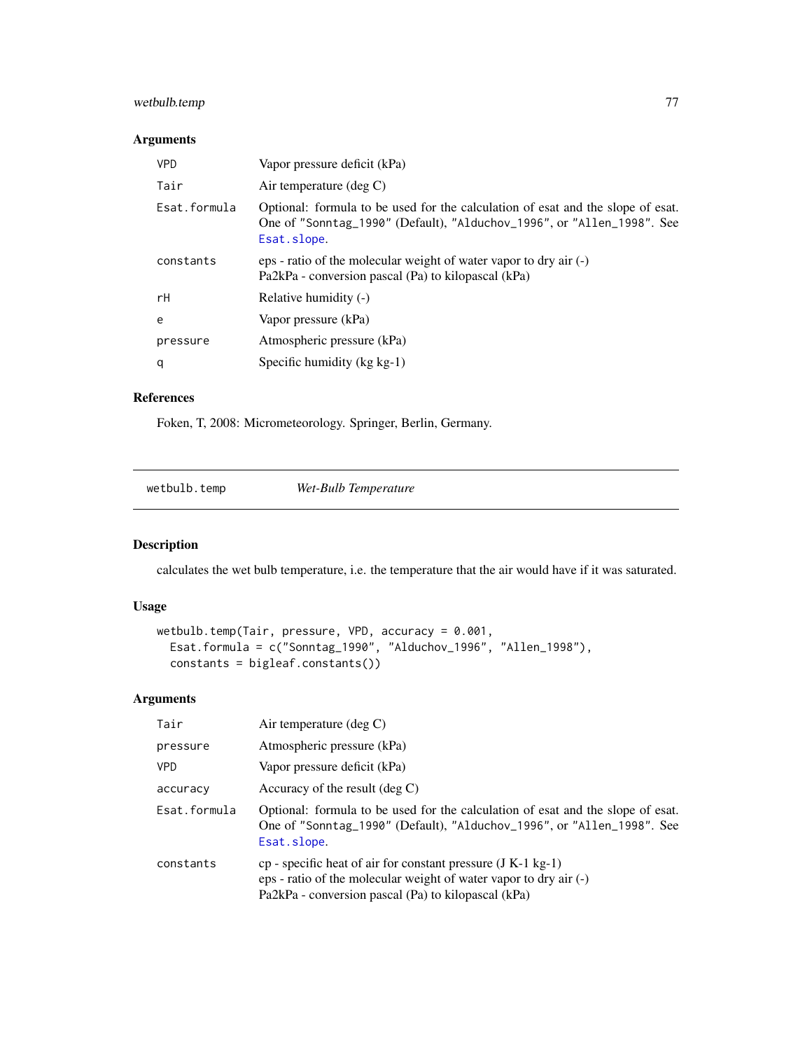## Arguments

| | |
|---|---|
| VPD | Vapor pressure deficit (kPa) |
| Tair | Air temperature (deg C) |
| Esat.formula | Optional: formula to be used for the calculation of esat and the slope of esat. One of "Sonntag_1990" (Default), "Alduchov_1996", or "Allen_1998". See Esat.slope. |
| constants | eps - ratio of the molecular weight of water vapor to dry air (-)<br>Pa2kPa - conversion pascal (Pa) to kilopascal (kPa) |
| rH | Relative humidity (-) |
| e | Vapor pressure (kPa) |
| pressure | Atmospheric pressure (kPa) |
| q | Specific humidity (kg kg-1) |

## References

Foken, T, 2008: Micrometeorology. Springer, Berlin, Germany.

---

# wetbulb.temp *Wet-Bulb Temperature*

## Description

calculates the wet bulb temperature, i.e. the temperature that the air would have if it was saturated.

## Usage

```
wetbulb.temp(Tair, pressure, VPD, accuracy = 0.001,
  Esat.formula = c("Sonntag_1990", "Alduchov_1996", "Allen_1998"),
  constants = bigleaf.constants())
```

## Arguments

| | |
|---|---|
| Tair | Air temperature (deg C) |
| pressure | Atmospheric pressure (kPa) |
| VPD | Vapor pressure deficit (kPa) |
| accuracy | Accuracy of the result (deg C) |
| Esat.formula | Optional: formula to be used for the calculation of esat and the slope of esat. One of "Sonntag_1990" (Default), "Alduchov_1996", or "Allen_1998". See Esat.slope. |
| constants | cp - specific heat of air for constant pressure (J K-1 kg-1)<br>eps - ratio of the molecular weight of water vapor to dry air (-)<br>Pa2kPa - conversion pascal (Pa) to kilopascal (kPa) |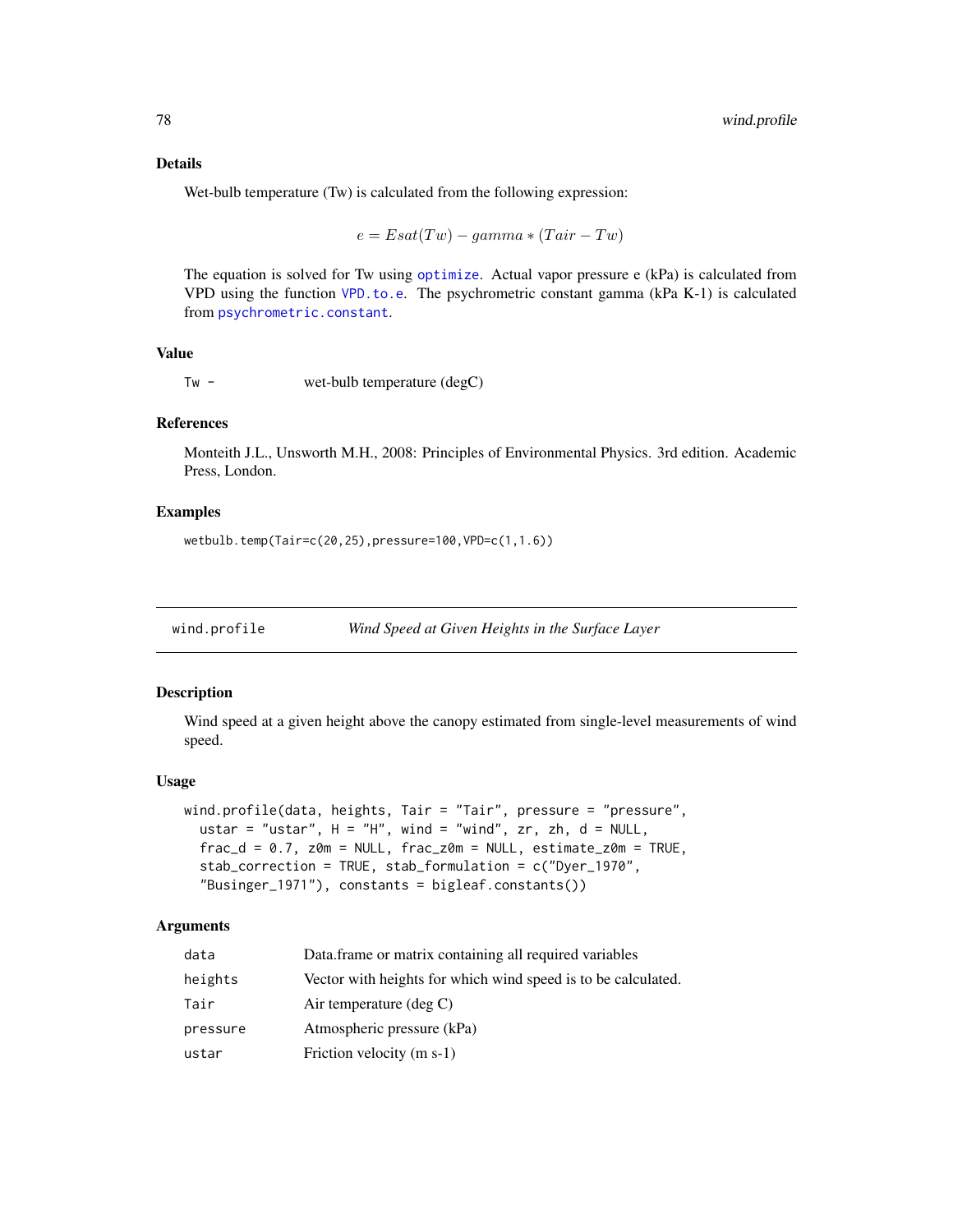### Details

Wet-bulb temperature (Tw) is calculated from the following expression:

$$e = Esat(Tw) - gamma * (Tair - Tw)$$

The equation is solved for Tw using optimize. Actual vapor pressure e (kPa) is calculated from VPD using the function VPD.to.e. The psychrometric constant gamma (kPa K-1) is calculated from psychrometric.constant.

### Value

| | |
|---|---|
| Tw - | wet-bulb temperature (degC) |

### References

Monteith J.L., Unsworth M.H., 2008: Principles of Environmental Physics. 3rd edition. Academic Press, London.

### Examples

```
wetbulb.temp(Tair=c(20,25),pressure=100,VPD=c(1,1.6))
```

---

## wind.profile — *Wind Speed at Given Heights in the Surface Layer*

---

### Description

Wind speed at a given height above the canopy estimated from single-level measurements of wind speed.

### Usage

```
wind.profile(data, heights, Tair = "Tair", pressure = "pressure",
  ustar = "ustar", H = "H", wind = "wind", zr, zh, d = NULL,
  frac_d = 0.7, z0m = NULL, frac_z0m = NULL, estimate_z0m = TRUE,
  stab_correction = TRUE, stab_formulation = c("Dyer_1970",
  "Businger_1971"), constants = bigleaf.constants())
```

### Arguments

| | |
|---|---|
| data | Data.frame or matrix containing all required variables |
| heights | Vector with heights for which wind speed is to be calculated. |
| Tair | Air temperature (deg C) |
| pressure | Atmospheric pressure (kPa) |
| ustar | Friction velocity (m s-1) |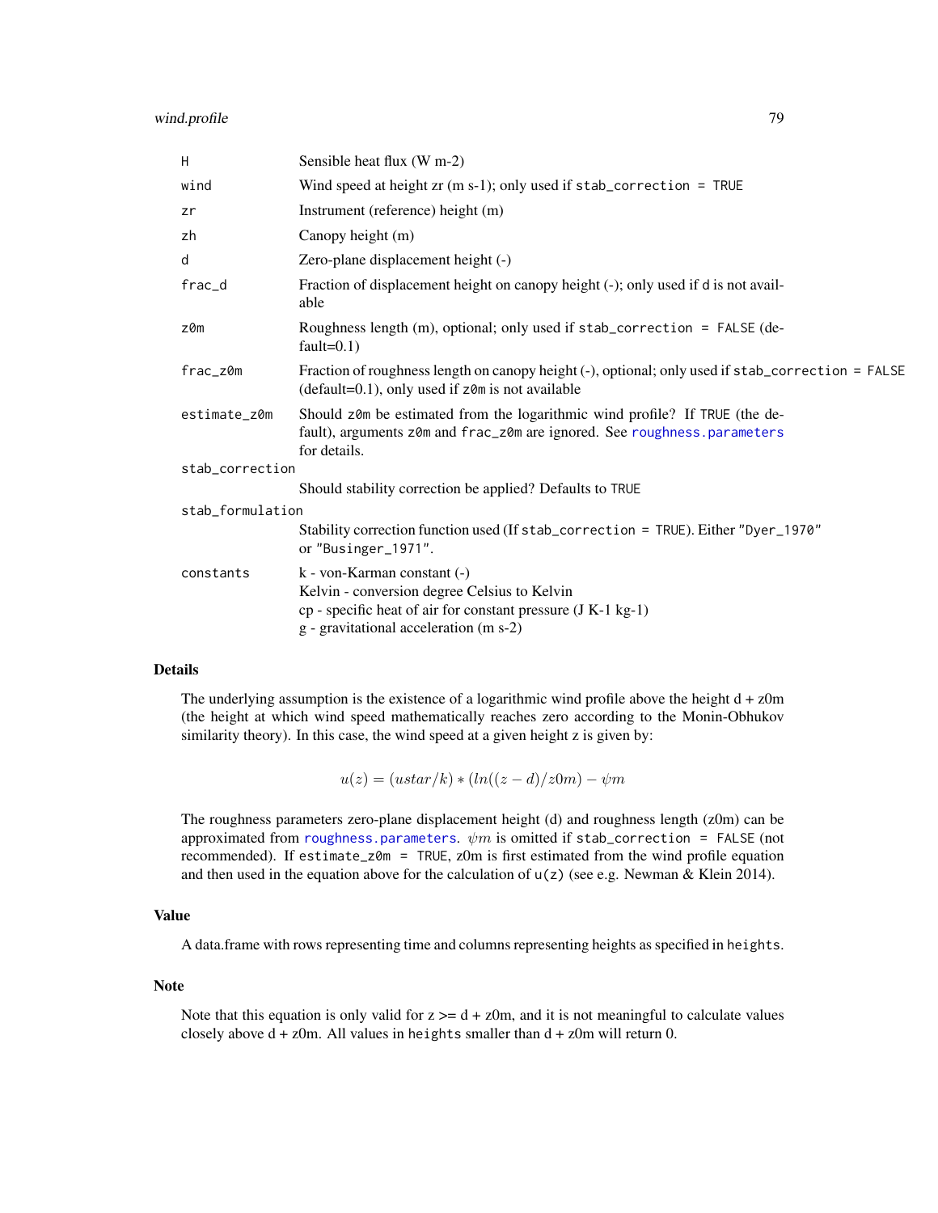| | |
|---|---|
| H | Sensible heat flux (W m-2) |
| wind | Wind speed at height zr (m s-1); only used if stab_correction = TRUE |
| zr | Instrument (reference) height (m) |
| zh | Canopy height (m) |
| d | Zero-plane displacement height (-) |
| frac_d | Fraction of displacement height on canopy height (-); only used if d is not available |
| z0m | Roughness length (m), optional; only used if stab_correction = FALSE (default=0.1) |
| frac_z0m | Fraction of roughness length on canopy height (-), optional; only used if stab_correction = FALSE (default=0.1), only used if z0m is not available |
| estimate_z0m | Should z0m be estimated from the logarithmic wind profile? If TRUE (the default), arguments z0m and frac_z0m are ignored. See roughness.parameters for details. |
| stab_correction | Should stability correction be applied? Defaults to TRUE |
| stab_formulation | Stability correction function used (If stab_correction = TRUE). Either "Dyer_1970" or "Businger_1971". |
| constants | k - von-Karman constant (-)<br>Kelvin - conversion degree Celsius to Kelvin<br>cp - specific heat of air for constant pressure (J K-1 kg-1)<br>g - gravitational acceleration (m s-2) |

## Details

The underlying assumption is the existence of a logarithmic wind profile above the height d + z0m (the height at which wind speed mathematically reaches zero according to the Monin-Obhukov similarity theory). In this case, the wind speed at a given height z is given by:

$$u(z) = (ustar/k) * (ln((z - d)/z0m) - \psi m$$

The roughness parameters zero-plane displacement height (d) and roughness length (z0m) can be approximated from roughness.parameters. $\psi m$ is omitted if stab_correction = FALSE (not recommended). If estimate_z0m = TRUE, z0m is first estimated from the wind profile equation and then used in the equation above for the calculation of u(z) (see e.g. Newman & Klein 2014).

## Value

A data.frame with rows representing time and columns representing heights as specified in heights.

## Note

Note that this equation is only valid for z >= d + z0m, and it is not meaningful to calculate values closely above d + z0m. All values in heights smaller than d + z0m will return 0.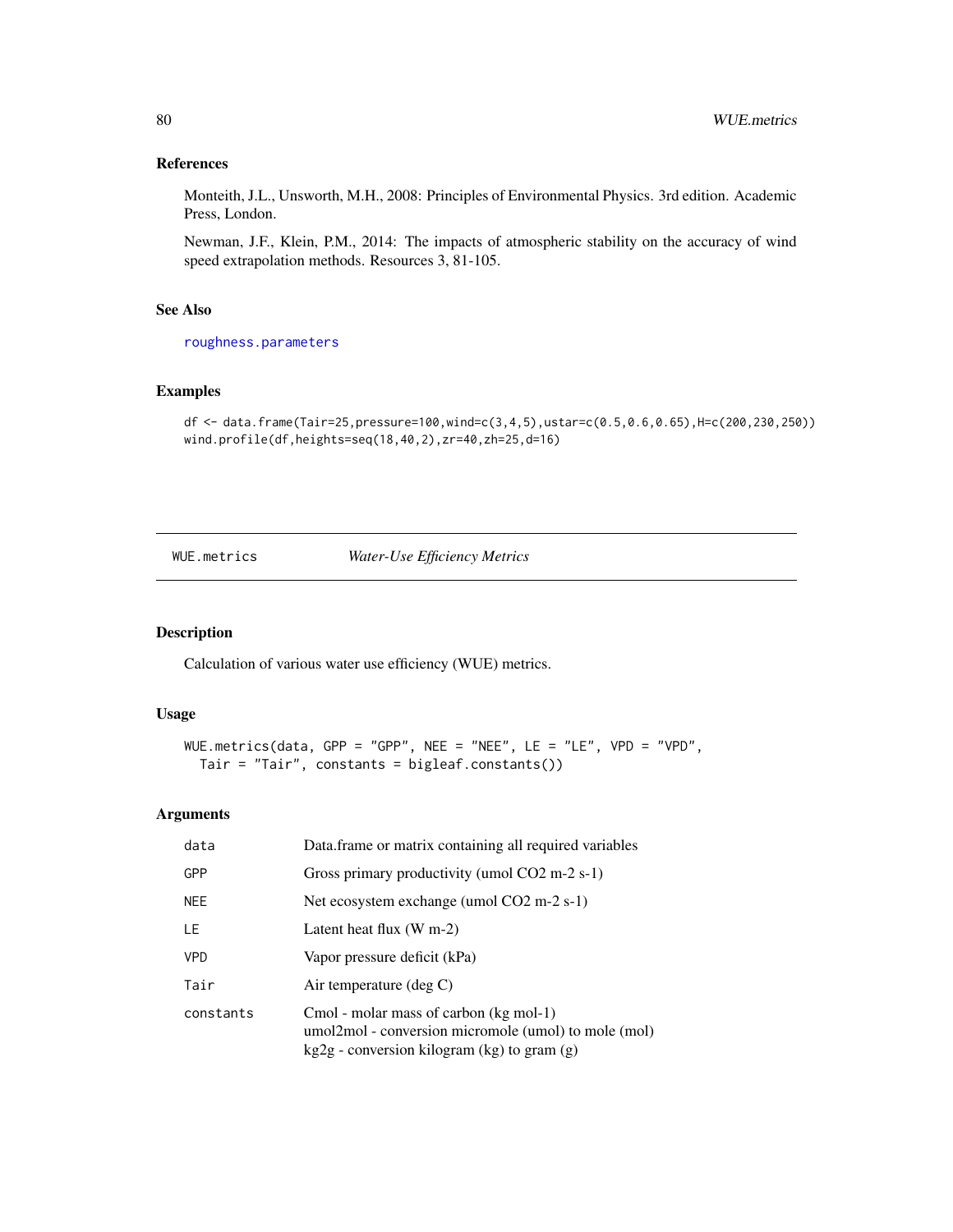## References

Monteith, J.L., Unsworth, M.H., 2008: Principles of Environmental Physics. 3rd edition. Academic Press, London.

Newman, J.F., Klein, P.M., 2014: The impacts of atmospheric stability on the accuracy of wind speed extrapolation methods. Resources 3, 81-105.

## See Also

roughness.parameters

## Examples

```
df <- data.frame(Tair=25,pressure=100,wind=c(3,4,5),ustar=c(0.5,0.6,0.65),H=c(200,230,250))
wind.profile(df,heights=seq(18,40,2),zr=40,zh=25,d=16)
```

---

# WUE.metrics    *Water-Use Efficiency Metrics*

## Description

Calculation of various water use efficiency (WUE) metrics.

## Usage

```
WUE.metrics(data, GPP = "GPP", NEE = "NEE", LE = "LE", VPD = "VPD",
  Tair = "Tair", constants = bigleaf.constants())
```

## Arguments

| | |
|---|---|
| data | Data.frame or matrix containing all required variables |
| GPP | Gross primary productivity (umol CO2 m-2 s-1) |
| NEE | Net ecosystem exchange (umol CO2 m-2 s-1) |
| LE | Latent heat flux (W m-2) |
| VPD | Vapor pressure deficit (kPa) |
| Tair | Air temperature (deg C) |
| constants | Cmol - molar mass of carbon (kg mol-1)<br>umol2mol - conversion micromole (umol) to mole (mol)<br>kg2g - conversion kilogram (kg) to gram (g) |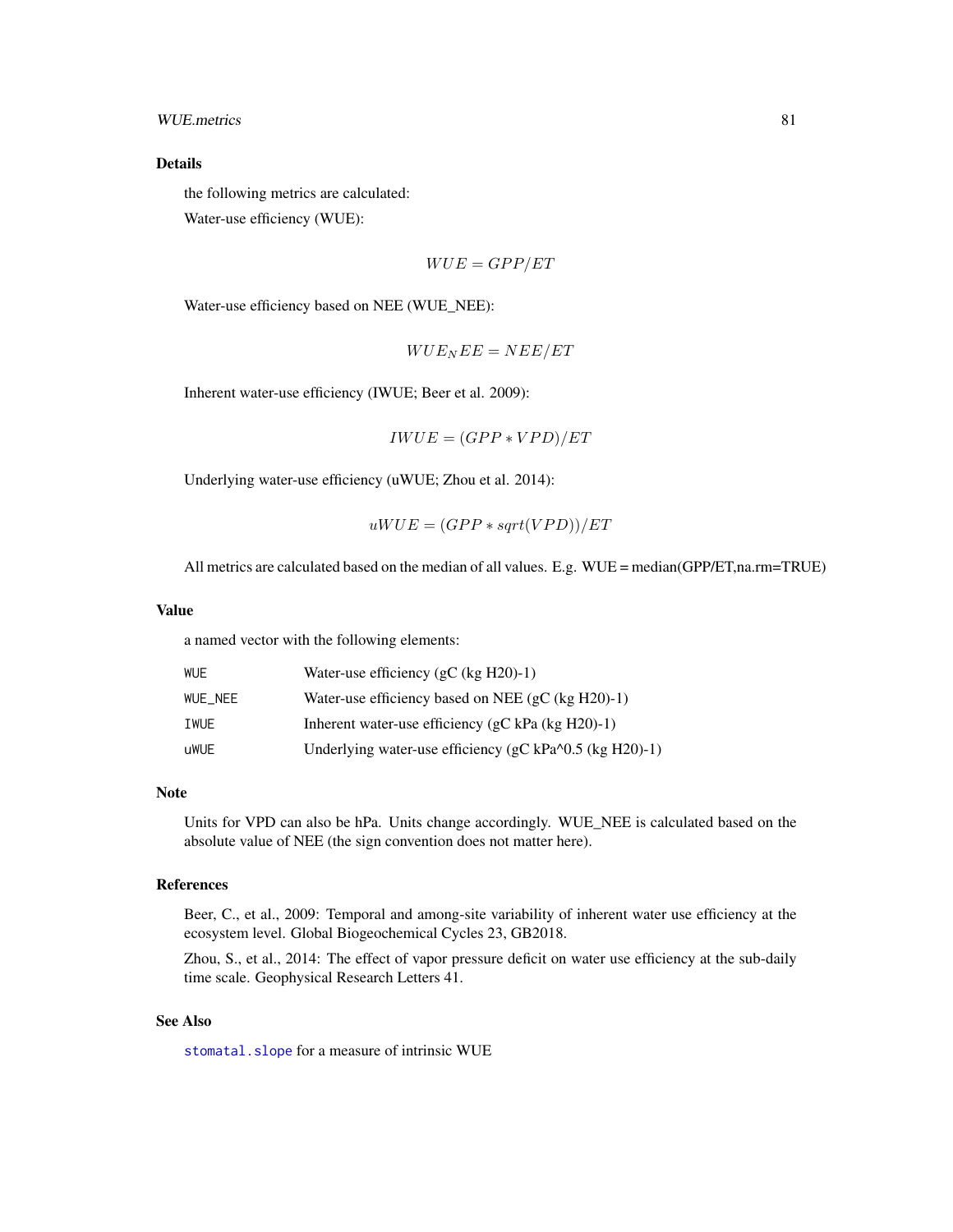## Details

the following metrics are calculated:

Water-use efficiency (WUE):

$$WUE = GPP/ET$$

Water-use efficiency based on NEE (WUE_NEE):

$$WUE_NEE = NEE/ET$$

Inherent water-use efficiency (IWUE; Beer et al. 2009):

$$IWUE = (GPP * VPD)/ET$$

Underlying water-use efficiency (uWUE; Zhou et al. 2014):

$$uWUE = (GPP * sqrt(VPD))/ET$$

All metrics are calculated based on the median of all values. E.g. WUE = median(GPP/ET,na.rm=TRUE)

## Value

a named vector with the following elements:

| | |
|---|---|
| `WUE` | Water-use efficiency (gC (kg H20)-1) |
| `WUE_NEE` | Water-use efficiency based on NEE (gC (kg H20)-1) |
| `IWUE` | Inherent water-use efficiency (gC kPa (kg H20)-1) |
| `uWUE` | Underlying water-use efficiency (gC kPa^0.5 (kg H20)-1) |

## Note

Units for VPD can also be hPa. Units change accordingly. WUE_NEE is calculated based on the absolute value of NEE (the sign convention does not matter here).

## References

Beer, C., et al., 2009: Temporal and among-site variability of inherent water use efficiency at the ecosystem level. Global Biogeochemical Cycles 23, GB2018.

Zhou, S., et al., 2014: The effect of vapor pressure deficit on water use efficiency at the sub-daily time scale. Geophysical Research Letters 41.

## See Also

`stomatal.slope` for a measure of intrinsic WUE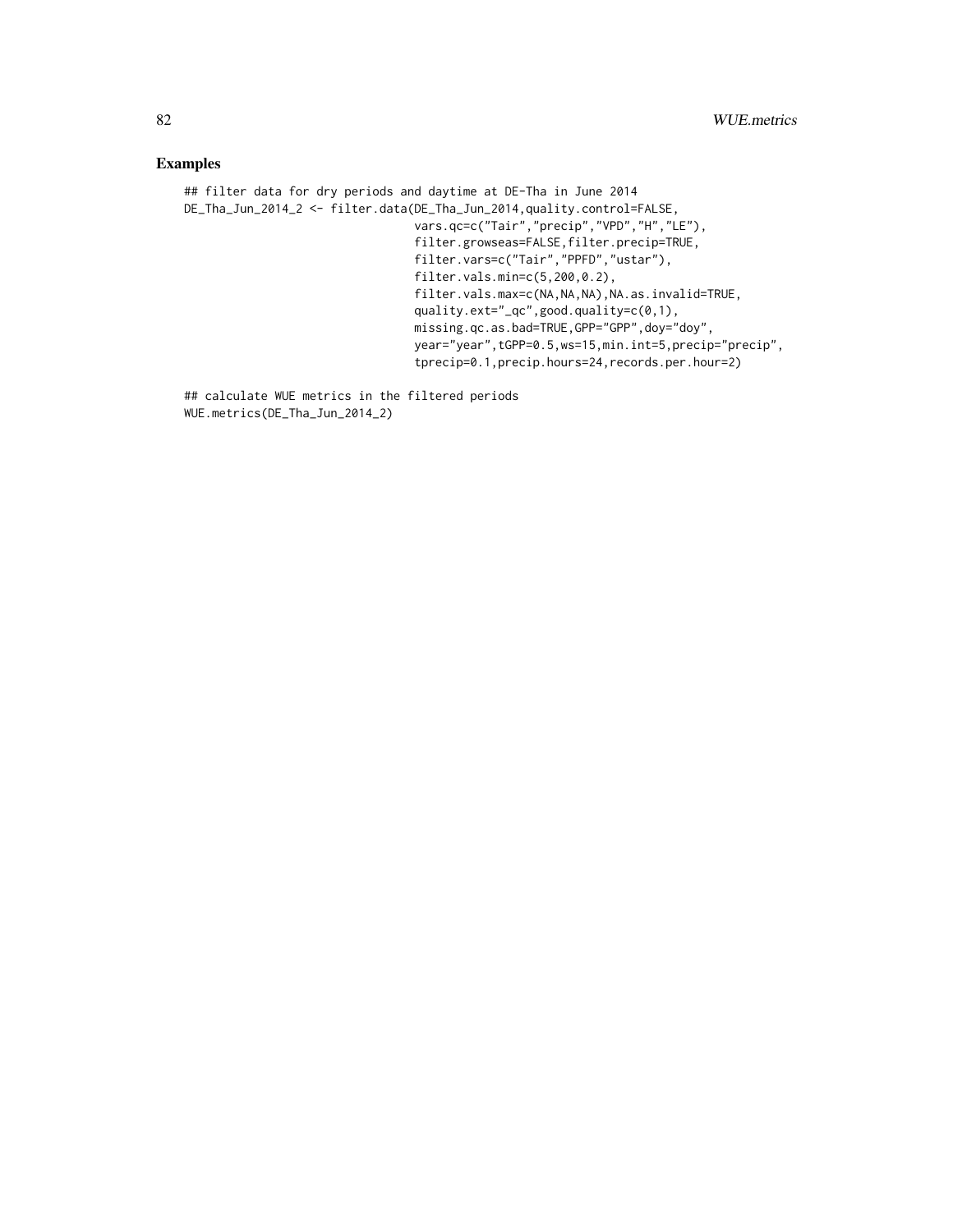## Examples

```
## filter data for dry periods and daytime at DE-Tha in June 2014
DE_Tha_Jun_2014_2 <- filter.data(DE_Tha_Jun_2014,quality.control=FALSE,
                                 vars.qc=c("Tair","precip","VPD","H","LE"),
                                 filter.growseas=FALSE,filter.precip=TRUE,
                                 filter.vars=c("Tair","PPFD","ustar"),
                                 filter.vals.min=c(5,200,0.2),
                                 filter.vals.max=c(NA,NA,NA),NA.as.invalid=TRUE,
                                 quality.ext="_qc",good.quality=c(0,1),
                                 missing.qc.as.bad=TRUE,GPP="GPP",doy="doy",
                                 year="year",tGPP=0.5,ws=15,min.int=5,precip="precip",
                                 tprecip=0.1,precip.hours=24,records.per.hour=2)

## calculate WUE metrics in the filtered periods
WUE.metrics(DE_Tha_Jun_2014_2)
```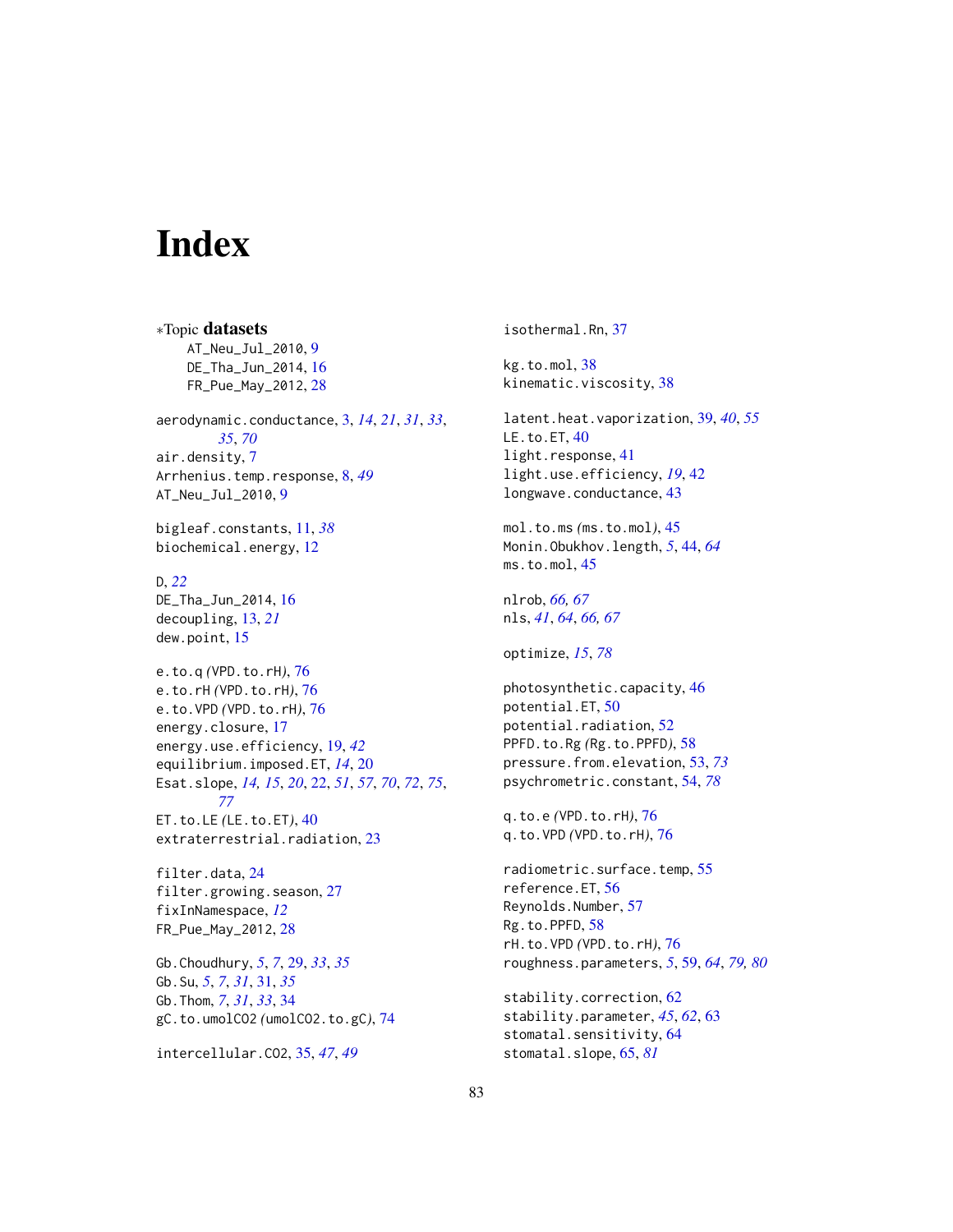# Index

*Topic **datasets**

AT_Neu_Jul_2010, 9
DE_Tha_Jun_2014, 16
FR_Pue_May_2012, 28

aerodynamic.conductance, 3, *14*, *21*, *31*, *33*, *35*, *70*
air.density, 7
Arrhenius.temp.response, 8, *49*
AT_Neu_Jul_2010, 9

bigleaf.constants, 11, *38*
biochemical.energy, 12

D, *22*
DE_Tha_Jun_2014, 16
decoupling, 13, *21*
dew.point, 15

e.to.q *(*VPD.to.rH*)*, 76
e.to.rH *(*VPD.to.rH*)*, 76
e.to.VPD *(*VPD.to.rH*)*, 76
energy.closure, 17
energy.use.efficiency, 19, *42*
equilibrium.imposed.ET, *14*, 20
Esat.slope, *14*, *15*, *20*, 22, *51*, *57*, *70*, *72*, *75*, *77*
ET.to.LE *(*LE.to.ET*)*, 40
extraterrestrial.radiation, 23

filter.data, 24
filter.growing.season, 27
fixInNamespace, *12*
FR_Pue_May_2012, 28

Gb.Choudhury, *5*, *7*, 29, *33*, *35*
Gb.Su, *5*, *7*, *31*, 31, *35*
Gb.Thom, *7*, *31*, *33*, 34
gC.to.umolCO2 *(*umolCO2.to.gC*)*, 74

intercellular.CO2, 35, *47*, *49*

isothermal.Rn, 37

kg.to.mol, 38
kinematic.viscosity, 38

latent.heat.vaporization, 39, *40*, *55*
LE.to.ET, 40
light.response, 41
light.use.efficiency, *19*, 42
longwave.conductance, 43

mol.to.ms *(*ms.to.mol*)*, 45
Monin.Obukhov.length, *5*, 44, *64*
ms.to.mol, 45

nlrob, *66, 67*
nls, *41*, *64*, *66, 67*

optimize, *15*, *78*

photosynthetic.capacity, 46
potential.ET, 50
potential.radiation, 52
PPFD.to.Rg *(*Rg.to.PPFD*)*, 58
pressure.from.elevation, 53, *73*
psychrometric.constant, 54, *78*

q.to.e *(*VPD.to.rH*)*, 76
q.to.VPD *(*VPD.to.rH*)*, 76

radiometric.surface.temp, 55
reference.ET, 56
Reynolds.Number, 57
Rg.to.PPFD, 58
rH.to.VPD *(*VPD.to.rH*)*, 76
roughness.parameters, *5*, 59, *64*, *79, 80*

stability.correction, 62
stability.parameter, *45*, *62*, 63
stomatal.sensitivity, 64
stomatal.slope, 65, *81*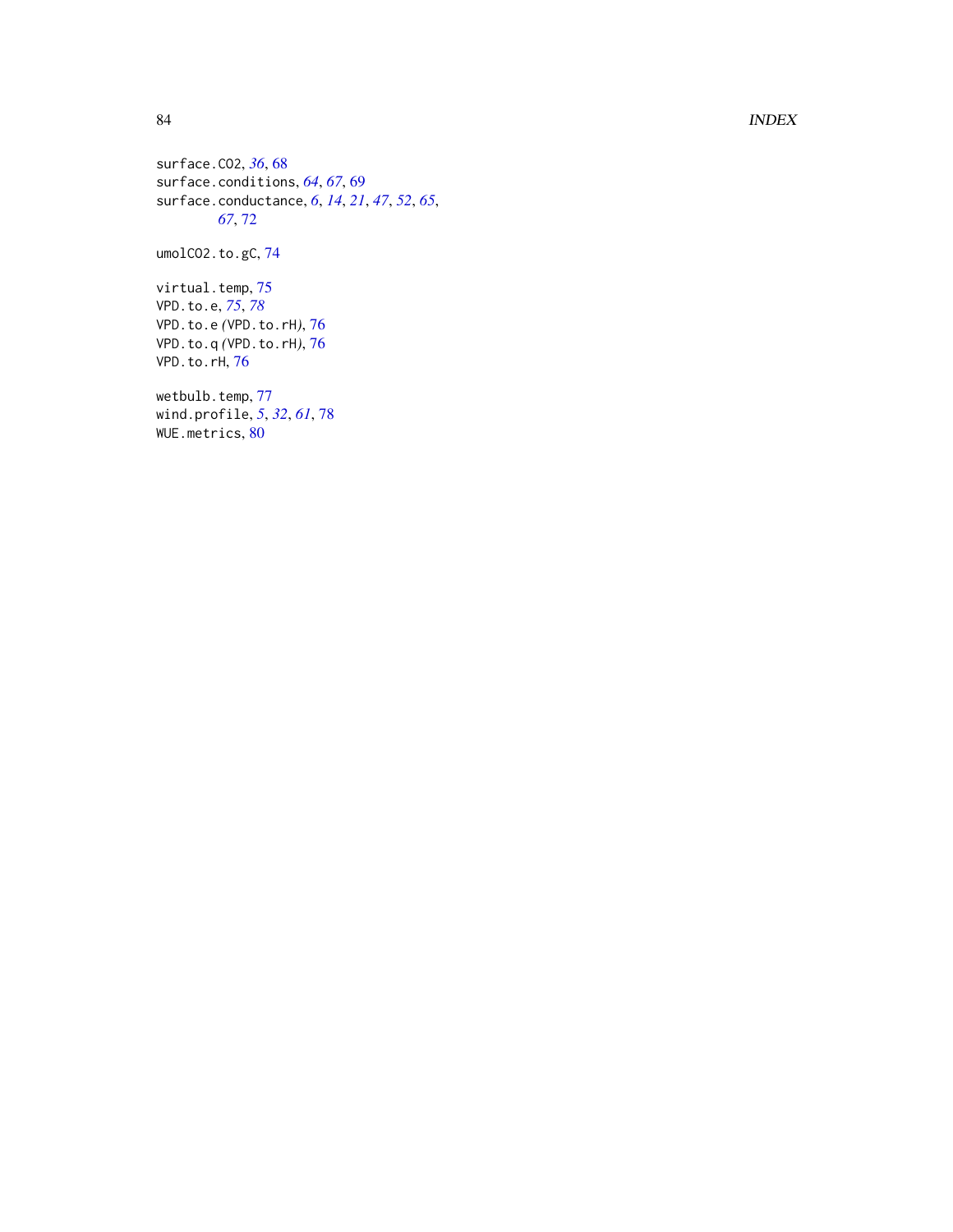surface.CO2, *36*, 68
surface.conditions, *64*, *67*, 69
surface.conductance, *6*, *14*, *21*, *47*, *52*, *65*, *67*, 72

umolCO2.to.gC, 74

virtual.temp, 75
VPD.to.e, *75*, *78*
VPD.to.e (VPD.to.rH), 76
VPD.to.q (VPD.to.rH), 76
VPD.to.rH, 76

wetbulb.temp, 77
wind.profile, *5*, *32*, *61*, 78
WUE.metrics, 80